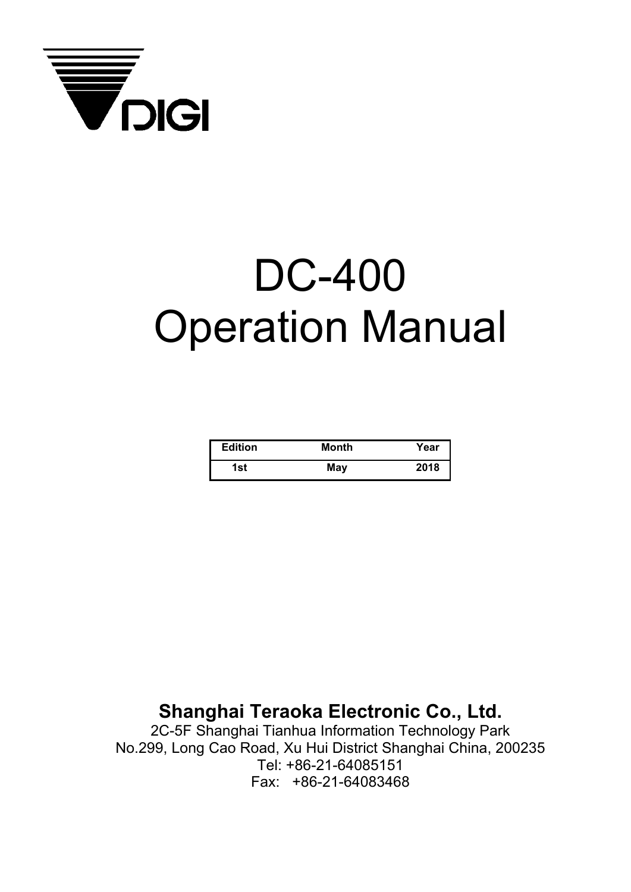DIGI

# DC-400
# Operation Manual

| Edition | Month | Year |
|---|---|---|
| 1st | May | 2018 |

**Shanghai Teraoka Electronic Co., Ltd.**

2C-5F Shanghai Tianhua Information Technology Park
No.299, Long Cao Road, Xu Hui District Shanghai China, 200235
Tel: +86-21-64085151
Fax: +86-21-64083468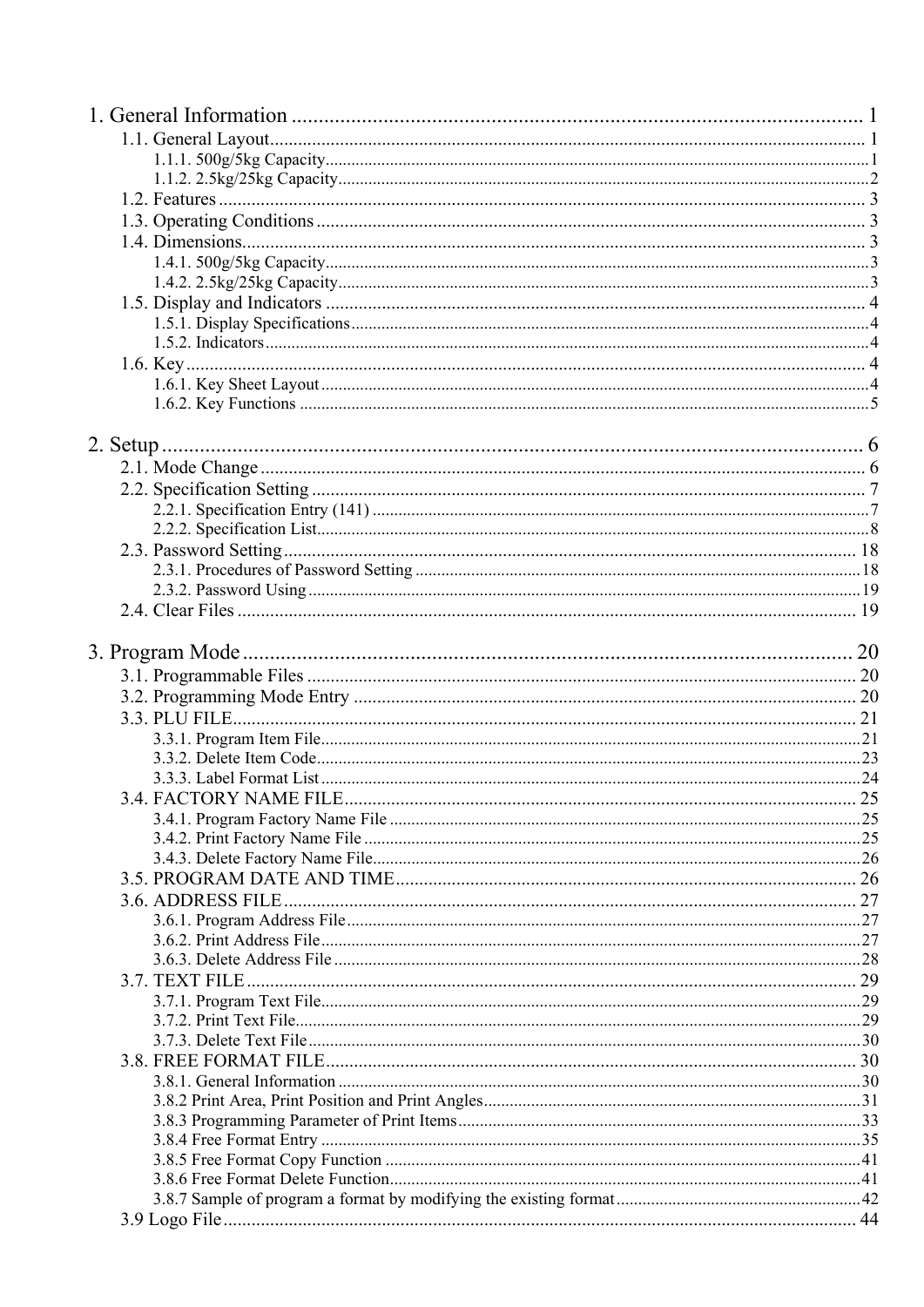1. General Information ........................................................................................................... 1
   - 1.1. General Layout................................................................................................................ 1
     - 1.1.1. 500g/5kg Capacity.......................................................................................................... 1
     - 1.1.2. 2.5kg/25kg Capacity........................................................................................................ 2
   - 1.2. Features .......................................................................................................................... 3
   - 1.3. Operating Conditions ..................................................................................................... 3
   - 1.4. Dimensions..................................................................................................................... 3
     - 1.4.1. 500g/5kg Capacity.......................................................................................................... 3
     - 1.4.2. 2.5kg/25kg Capacity........................................................................................................ 3
   - 1.5. Display and Indicators ................................................................................................... 4
     - 1.5.1. Display Specifications..................................................................................................... 4
     - 1.5.2. Indicators........................................................................................................................ 4
   - 1.6. Key.................................................................................................................................. 4
     - 1.6.1. Key Sheet Layout............................................................................................................ 4
     - 1.6.2. Key Functions ................................................................................................................. 5

2. Setup........................................................................................................................................ 6
   - 2.1. Mode Change.................................................................................................................. 6
   - 2.2. Specification Setting ...................................................................................................... 7
     - 2.2.1. Specification Entry (141) ................................................................................................ 7
     - 2.2.2. Specification List............................................................................................................. 8
   - 2.3. Password Setting........................................................................................................... 18
     - 2.3.1. Procedures of Password Setting .................................................................................... 18
     - 2.3.2. Password Using ............................................................................................................. 19
   - 2.4. Clear Files ..................................................................................................................... 19

3. Program Mode ...................................................................................................................... 20
   - 3.1. Programmable Files ...................................................................................................... 20
   - 3.2. Programming Mode Entry ............................................................................................ 20
   - 3.3. PLU FILE...................................................................................................................... 21
     - 3.3.1. Program Item File.......................................................................................................... 21
     - 3.3.2. Delete Item Code........................................................................................................... 23
     - 3.3.3. Label Format List .......................................................................................................... 24
   - 3.4. FACTORY NAME FILE.............................................................................................. 25
     - 3.4.1. Program Factory Name File .......................................................................................... 25
     - 3.4.2. Print Factory Name File ................................................................................................ 25
     - 3.4.3. Delete Factory Name File.............................................................................................. 26
   - 3.5. PROGRAM DATE AND TIME.................................................................................... 26
   - 3.6. ADDRESS FILE........................................................................................................... 27
     - 3.6.1. Program Address File.................................................................................................... 27
     - 3.6.2. Print Address File.......................................................................................................... 27
     - 3.6.3. Delete Address File ....................................................................................................... 28
   - 3.7. TEXT FILE ................................................................................................................... 29
     - 3.7.1. Program Text File.......................................................................................................... 29
     - 3.7.2. Print Text File................................................................................................................ 29
     - 3.7.3. Delete Text File ............................................................................................................. 30
   - 3.8. FREE FORMAT FILE.................................................................................................. 30
     - 3.8.1. General Information ...................................................................................................... 30
     - 3.8.2 Print Area, Print Position and Print Angles.................................................................... 31
     - 3.8.3 Programming Parameter of Print Items.......................................................................... 33
     - 3.8.4 Free Format Entry .......................................................................................................... 35
     - 3.8.5 Free Format Copy Function ........................................................................................... 41
     - 3.8.6 Free Format Delete Function.......................................................................................... 41
     - 3.8.7 Sample of program a format by modifying the existing format ..................................... 42
   - 3.9 Logo File........................................................................................................................ 44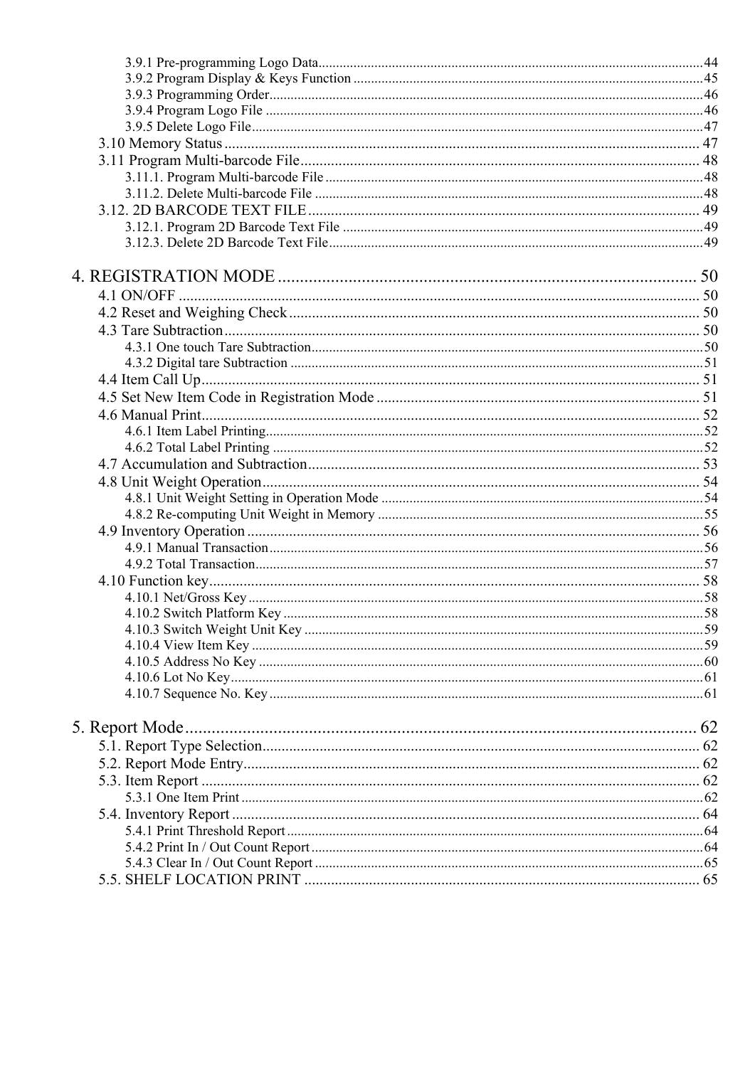3.9.1 Pre-programming Logo Data........................................................................................................44
3.9.2 Program Display & Keys Function ..................................................................................................45
3.9.3 Programming Order..........................................................................................................................46
3.9.4 Program Logo File ...........................................................................................................................46
3.9.5 Delete Logo File...............................................................................................................................47
3.10 Memory Status ............................................................................................................................ 47
3.11 Program Multi-barcode File........................................................................................................ 48
3.11.1. Program Multi-barcode File ..........................................................................................................48
3.11.2. Delete Multi-barcode File .............................................................................................................48
3.12. 2D BARCODE TEXT FILE...................................................................................................... 49
3.12.1. Program 2D Barcode Text File .....................................................................................................49
3.12.3. Delete 2D Barcode Text File.........................................................................................................49

4. REGISTRATION MODE ............................................................................................... 50
4.1 ON/OFF ........................................................................................................................................ 50
4.2 Reset and Weighing Check ........................................................................................................... 50
4.3 Tare Subtraction ........................................................................................................................... 50
4.3.1 One touch Tare Subtraction..............................................................................................................50
4.3.2 Digital tare Subtraction ....................................................................................................................51
4.4 Item Call Up.................................................................................................................................. 51
4.5 Set New Item Code in Registration Mode .................................................................................... 51
4.6 Manual Print.................................................................................................................................. 52
4.6.1 Item Label Printing...........................................................................................................................52
4.6.2 Total Label Printing .........................................................................................................................52
4.7 Accumulation and Subtraction....................................................................................................... 53
4.8 Unit Weight Operation................................................................................................................... 54
4.8.1 Unit Weight Setting in Operation Mode ..........................................................................................54
4.8.2 Re-computing Unit Weight in Memory ...........................................................................................55
4.9 Inventory Operation ...................................................................................................................... 56
4.9.1 Manual Transaction..........................................................................................................................56
4.9.2 Total Transaction..............................................................................................................................57
4.10 Function key................................................................................................................................. 58
4.10.1 Net/Gross Key ................................................................................................................................58
4.10.2 Switch Platform Key .......................................................................................................................58
4.10.3 Switch Weight Unit Key .................................................................................................................59
4.10.4 View Item Key ...............................................................................................................................59
4.10.5 Address No Key .............................................................................................................................60
4.10.6 Lot No Key.....................................................................................................................................61
4.10.7 Sequence No. Key ..........................................................................................................................61

5. Report Mode.................................................................................................................... 62
5.1. Report Type Selection................................................................................................................. 62
5.2. Report Mode Entry....................................................................................................................... 62
5.3. Item Report .................................................................................................................................. 62
5.3.1 One Item Print ..................................................................................................................................62
5.4. Inventory Report .......................................................................................................................... 64
5.4.1 Print Threshold Report......................................................................................................................64
5.4.2 Print In / Out Count Report...............................................................................................................64
5.4.3 Clear In / Out Count Report .............................................................................................................65
5.5. SHELF LOCATION PRINT ....................................................................................................... 65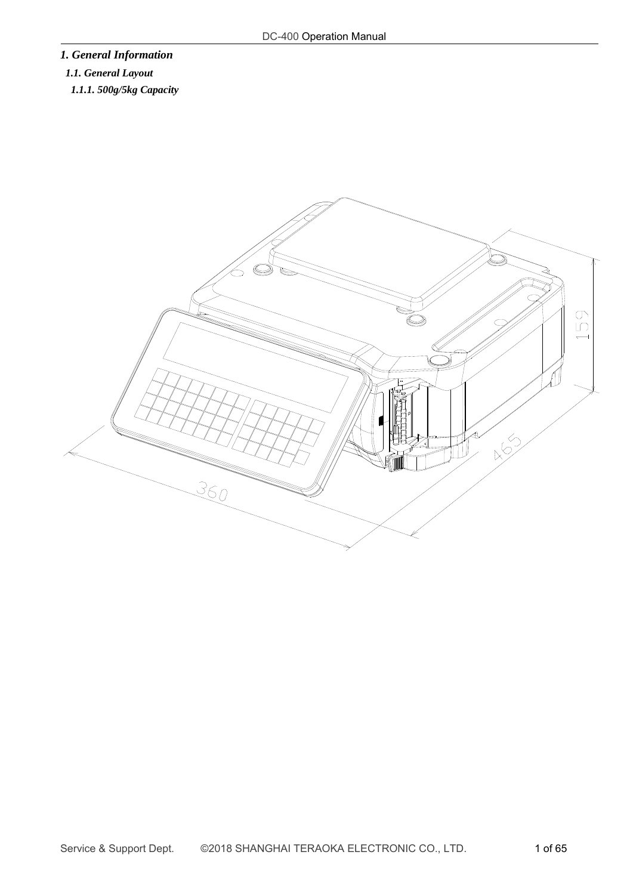# *1. General Information*

## *1.1. General Layout*

### *1.1.1. 500g/5kg Capacity*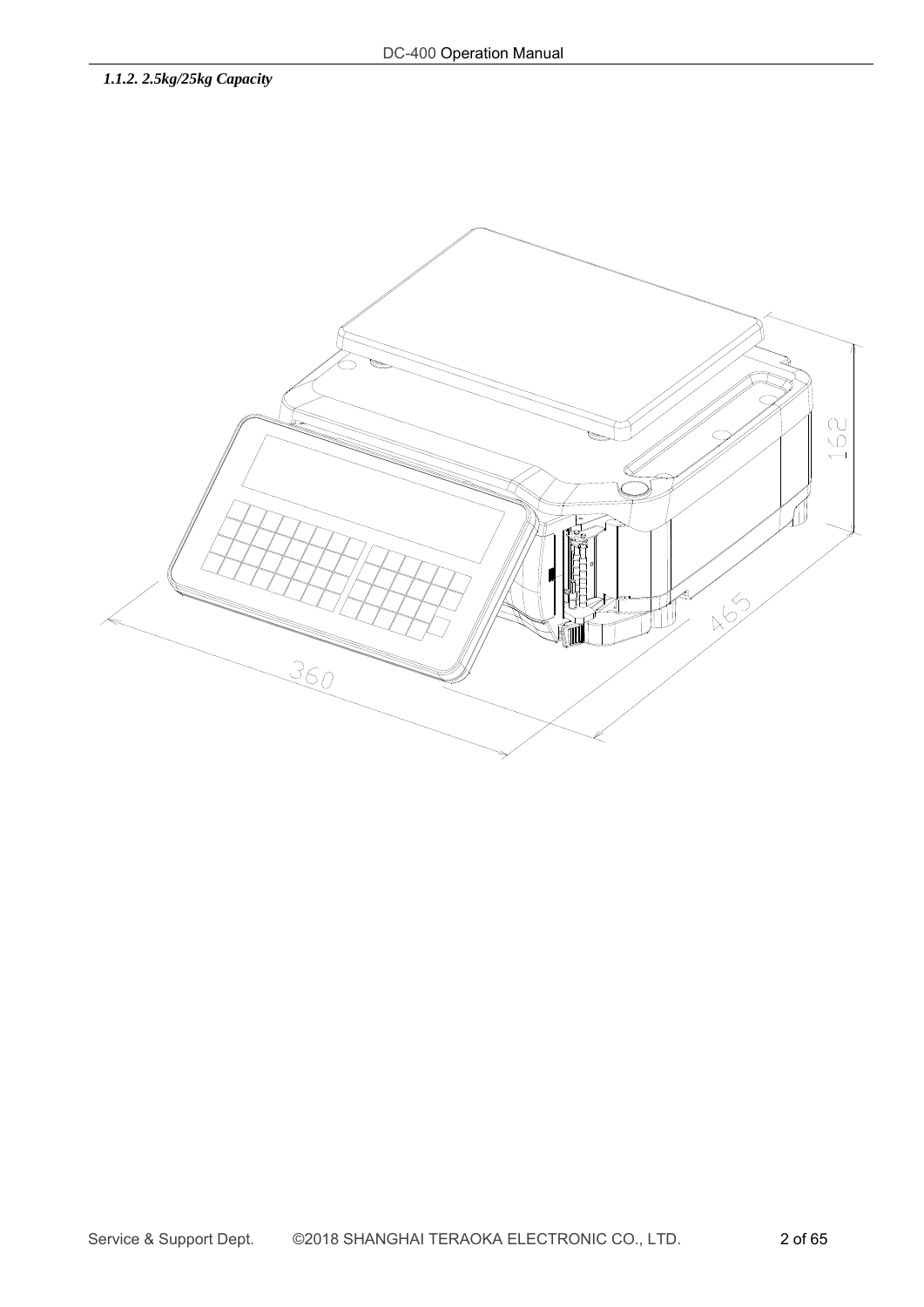*1.1.2. 2.5kg/25kg Capacity*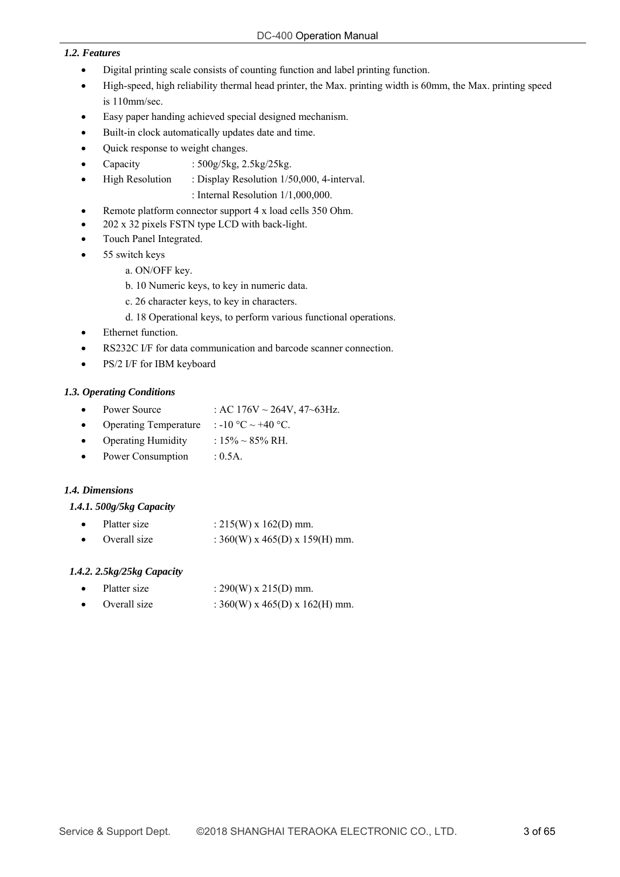### *1.2. Features*

- Digital printing scale consists of counting function and label printing function.
- High-speed, high reliability thermal head printer, the Max. printing width is 60mm, the Max. printing speed is 110mm/sec.
- Easy paper handing achieved special designed mechanism.
- Built-in clock automatically updates date and time.
- Quick response to weight changes.
- Capacity : 500g/5kg, 2.5kg/25kg.
- High Resolution : Display Resolution 1/50,000, 4-interval.
  : Internal Resolution 1/1,000,000.
- Remote platform connector support 4 x load cells 350 Ohm.
- 202 x 32 pixels FSTN type LCD with back-light.
- Touch Panel Integrated.
- 55 switch keys
  - a. ON/OFF key.
  - b. 10 Numeric keys, to key in numeric data.
  - c. 26 character keys, to key in characters.
  - d. 18 Operational keys, to perform various functional operations.
- Ethernet function.
- RS232C I/F for data communication and barcode scanner connection.
- PS/2 I/F for IBM keyboard

### *1.3. Operating Conditions*

- Power Source : AC 176V ~ 264V, 47~63Hz.
- Operating Temperature : -10 °C ~ +40 °C.
- Operating Humidity : 15% ~ 85% RH.
- Power Consumption : 0.5A.

### *1.4. Dimensions*

#### *1.4.1. 500g/5kg Capacity*

- Platter size : 215(W) x 162(D) mm.
- Overall size : 360(W) x 465(D) x 159(H) mm.

#### *1.4.2. 2.5kg/25kg Capacity*

- Platter size : 290(W) x 215(D) mm.
- Overall size : 360(W) x 465(D) x 162(H) mm.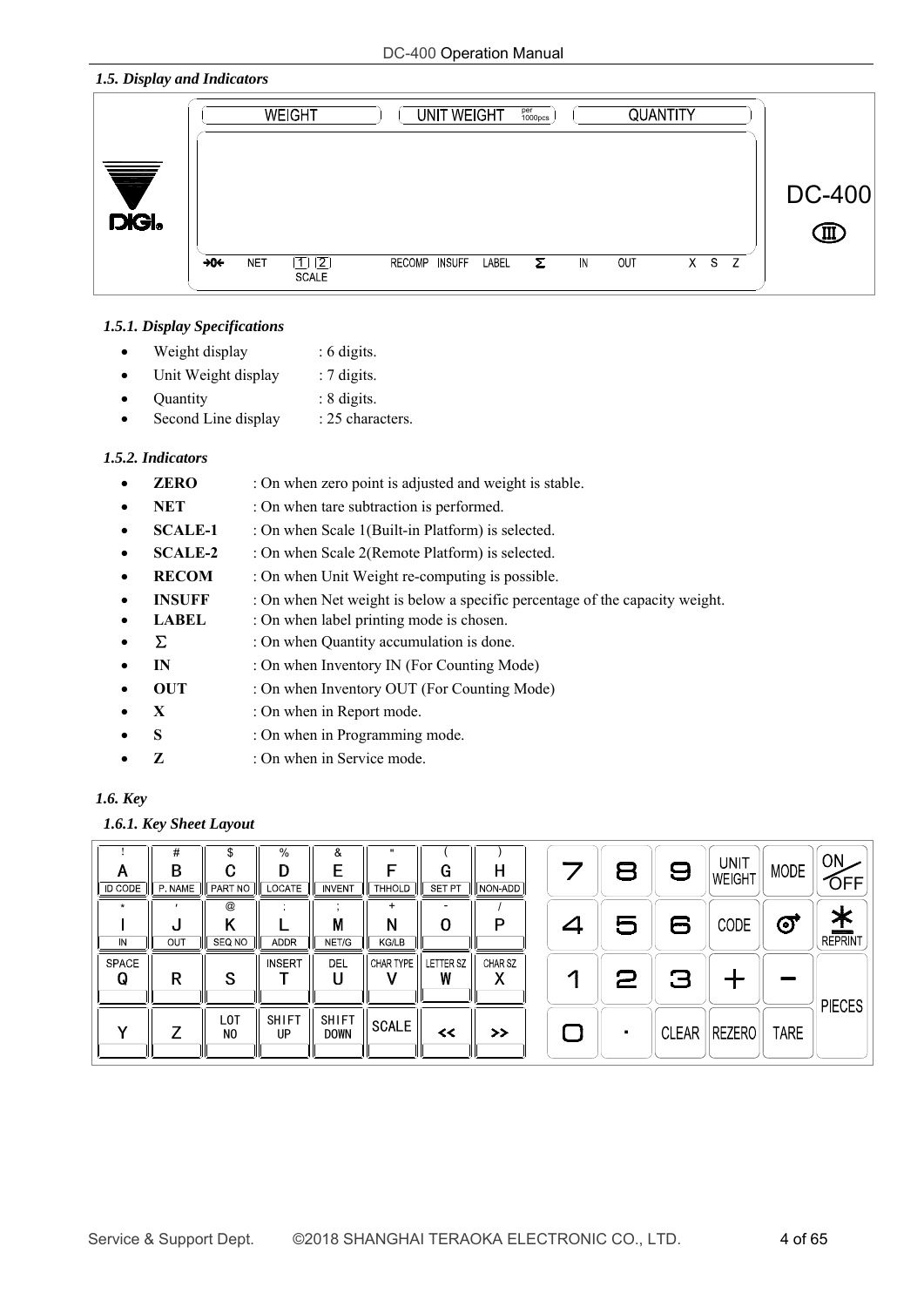*1.5. Display and Indicators*

| WEIGHT | UNIT WEIGHT per 1000pcs | QUANTITY |
|---|---|---|

→0← NET [1] [2] SCALE RECOMP INSUFF LABEL Σ IN OUT X S Z

DIGI DC-400

### *1.5.1. Display Specifications*

- Weight display : 6 digits.
- Unit Weight display : 7 digits.
- Quantity : 8 digits.
- Second Line display : 25 characters.

### *1.5.2. Indicators*

- **ZERO** : On when zero point is adjusted and weight is stable.
- **NET** : On when tare subtraction is performed.
- **SCALE-1** : On when Scale 1(Built-in Platform) is selected.
- **SCALE-2** : On when Scale 2(Remote Platform) is selected.
- **RECOM** : On when Unit Weight re-computing is possible.
- **INSUFF** : On when Net weight is below a specific percentage of the capacity weight.
- **LABEL** : On when label printing mode is chosen.
- Σ : On when Quantity accumulation is done.
- **IN** : On when Inventory IN (For Counting Mode)
- **OUT** : On when Inventory OUT (For Counting Mode)
- **X** : On when in Report mode.
- **S** : On when in Programming mode.
- **Z** : On when in Service mode.

## *1.6. Key*

### *1.6.1. Key Sheet Layout*

| ! A ID CODE | # B P. NAME | $ C PART NO | % D LOCATE | & E INVENT | " F THHOLD | ( G SET PT | ) H NON-ADD | 7 | 8 | 9 | UNIT WEIGHT | MODE | ON/OFF |
|---|---|---|---|---|---|---|---|---|---|---|---|---|---|
| * I IN | ' J OUT | @ K SEQ NO | : L ADDR | ; M NET/G | + N KG/LB | - O | / P | 4 | 5 | 6 | CODE | | * REPRINT |
| SPACE Q | R | S | INSERT T | DEL U | CHAR TYPE V | LETTER SZ W | CHAR SZ X | 1 | 2 | 3 | + | − | PIECES |
| Y | Z | LOT NO | SHIFT UP | SHIFT DOWN | SCALE | << | >> | 0 | . | CLEAR | REZERO | TARE | |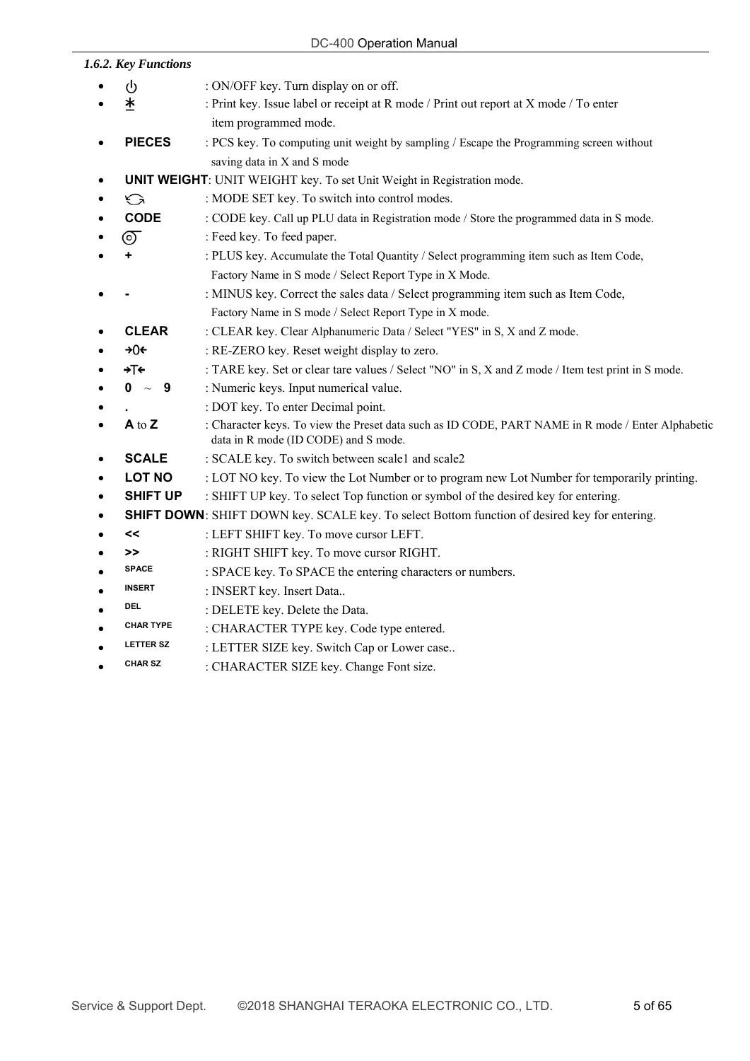### *1.6.2. Key Functions*

- ⏻ : ON/OFF key. Turn display on or off.
- ⁎ : Print key. Issue label or receipt at R mode / Print out report at X mode / To enter item programmed mode.
- **PIECES** : PCS key. To computing unit weight by sampling / Escape the Programming screen without saving data in X and S mode
- **UNIT WEIGHT**: UNIT WEIGHT key. To set Unit Weight in Registration mode.
- ⟲ : MODE SET key. To switch into control modes.
- **CODE** : CODE key. Call up PLU data in Registration mode / Store the programmed data in S mode.
- ◎ : Feed key. To feed paper.
- **+** : PLUS key. Accumulate the Total Quantity / Select programming item such as Item Code, Factory Name in S mode / Select Report Type in X Mode.
- **-** : MINUS key. Correct the sales data / Select programming item such as Item Code, Factory Name in S mode / Select Report Type in X mode.
- **CLEAR** : CLEAR key. Clear Alphanumeric Data / Select "YES" in S, X and Z mode.
- **→0←** : RE-ZERO key. Reset weight display to zero.
- **→T←** : TARE key. Set or clear tare values / Select "NO" in S, X and Z mode / Item test print in S mode.
- **0 ~ 9** : Numeric keys. Input numerical value.
- **.** : DOT key. To enter Decimal point.
- **A** to **Z** : Character keys. To view the Preset data such as ID CODE, PART NAME in R mode / Enter Alphabetic data in R mode (ID CODE) and S mode.
- **SCALE** : SCALE key. To switch between scale1 and scale2
- **LOT NO** : LOT NO key. To view the Lot Number or to program new Lot Number for temporarily printing.
- **SHIFT UP** : SHIFT UP key. To select Top function or symbol of the desired key for entering.
- **SHIFT DOWN**: SHIFT DOWN key. SCALE key. To select Bottom function of desired key for entering.
- **<<** : LEFT SHIFT key. To move cursor LEFT.
- **>>** : RIGHT SHIFT key. To move cursor RIGHT.
- **SPACE** : SPACE key. To SPACE the entering characters or numbers.
- **INSERT** : INSERT key. Insert Data..
- **DEL** : DELETE key. Delete the Data.
- **CHAR TYPE** : CHARACTER TYPE key. Code type entered.
- **LETTER SZ** : LETTER SIZE key. Switch Cap or Lower case..
- **CHAR SZ** : CHARACTER SIZE key. Change Font size.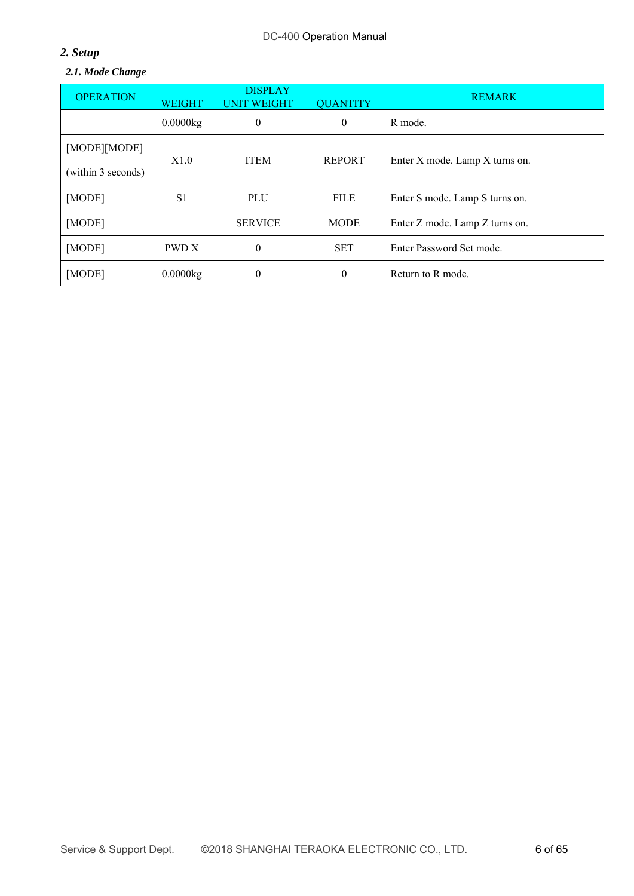## 2. Setup

### 2.1. Mode Change

| OPERATION | DISPLAY | | | REMARK |
|---|---|---|---|---|
| | WEIGHT | UNIT WEIGHT | QUANTITY | |
| | 0.0000kg | 0 | 0 | R mode. |
| [MODE][MODE] (within 3 seconds) | X1.0 | ITEM | REPORT | Enter X mode. Lamp X turns on. |
| [MODE] | S1 | PLU | FILE | Enter S mode. Lamp S turns on. |
| [MODE] | | SERVICE | MODE | Enter Z mode. Lamp Z turns on. |
| [MODE] | PWD X | 0 | SET | Enter Password Set mode. |
| [MODE] | 0.0000kg | 0 | 0 | Return to R mode. |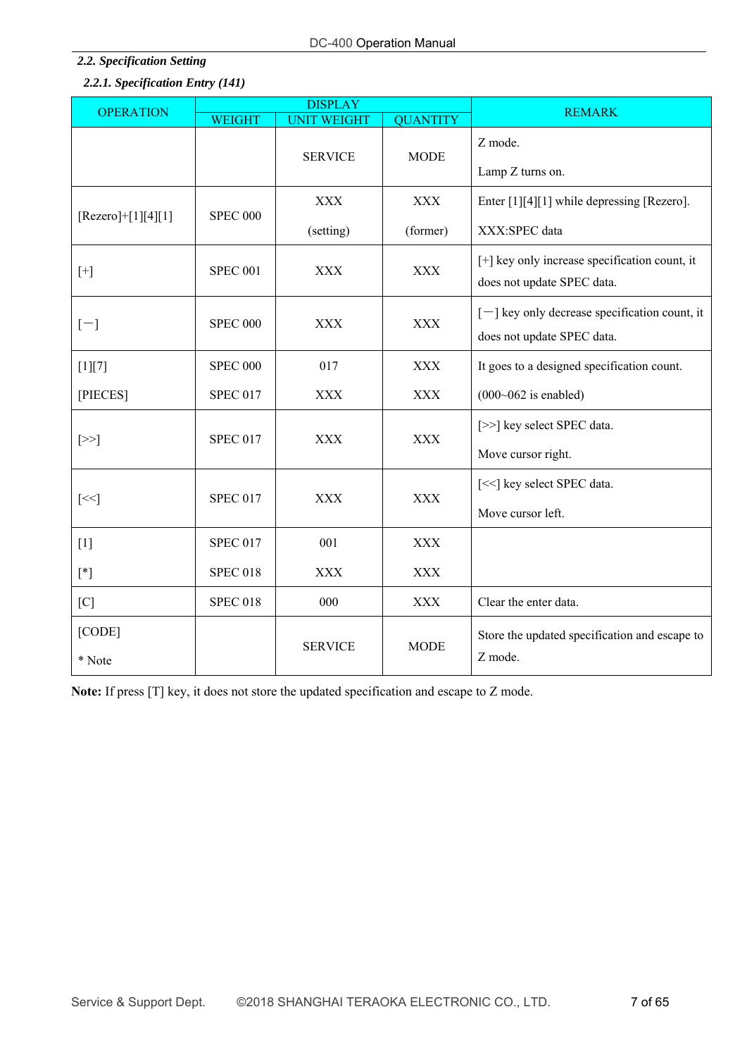## 2.2. Specification Setting

### 2.2.1. Specification Entry (141)

| OPERATION | DISPLAY | | | REMARK |
|---|---|---|---|---|
| | WEIGHT | UNIT WEIGHT | QUANTITY | |
| | | SERVICE | MODE | Z mode.<br>Lamp Z turns on. |
| [Rezero]+[1][4][1] | SPEC 000 | XXX<br>(setting) | XXX<br>(former) | Enter [1][4][1] while depressing [Rezero].<br>XXX:SPEC data |
| [+] | SPEC 001 | XXX | XXX | [+] key only increase specification count, it does not update SPEC data. |
| [－] | SPEC 000 | XXX | XXX | [－] key only decrease specification count, it does not update SPEC data. |
| [1][7]<br>[PIECES] | SPEC 000<br>SPEC 017 | 017<br>XXX | XXX<br>XXX | It goes to a designed specification count.<br>(000~062 is enabled) |
| [>>] | SPEC 017 | XXX | XXX | [>>] key select SPEC data.<br>Move cursor right. |
| [<<] | SPEC 017 | XXX | XXX | [<<] key select SPEC data.<br>Move cursor left. |
| [1]<br>[*] | SPEC 017<br>SPEC 018 | 001<br>XXX | XXX<br>XXX | |
| [C] | SPEC 018 | 000 | XXX | Clear the enter data. |
| [CODE]<br>* Note | | SERVICE | MODE | Store the updated specification and escape to Z mode. |

**Note:** If press [T] key, it does not store the updated specification and escape to Z mode.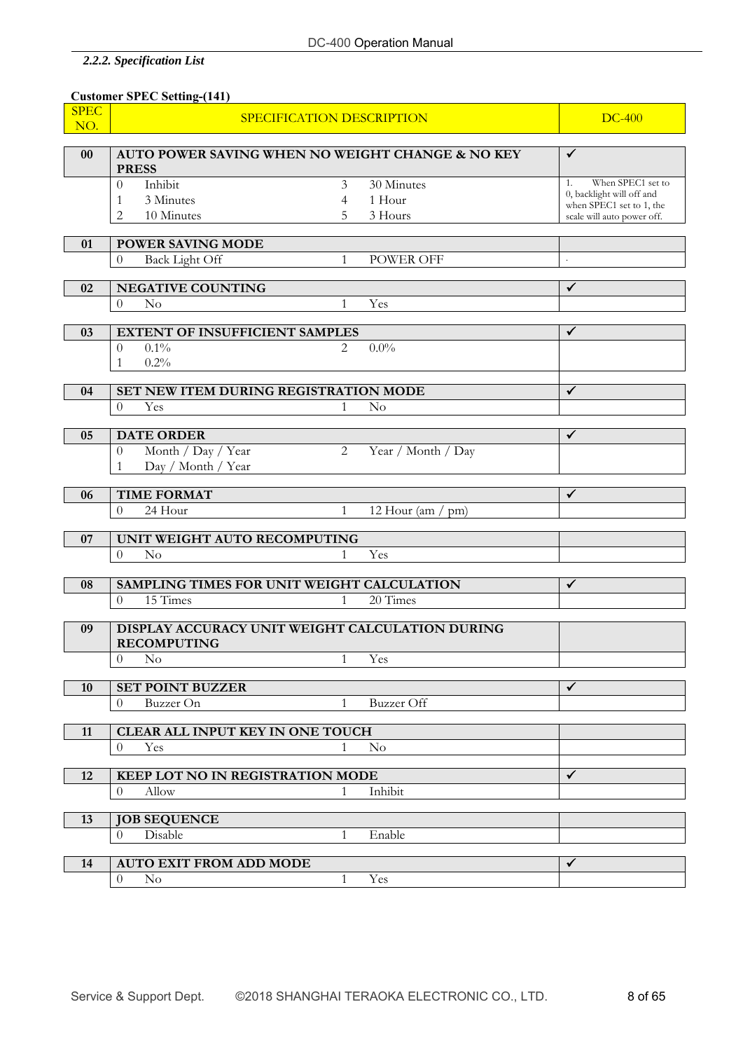### *2.2.2. Specification List*

**Customer SPEC Setting-(141)**

| SPEC NO. | SPECIFICATION DESCRIPTION | | | | DC-400 |
|---|---|---|---|---|---|
| **00** | **AUTO POWER SAVING WHEN NO WEIGHT CHANGE & NO KEY PRESS** | | | | ✓ |
| | 0 | Inhibit | 3 | 30 Minutes | 1. When SPEC1 set to 0, backlight will off and when SPEC1 set to 1, the scale will auto power off. |
| | 1 | 3 Minutes | 4 | 1 Hour | |
| | 2 | 10 Minutes | 5 | 3 Hours | |
| **01** | **POWER SAVING MODE** | | | | |
| | 0 | Back Light Off | 1 | POWER OFF | . |
| **02** | **NEGATIVE COUNTING** | | | | ✓ |
| | 0 | No | 1 | Yes | |
| **03** | **EXTENT OF INSUFFICIENT SAMPLES** | | | | ✓ |
| | 0 | 0.1% | 2 | 0.0% | |
| | 1 | 0.2% | | | |
| **04** | **SET NEW ITEM DURING REGISTRATION MODE** | | | | ✓ |
| | 0 | Yes | 1 | No | |
| **05** | **DATE ORDER** | | | | ✓ |
| | 0 | Month / Day / Year | 2 | Year / Month / Day | |
| | 1 | Day / Month / Year | | | |
| **06** | **TIME FORMAT** | | | | ✓ |
| | 0 | 24 Hour | 1 | 12 Hour (am / pm) | |
| **07** | **UNIT WEIGHT AUTO RECOMPUTING** | | | | |
| | 0 | No | 1 | Yes | |
| **08** | **SAMPLING TIMES FOR UNIT WEIGHT CALCULATION** | | | | ✓ |
| | 0 | 15 Times | 1 | 20 Times | |
| **09** | **DISPLAY ACCURACY UNIT WEIGHT CALCULATION DURING RECOMPUTING** | | | | |
| | 0 | No | 1 | Yes | |
| **10** | **SET POINT BUZZER** | | | | ✓ |
| | 0 | Buzzer On | 1 | Buzzer Off | |
| **11** | **CLEAR ALL INPUT KEY IN ONE TOUCH** | | | | |
| | 0 | Yes | 1 | No | |
| **12** | **KEEP LOT NO IN REGISTRATION MODE** | | | | ✓ |
| | 0 | Allow | 1 | Inhibit | |
| **13** | **JOB SEQUENCE** | | | | |
| | 0 | Disable | 1 | Enable | |
| **14** | **AUTO EXIT FROM ADD MODE** | | | | ✓ |
| | 0 | No | 1 | Yes | |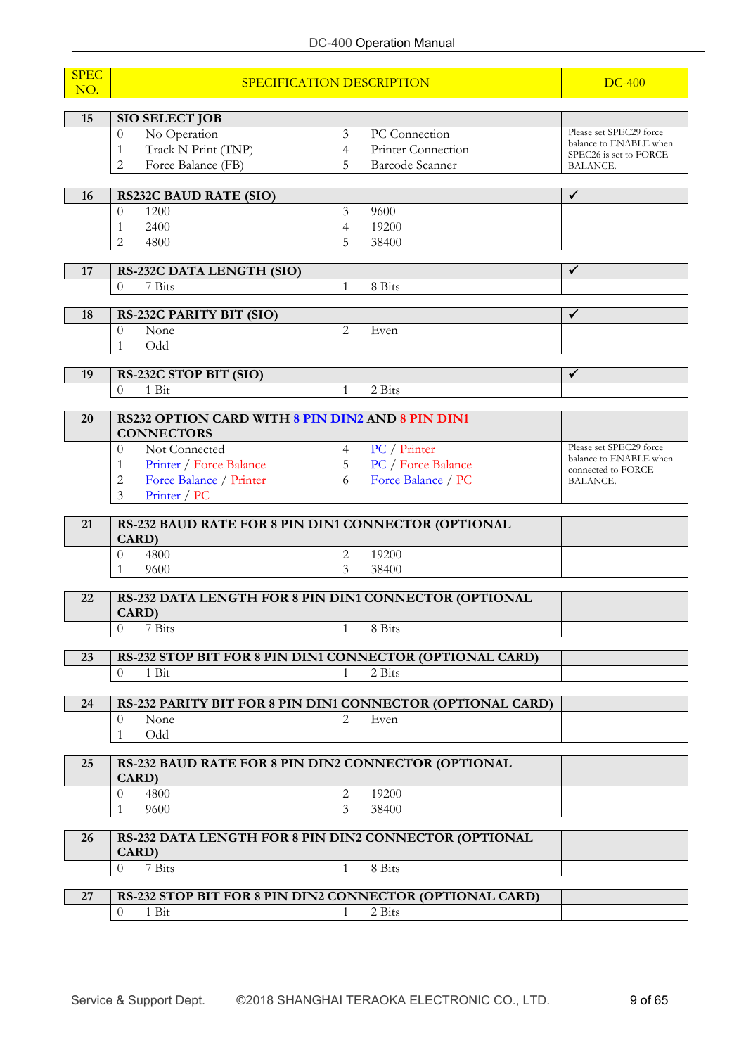| SPEC NO. | SPECIFICATION DESCRIPTION | | | | DC-400 |
|---|---|---|---|---|---|
| **15** | **SIO SELECT JOB** | | | | |
| | 0 | No Operation | 3 | PC Connection | Please set SPEC29 force balance to ENABLE when SPEC26 is set to FORCE BALANCE. |
| | 1 | Track N Print (TNP) | 4 | Printer Connection | |
| | 2 | Force Balance (FB) | 5 | Barcode Scanner | |
| **16** | **RS232C BAUD RATE (SIO)** | | | | ✓ |
| | 0 | 1200 | 3 | 9600 | |
| | 1 | 2400 | 4 | 19200 | |
| | 2 | 4800 | 5 | 38400 | |
| **17** | **RS-232C DATA LENGTH (SIO)** | | | | ✓ |
| | 0 | 7 Bits | 1 | 8 Bits | |
| **18** | **RS-232C PARITY BIT (SIO)** | | | | ✓ |
| | 0 | None | 2 | Even | |
| | 1 | Odd | | | |
| **19** | **RS-232C STOP BIT (SIO)** | | | | ✓ |
| | 0 | 1 Bit | 1 | 2 Bits | |
| **20** | **RS232 OPTION CARD WITH 8 PIN DIN2 AND 8 PIN DIN1 CONNECTORS** | | | | |
| | 0 | Not Connected | 4 | PC / Printer | Please set SPEC29 force balance to ENABLE when connected to FORCE BALANCE. |
| | 1 | Printer / Force Balance | 5 | PC / Force Balance | |
| | 2 | Force Balance / Printer | 6 | Force Balance / PC | |
| | 3 | Printer / PC | | | |
| **21** | **RS-232 BAUD RATE FOR 8 PIN DIN1 CONNECTOR (OPTIONAL CARD)** | | | | |
| | 0 | 4800 | 2 | 19200 | |
| | 1 | 9600 | 3 | 38400 | |
| **22** | **RS-232 DATA LENGTH FOR 8 PIN DIN1 CONNECTOR (OPTIONAL CARD)** | | | | |
| | 0 | 7 Bits | 1 | 8 Bits | |
| **23** | **RS-232 STOP BIT FOR 8 PIN DIN1 CONNECTOR (OPTIONAL CARD)** | | | | |
| | 0 | 1 Bit | 1 | 2 Bits | |
| **24** | **RS-232 PARITY BIT FOR 8 PIN DIN1 CONNECTOR (OPTIONAL CARD)** | | | | |
| | 0 | None | 2 | Even | |
| | 1 | Odd | | | |
| **25** | **RS-232 BAUD RATE FOR 8 PIN DIN2 CONNECTOR (OPTIONAL CARD)** | | | | |
| | 0 | 4800 | 2 | 19200 | |
| | 1 | 9600 | 3 | 38400 | |
| **26** | **RS-232 DATA LENGTH FOR 8 PIN DIN2 CONNECTOR (OPTIONAL CARD)** | | | | |
| | 0 | 7 Bits | 1 | 8 Bits | |
| **27** | **RS-232 STOP BIT FOR 8 PIN DIN2 CONNECTOR (OPTIONAL CARD)** | | | | |
| | 0 | 1 Bit | 1 | 2 Bits | |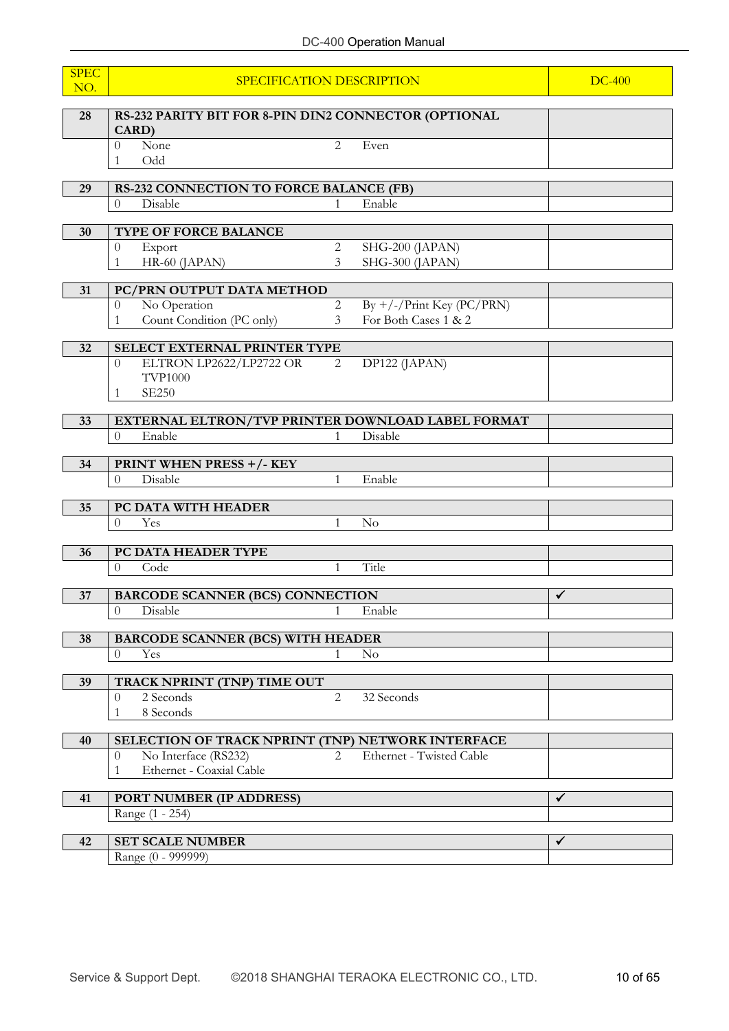| SPEC NO. | SPECIFICATION DESCRIPTION | | | | DC-400 |
|---|---|---|---|---|---|
| **28** | **RS-232 PARITY BIT FOR 8-PIN DIN2 CONNECTOR (OPTIONAL CARD)** | | | | |
| | 0 | None | 2 | Even | |
| | 1 | Odd | | | |
| **29** | **RS-232 CONNECTION TO FORCE BALANCE (FB)** | | | | |
| | 0 | Disable | 1 | Enable | |
| **30** | **TYPE OF FORCE BALANCE** | | | | |
| | 0 | Export | 2 | SHG-200 (JAPAN) | |
| | 1 | HR-60 (JAPAN) | 3 | SHG-300 (JAPAN) | |
| **31** | **PC/PRN OUTPUT DATA METHOD** | | | | |
| | 0 | No Operation | 2 | By +/-/Print Key (PC/PRN) | |
| | 1 | Count Condition (PC only) | 3 | For Both Cases 1 & 2 | |
| **32** | **SELECT EXTERNAL PRINTER TYPE** | | | | |
| | 0 | ELTRON LP2622/LP2722 OR TVP1000 | 2 | DP122 (JAPAN) | |
| | 1 | SE250 | | | |
| **33** | **EXTERNAL ELTRON/TVP PRINTER DOWNLOAD LABEL FORMAT** | | | | |
| | 0 | Enable | 1 | Disable | |
| **34** | **PRINT WHEN PRESS +/- KEY** | | | | |
| | 0 | Disable | 1 | Enable | |
| **35** | **PC DATA WITH HEADER** | | | | |
| | 0 | Yes | 1 | No | |
| **36** | **PC DATA HEADER TYPE** | | | | |
| | 0 | Code | 1 | Title | |
| **37** | **BARCODE SCANNER (BCS) CONNECTION** | | | | ✓ |
| | 0 | Disable | 1 | Enable | |
| **38** | **BARCODE SCANNER (BCS) WITH HEADER** | | | | |
| | 0 | Yes | 1 | No | |
| **39** | **TRACK NPRINT (TNP) TIME OUT** | | | | |
| | 0 | 2 Seconds | 2 | 32 Seconds | |
| | 1 | 8 Seconds | | | |
| **40** | **SELECTION OF TRACK NPRINT (TNP) NETWORK INTERFACE** | | | | |
| | 0 | No Interface (RS232) | 2 | Ethernet - Twisted Cable | |
| | 1 | Ethernet - Coaxial Cable | | | |
| **41** | **PORT NUMBER (IP ADDRESS)** | | | | ✓ |
| | Range (1 - 254) | | | | |
| **42** | **SET SCALE NUMBER** | | | | ✓ |
| | Range (0 - 999999) | | | | |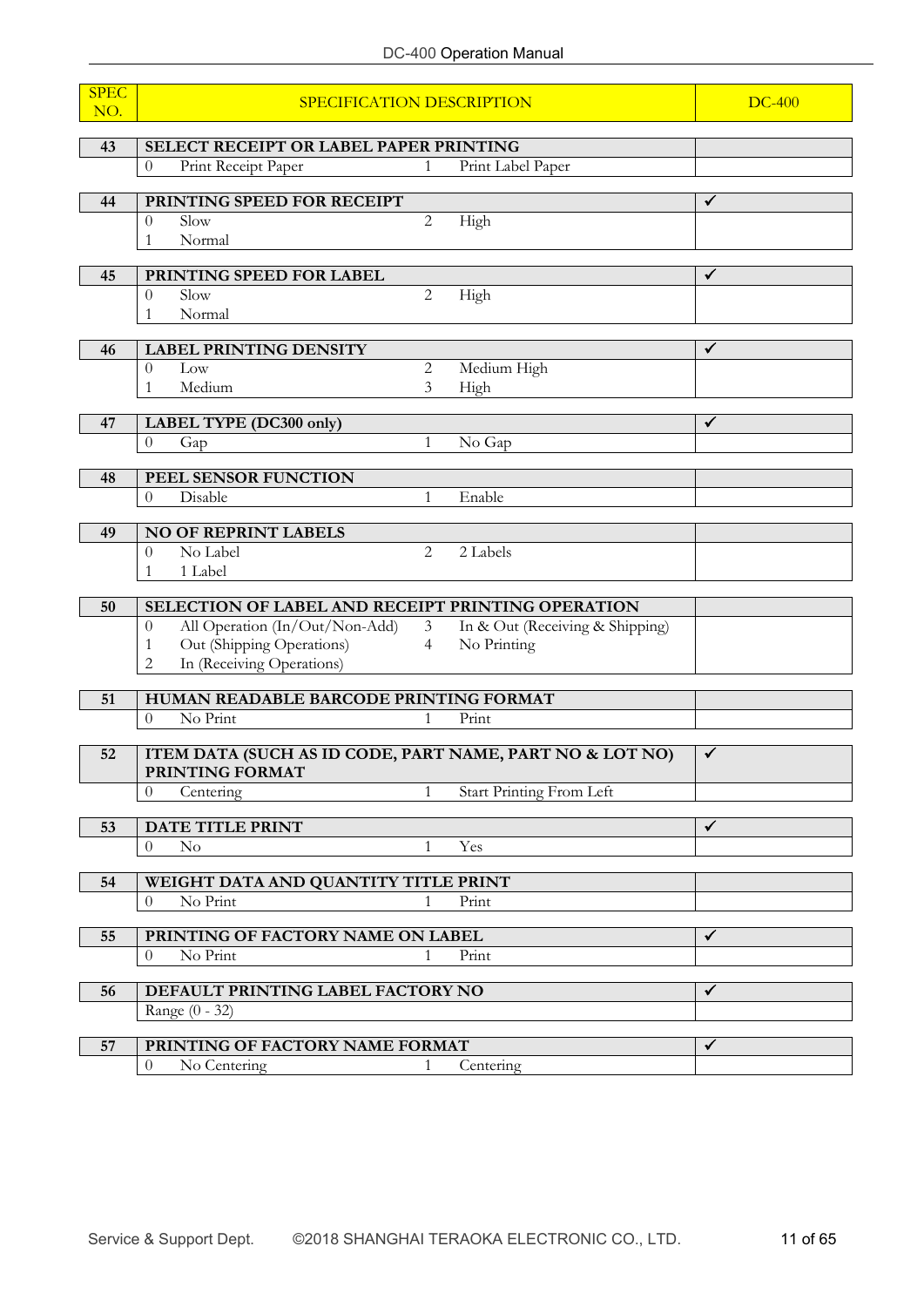| SPEC NO. | SPECIFICATION DESCRIPTION | | | | DC-400 |
|---|---|---|---|---|---|
| **43** | **SELECT RECEIPT OR LABEL PAPER PRINTING** | | | | |
| | 0 | Print Receipt Paper | 1 | Print Label Paper | |
| **44** | **PRINTING SPEED FOR RECEIPT** | | | | ✓ |
| | 0 | Slow | 2 | High | |
| | 1 | Normal | | | |
| **45** | **PRINTING SPEED FOR LABEL** | | | | ✓ |
| | 0 | Slow | 2 | High | |
| | 1 | Normal | | | |
| **46** | **LABEL PRINTING DENSITY** | | | | ✓ |
| | 0 | Low | 2 | Medium High | |
| | 1 | Medium | 3 | High | |
| **47** | **LABEL TYPE (DC300 only)** | | | | ✓ |
| | 0 | Gap | 1 | No Gap | |
| **48** | **PEEL SENSOR FUNCTION** | | | | |
| | 0 | Disable | 1 | Enable | |
| **49** | **NO OF REPRINT LABELS** | | | | |
| | 0 | No Label | 2 | 2 Labels | |
| | 1 | 1 Label | | | |
| **50** | **SELECTION OF LABEL AND RECEIPT PRINTING OPERATION** | | | | |
| | 0 | All Operation (In/Out/Non-Add) | 3 | In & Out (Receiving & Shipping) | |
| | 1 | Out (Shipping Operations) | 4 | No Printing | |
| | 2 | In (Receiving Operations) | | | |
| **51** | **HUMAN READABLE BARCODE PRINTING FORMAT** | | | | |
| | 0 | No Print | 1 | Print | |
| **52** | **ITEM DATA (SUCH AS ID CODE, PART NAME, PART NO & LOT NO) PRINTING FORMAT** | | | | ✓ |
| | 0 | Centering | 1 | Start Printing From Left | |
| **53** | **DATE TITLE PRINT** | | | | ✓ |
| | 0 | No | 1 | Yes | |
| **54** | **WEIGHT DATA AND QUANTITY TITLE PRINT** | | | | |
| | 0 | No Print | 1 | Print | |
| **55** | **PRINTING OF FACTORY NAME ON LABEL** | | | | ✓ |
| | 0 | No Print | 1 | Print | |
| **56** | **DEFAULT PRINTING LABEL FACTORY NO** | | | | ✓ |
| | Range (0 - 32) | | | | |
| **57** | **PRINTING OF FACTORY NAME FORMAT** | | | | ✓ |
| | 0 | No Centering | 1 | Centering | |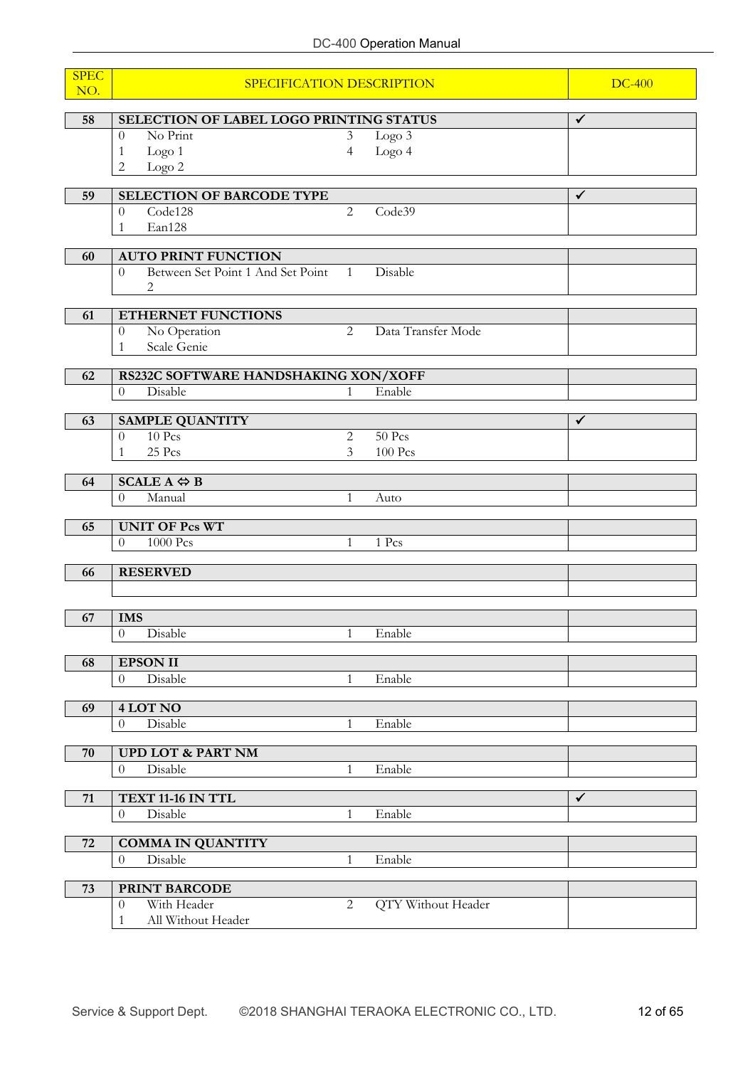| SPEC NO. | SPECIFICATION DESCRIPTION | | | | DC-400 |
|---|---|---|---|---|---|
| **58** | **SELECTION OF LABEL LOGO PRINTING STATUS** | | | | ✓ |
| | 0 | No Print | 3 | Logo 3 | |
| | 1 | Logo 1 | 4 | Logo 4 | |
| | 2 | Logo 2 | | | |
| **59** | **SELECTION OF BARCODE TYPE** | | | | ✓ |
| | 0 | Code128 | 2 | Code39 | |
| | 1 | Ean128 | | | |
| **60** | **AUTO PRINT FUNCTION** | | | | |
| | 0 | Between Set Point 1 And Set Point 2 | 1 | Disable | |
| **61** | **ETHERNET FUNCTIONS** | | | | |
| | 0 | No Operation | 2 | Data Transfer Mode | |
| | 1 | Scale Genie | | | |
| **62** | **RS232C SOFTWARE HANDSHAKING XON/XOFF** | | | | |
| | 0 | Disable | 1 | Enable | |
| **63** | **SAMPLE QUANTITY** | | | | ✓ |
| | 0 | 10 Pcs | 2 | 50 Pcs | |
| | 1 | 25 Pcs | 3 | 100 Pcs | |
| **64** | **SCALE A ⇔ B** | | | | |
| | 0 | Manual | 1 | Auto | |
| **65** | **UNIT OF Pcs WT** | | | | |
| | 0 | 1000 Pcs | 1 | 1 Pcs | |
| **66** | **RESERVED** | | | | |
| | | | | | |
| **67** | **IMS** | | | | |
| | 0 | Disable | 1 | Enable | |
| **68** | **EPSON II** | | | | |
| | 0 | Disable | 1 | Enable | |
| **69** | **4 LOT NO** | | | | |
| | 0 | Disable | 1 | Enable | |
| **70** | **UPD LOT & PART NM** | | | | |
| | 0 | Disable | 1 | Enable | |
| **71** | **TEXT 11-16 IN TTL** | | | | ✓ |
| | 0 | Disable | 1 | Enable | |
| **72** | **COMMA IN QUANTITY** | | | | |
| | 0 | Disable | 1 | Enable | |
| **73** | **PRINT BARCODE** | | | | |
| | 0 | With Header | 2 | QTY Without Header | |
| | 1 | All Without Header | | | |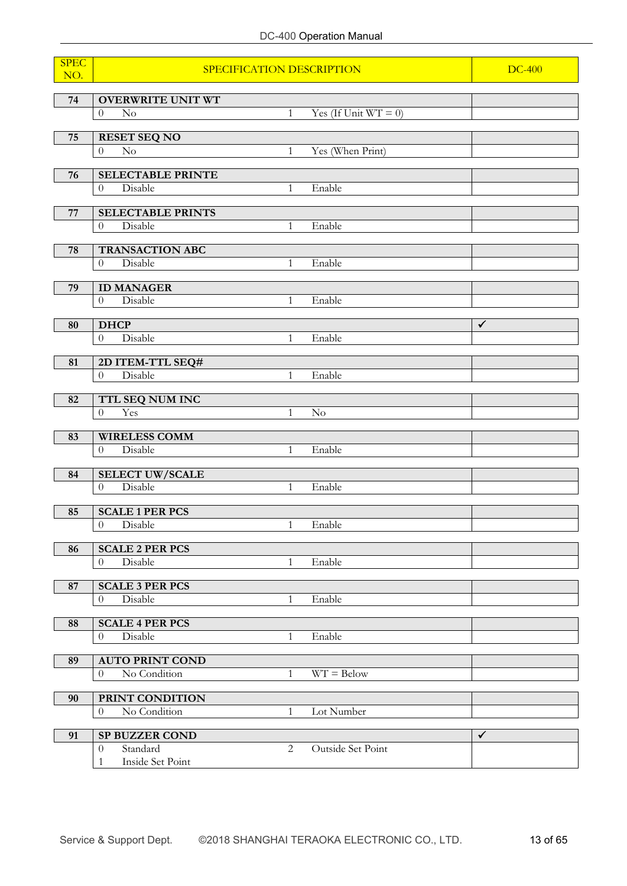| SPEC NO. | SPECIFICATION DESCRIPTION | | | | DC-400 |
|---|---|---|---|---|---|
| **74** | **OVERWRITE UNIT WT** | | | | |
| | 0 | No | 1 | Yes (If Unit WT = 0) | |
| **75** | **RESET SEQ NO** | | | | |
| | 0 | No | 1 | Yes (When Print) | |
| **76** | **SELECTABLE PRINTE** | | | | |
| | 0 | Disable | 1 | Enable | |
| **77** | **SELECTABLE PRINTS** | | | | |
| | 0 | Disable | 1 | Enable | |
| **78** | **TRANSACTION ABC** | | | | |
| | 0 | Disable | 1 | Enable | |
| **79** | **ID MANAGER** | | | | |
| | 0 | Disable | 1 | Enable | |
| **80** | **DHCP** | | | | ✓ |
| | 0 | Disable | 1 | Enable | |
| **81** | **2D ITEM-TTL SEQ#** | | | | |
| | 0 | Disable | 1 | Enable | |
| **82** | **TTL SEQ NUM INC** | | | | |
| | 0 | Yes | 1 | No | |
| **83** | **WIRELESS COMM** | | | | |
| | 0 | Disable | 1 | Enable | |
| **84** | **SELECT UW/SCALE** | | | | |
| | 0 | Disable | 1 | Enable | |
| **85** | **SCALE 1 PER PCS** | | | | |
| | 0 | Disable | 1 | Enable | |
| **86** | **SCALE 2 PER PCS** | | | | |
| | 0 | Disable | 1 | Enable | |
| **87** | **SCALE 3 PER PCS** | | | | |
| | 0 | Disable | 1 | Enable | |
| **88** | **SCALE 4 PER PCS** | | | | |
| | 0 | Disable | 1 | Enable | |
| **89** | **AUTO PRINT COND** | | | | |
| | 0 | No Condition | 1 | WT = Below | |
| **90** | **PRINT CONDITION** | | | | |
| | 0 | No Condition | 1 | Lot Number | |
| **91** | **SP BUZZER COND** | | | | ✓ |
| | 0 | Standard | 2 | Outside Set Point | |
| | 1 | Inside Set Point | | | |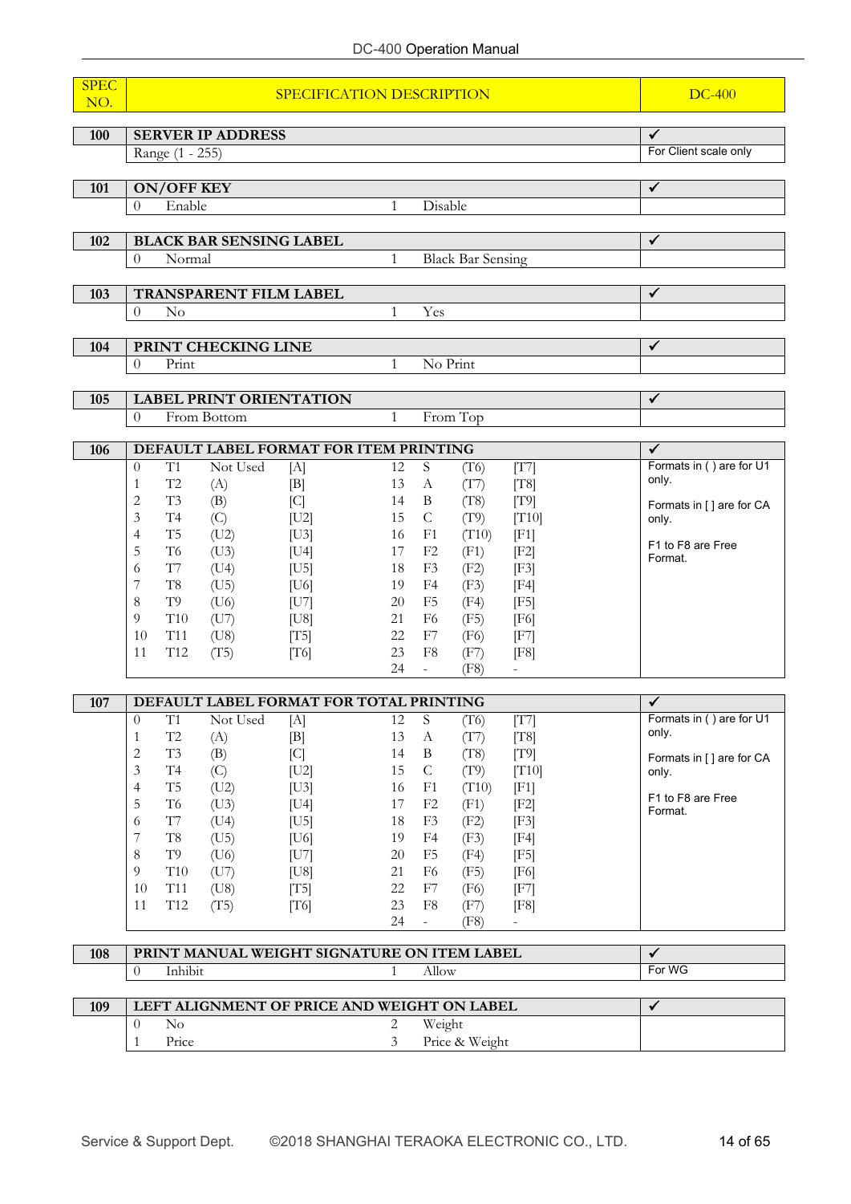| SPEC NO. | SPECIFICATION DESCRIPTION | DC-400 |
|---|---|---|

| 100 | SERVER IP ADDRESS | ✓ |
|---|---|---|
| | Range (1 - 255) | For Client scale only |

| 101 | ON/OFF KEY | | | | ✓ |
|---|---|---|---|---|---|
| | 0 | Enable | 1 | Disable | |

| 102 | BLACK BAR SENSING LABEL | | | | ✓ |
|---|---|---|---|---|---|
| | 0 | Normal | 1 | Black Bar Sensing | |

| 103 | TRANSPARENT FILM LABEL | | | | ✓ |
|---|---|---|---|---|---|
| | 0 | No | 1 | Yes | |

| 104 | PRINT CHECKING LINE | | | | ✓ |
|---|---|---|---|---|---|
| | 0 | Print | 1 | No Print | |

| 105 | LABEL PRINT ORIENTATION | | | | ✓ |
|---|---|---|---|---|---|
| | 0 | From Bottom | 1 | From Top | |

| 106 | DEFAULT LABEL FORMAT FOR ITEM PRINTING | | | | | | | | ✓ |
|---|---|---|---|---|---|---|---|---|---|
| | 0 | T1 | Not Used | [A] | 12 | S | (T6) | [T7] | Formats in ( ) are for U1 only. |
| | 1 | T2 | (A) | [B] | 13 | A | (T7) | [T8] | |
| | 2 | T3 | (B) | [C] | 14 | B | (T8) | [T9] | Formats in [ ] are for CA only. |
| | 3 | T4 | (C) | [U2] | 15 | C | (T9) | [T10] | |
| | 4 | T5 | (U2) | [U3] | 16 | F1 | (T10) | [F1] | F1 to F8 are Free Format. |
| | 5 | T6 | (U3) | [U4] | 17 | F2 | (F1) | [F2] | |
| | 6 | T7 | (U4) | [U5] | 18 | F3 | (F2) | [F3] | |
| | 7 | T8 | (U5) | [U6] | 19 | F4 | (F3) | [F4] | |
| | 8 | T9 | (U6) | [U7] | 20 | F5 | (F4) | [F5] | |
| | 9 | T10 | (U7) | [U8] | 21 | F6 | (F5) | [F6] | |
| | 10 | T11 | (U8) | [T5] | 22 | F7 | (F6) | [F7] | |
| | 11 | T12 | (T5) | [T6] | 23 | F8 | (F7) | [F8] | |
| | | | | | 24 | - | (F8) | - | |

| 107 | DEFAULT LABEL FORMAT FOR TOTAL PRINTING | | | | | | | | ✓ |
|---|---|---|---|---|---|---|---|---|---|
| | 0 | T1 | Not Used | [A] | 12 | S | (T6) | [T7] | Formats in ( ) are for U1 only. |
| | 1 | T2 | (A) | [B] | 13 | A | (T7) | [T8] | |
| | 2 | T3 | (B) | [C] | 14 | B | (T8) | [T9] | Formats in [ ] are for CA only. |
| | 3 | T4 | (C) | [U2] | 15 | C | (T9) | [T10] | |
| | 4 | T5 | (U2) | [U3] | 16 | F1 | (T10) | [F1] | F1 to F8 are Free Format. |
| | 5 | T6 | (U3) | [U4] | 17 | F2 | (F1) | [F2] | |
| | 6 | T7 | (U4) | [U5] | 18 | F3 | (F2) | [F3] | |
| | 7 | T8 | (U5) | [U6] | 19 | F4 | (F3) | [F4] | |
| | 8 | T9 | (U6) | [U7] | 20 | F5 | (F4) | [F5] | |
| | 9 | T10 | (U7) | [U8] | 21 | F6 | (F5) | [F6] | |
| | 10 | T11 | (U8) | [T5] | 22 | F7 | (F6) | [F7] | |
| | 11 | T12 | (T5) | [T6] | 23 | F8 | (F7) | [F8] | |
| | | | | | 24 | - | (F8) | - | |

| 108 | PRINT MANUAL WEIGHT SIGNATURE ON ITEM LABEL | | | | ✓ |
|---|---|---|---|---|---|
| | 0 | Inhibit | 1 | Allow | For WG |

| 109 | LEFT ALIGNMENT OF PRICE AND WEIGHT ON LABEL | | | | ✓ |
|---|---|---|---|---|---|
| | 0 | No | 2 | Weight | |
| | 1 | Price | 3 | Price & Weight | |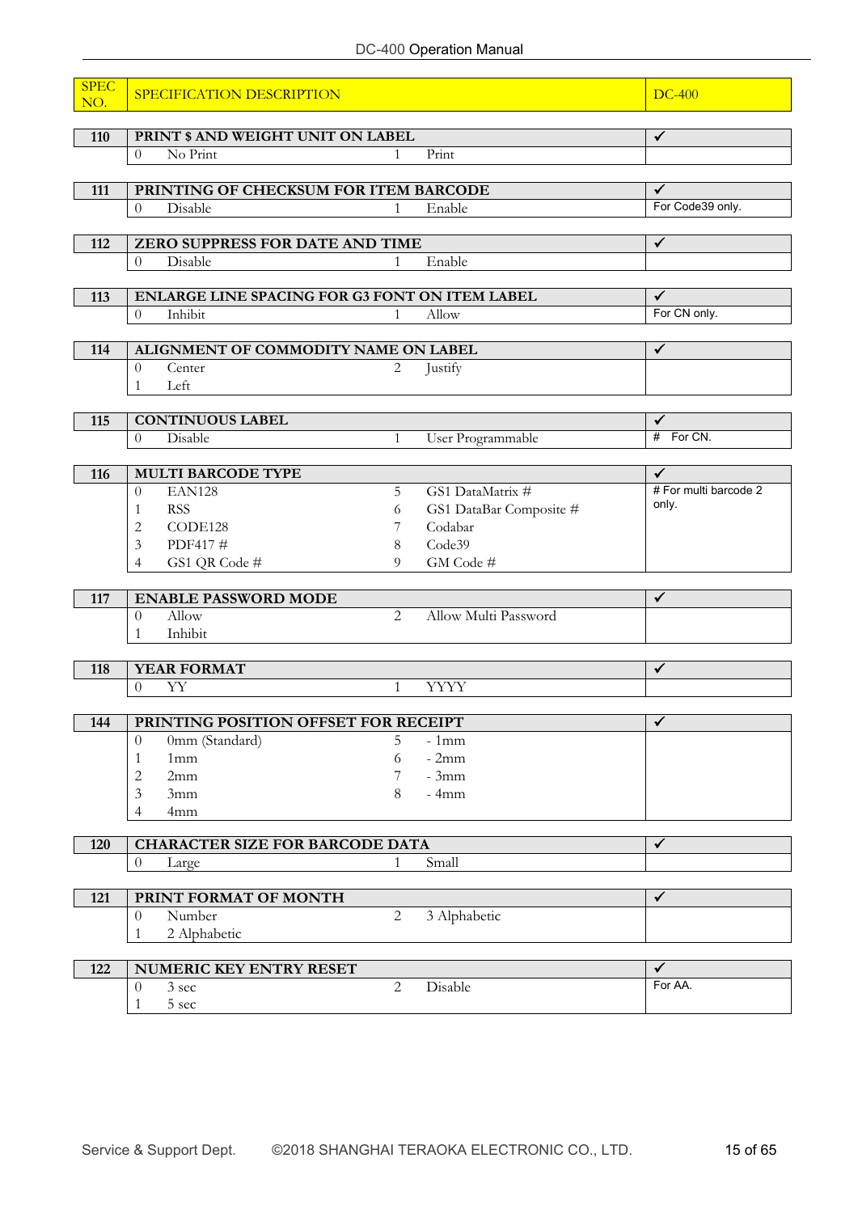| SPEC NO. | SPECIFICATION DESCRIPTION | | | | DC-400 |
|---|---|---|---|---|---|
| 110 | **PRINT $ AND WEIGHT UNIT ON LABEL** | | | | ✓ |
| | 0 | No Print | 1 | Print | |
| 111 | **PRINTING OF CHECKSUM FOR ITEM BARCODE** | | | | ✓ |
| | 0 | Disable | 1 | Enable | For Code39 only. |
| 112 | **ZERO SUPPRESS FOR DATE AND TIME** | | | | ✓ |
| | 0 | Disable | 1 | Enable | |
| 113 | **ENLARGE LINE SPACING FOR G3 FONT ON ITEM LABEL** | | | | ✓ |
| | 0 | Inhibit | 1 | Allow | For CN only. |
| 114 | **ALIGNMENT OF COMMODITY NAME ON LABEL** | | | | ✓ |
| | 0 | Center | 2 | Justify | |
| | 1 | Left | | | |
| 115 | **CONTINUOUS LABEL** | | | | ✓ |
| | 0 | Disable | 1 | User Programmable | # For CN. |
| 116 | **MULTI BARCODE TYPE** | | | | ✓ |
| | 0 | EAN128 | 5 | GS1 DataMatrix # | # For multi barcode 2 only. |
| | 1 | RSS | 6 | GS1 DataBar Composite # | |
| | 2 | CODE128 | 7 | Codabar | |
| | 3 | PDF417 # | 8 | Code39 | |
| | 4 | GS1 QR Code # | 9 | GM Code # | |
| 117 | **ENABLE PASSWORD MODE** | | | | ✓ |
| | 0 | Allow | 2 | Allow Multi Password | |
| | 1 | Inhibit | | | |
| 118 | **YEAR FORMAT** | | | | ✓ |
| | 0 | YY | 1 | YYYY | |
| 144 | **PRINTING POSITION OFFSET FOR RECEIPT** | | | | ✓ |
| | 0 | 0mm (Standard) | 5 | - 1mm | |
| | 1 | 1mm | 6 | - 2mm | |
| | 2 | 2mm | 7 | - 3mm | |
| | 3 | 3mm | 8 | - 4mm | |
| | 4 | 4mm | | | |
| 120 | **CHARACTER SIZE FOR BARCODE DATA** | | | | ✓ |
| | 0 | Large | 1 | Small | |
| 121 | **PRINT FORMAT OF MONTH** | | | | ✓ |
| | 0 | Number | 2 | 3 Alphabetic | |
| | 1 | 2 Alphabetic | | | |
| 122 | **NUMERIC KEY ENTRY RESET** | | | | ✓ |
| | 0 | 3 sec | 2 | Disable | For AA. |
| | 1 | 5 sec | | | |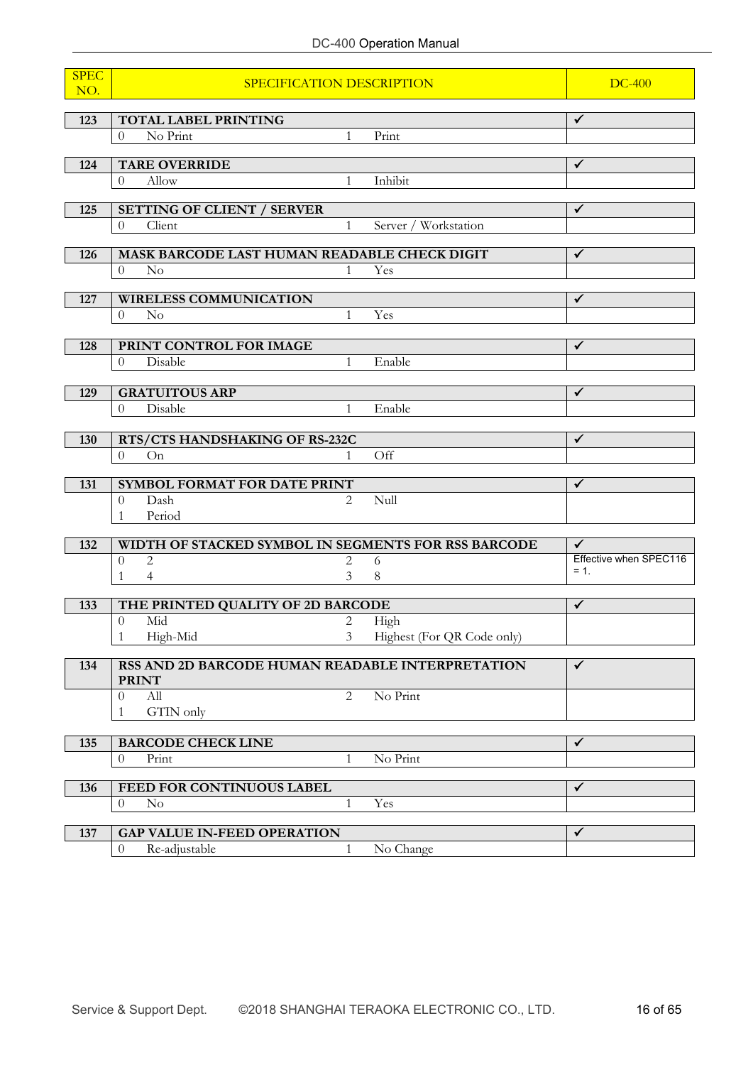| SPEC NO. | SPECIFICATION DESCRIPTION | | | | DC-400 |
|---|---|---|---|---|---|
| 123 | **TOTAL LABEL PRINTING** | | | | ✓ |
| | 0 | No Print | 1 | Print | |
| 124 | **TARE OVERRIDE** | | | | ✓ |
| | 0 | Allow | 1 | Inhibit | |
| 125 | **SETTING OF CLIENT / SERVER** | | | | ✓ |
| | 0 | Client | 1 | Server / Workstation | |
| 126 | **MASK BARCODE LAST HUMAN READABLE CHECK DIGIT** | | | | ✓ |
| | 0 | No | 1 | Yes | |
| 127 | **WIRELESS COMMUNICATION** | | | | ✓ |
| | 0 | No | 1 | Yes | |
| 128 | **PRINT CONTROL FOR IMAGE** | | | | ✓ |
| | 0 | Disable | 1 | Enable | |
| 129 | **GRATUITOUS ARP** | | | | ✓ |
| | 0 | Disable | 1 | Enable | |
| 130 | **RTS/CTS HANDSHAKING OF RS-232C** | | | | ✓ |
| | 0 | On | 1 | Off | |
| 131 | **SYMBOL FORMAT FOR DATE PRINT** | | | | ✓ |
| | 0 | Dash | 2 | Null | |
| | 1 | Period | | | |
| 132 | **WIDTH OF STACKED SYMBOL IN SEGMENTS FOR RSS BARCODE** | | | | ✓ |
| | 0 | 2 | 2 | 6 | Effective when SPEC116 = 1. |
| | 1 | 4 | 3 | 8 | |
| 133 | **THE PRINTED QUALITY OF 2D BARCODE** | | | | ✓ |
| | 0 | Mid | 2 | High | |
| | 1 | High-Mid | 3 | Highest (For QR Code only) | |
| 134 | **RSS AND 2D BARCODE HUMAN READABLE INTERPRETATION PRINT** | | | | ✓ |
| | 0 | All | 2 | No Print | |
| | 1 | GTIN only | | | |
| 135 | **BARCODE CHECK LINE** | | | | ✓ |
| | 0 | Print | 1 | No Print | |
| 136 | **FEED FOR CONTINUOUS LABEL** | | | | ✓ |
| | 0 | No | 1 | Yes | |
| 137 | **GAP VALUE IN-FEED OPERATION** | | | | ✓ |
| | 0 | Re-adjustable | 1 | No Change | |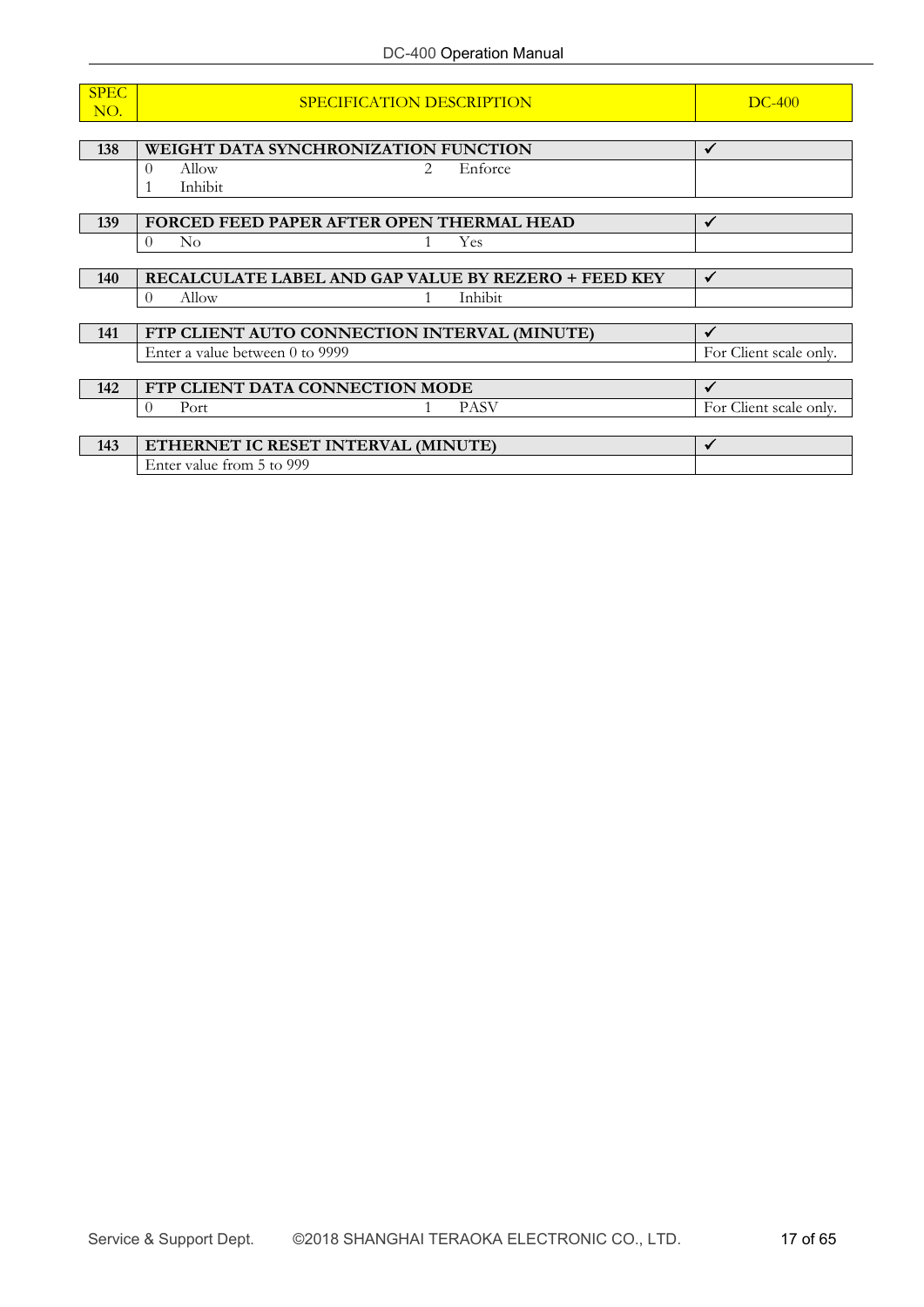| SPEC NO. | SPECIFICATION DESCRIPTION | | | | DC-400 |
|---|---|---|---|---|---|
| **138** | **WEIGHT DATA SYNCHRONIZATION FUNCTION** | | | | ✓ |
| | 0 | Allow | 2 | Enforce | |
| | 1 | Inhibit | | | |
| **139** | **FORCED FEED PAPER AFTER OPEN THERMAL HEAD** | | | | ✓ |
| | 0 | No | 1 | Yes | |
| **140** | **RECALCULATE LABEL AND GAP VALUE BY REZERO + FEED KEY** | | | | ✓ |
| | 0 | Allow | 1 | Inhibit | |
| **141** | **FTP CLIENT AUTO CONNECTION INTERVAL (MINUTE)** | | | | ✓ |
| | Enter a value between 0 to 9999 | | | | For Client scale only. |
| **142** | **FTP CLIENT DATA CONNECTION MODE** | | | | ✓ |
| | 0 | Port | 1 | PASV | For Client scale only. |
| **143** | **ETHERNET IC RESET INTERVAL (MINUTE)** | | | | ✓ |
| | Enter value from 5 to 999 | | | | |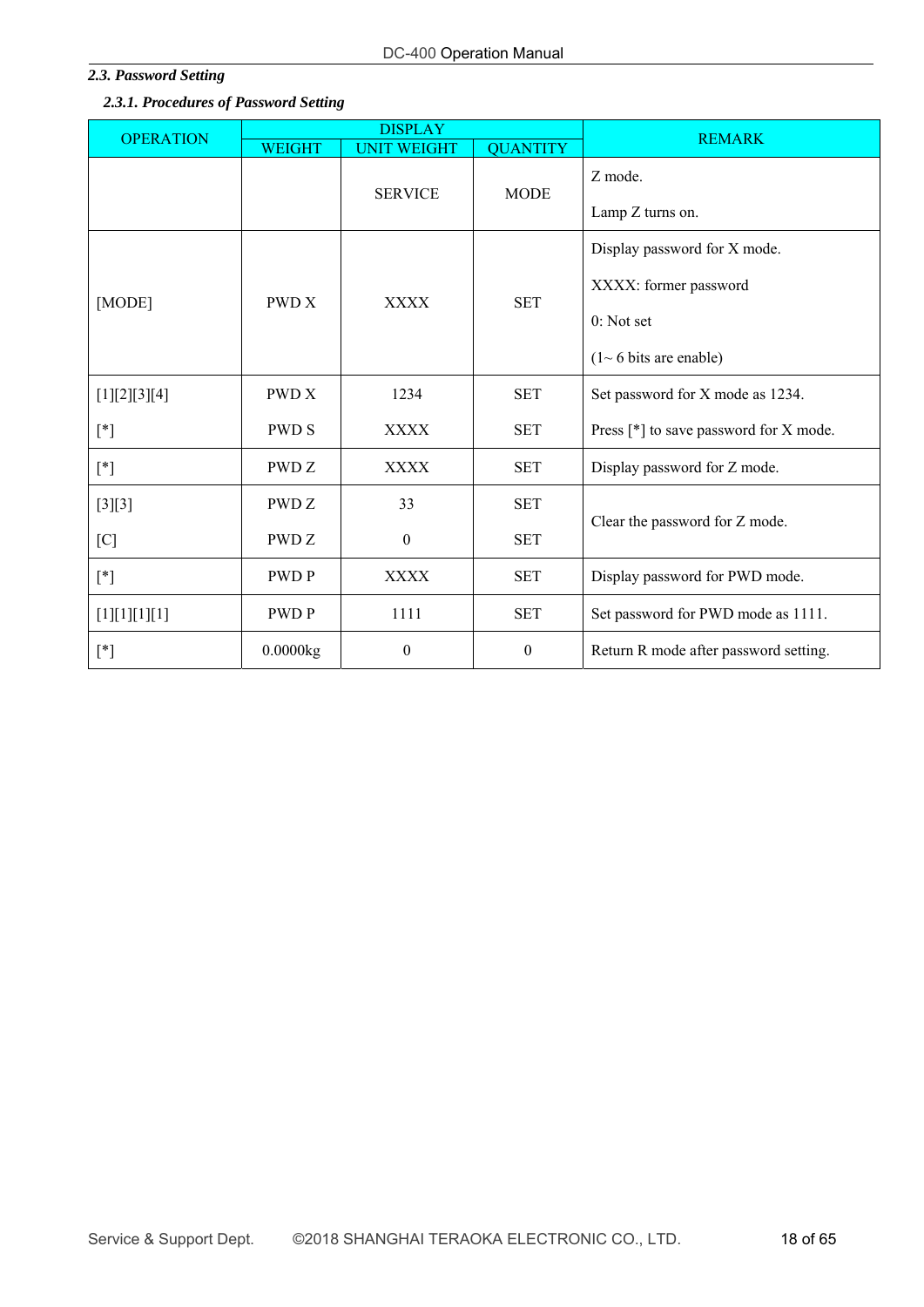### *2.3. Password Setting*

#### *2.3.1. Procedures of Password Setting*

| OPERATION | DISPLAY | | | REMARK |
|---|---|---|---|---|
| | WEIGHT | UNIT WEIGHT | QUANTITY | |
| | | SERVICE | MODE | Z mode.<br>Lamp Z turns on. |
| [MODE] | PWD X | XXXX | SET | Display password for X mode.<br>XXXX: former password<br>0: Not set<br>(1~ 6 bits are enable) |
| [1][2][3][4]<br>[*] | PWD X<br>PWD S | 1234<br>XXXX | SET<br>SET | Set password for X mode as 1234.<br>Press [*] to save password for X mode. |
| [*] | PWD Z | XXXX | SET | Display password for Z mode. |
| [3][3]<br>[C] | PWD Z<br>PWD Z | 33<br>0 | SET<br>SET | Clear the password for Z mode. |
| [*] | PWD P | XXXX | SET | Display password for PWD mode. |
| [1][1][1][1] | PWD P | 1111 | SET | Set password for PWD mode as 1111. |
| [*] | 0.0000kg | 0 | 0 | Return R mode after password setting. |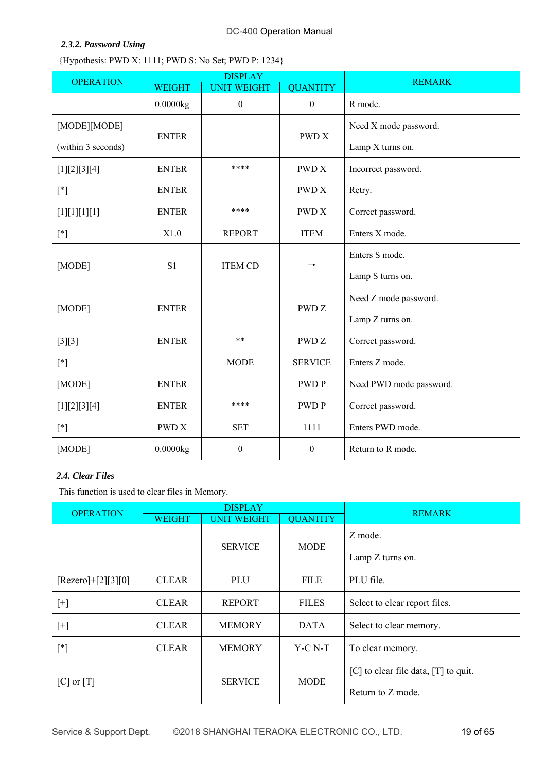### *2.3.2. Password Using*

{Hypothesis: PWD X: 1111; PWD S: No Set; PWD P: 1234}

| OPERATION | DISPLAY | | | REMARK |
|---|---|---|---|---|
| | WEIGHT | UNIT WEIGHT | QUANTITY | |
| | 0.0000kg | 0 | 0 | R mode. |
| [MODE][MODE]<br>(within 3 seconds) | ENTER | | PWD X | Need X mode password.<br>Lamp X turns on. |
| [1][2][3][4]<br>[*] | ENTER<br>ENTER | **** | PWD X<br>PWD X | Incorrect password.<br>Retry. |
| [1][1][1][1]<br>[*] | ENTER<br>X1.0 | ****<br>REPORT | PWD X<br>ITEM | Correct password.<br>Enters X mode. |
| [MODE] | S1 | ITEM CD | → | Enters S mode.<br>Lamp S turns on. |
| [MODE] | ENTER | | PWD Z | Need Z mode password.<br>Lamp Z turns on. |
| [3][3]<br>[*] | ENTER | **<br>MODE | PWD Z<br>SERVICE | Correct password.<br>Enters Z mode. |
| [MODE] | ENTER | | PWD P | Need PWD mode password. |
| [1][2][3][4]<br>[*] | ENTER<br>PWD X | ****<br>SET | PWD P<br>1111 | Correct password.<br>Enters PWD mode. |
| [MODE] | 0.0000kg | 0 | 0 | Return to R mode. |

## *2.4. Clear Files*

This function is used to clear files in Memory.

| OPERATION | DISPLAY | | | REMARK |
|---|---|---|---|---|
| | WEIGHT | UNIT WEIGHT | QUANTITY | |
| | | SERVICE | MODE | Z mode.<br>Lamp Z turns on. |
| [Rezero]+[2][3][0] | CLEAR | PLU | FILE | PLU file. |
| [+] | CLEAR | REPORT | FILES | Select to clear report files. |
| [+] | CLEAR | MEMORY | DATA | Select to clear memory. |
| [*] | CLEAR | MEMORY | Y-C N-T | To clear memory. |
| [C] or [T] | | SERVICE | MODE | [C] to clear file data, [T] to quit.<br>Return to Z mode. |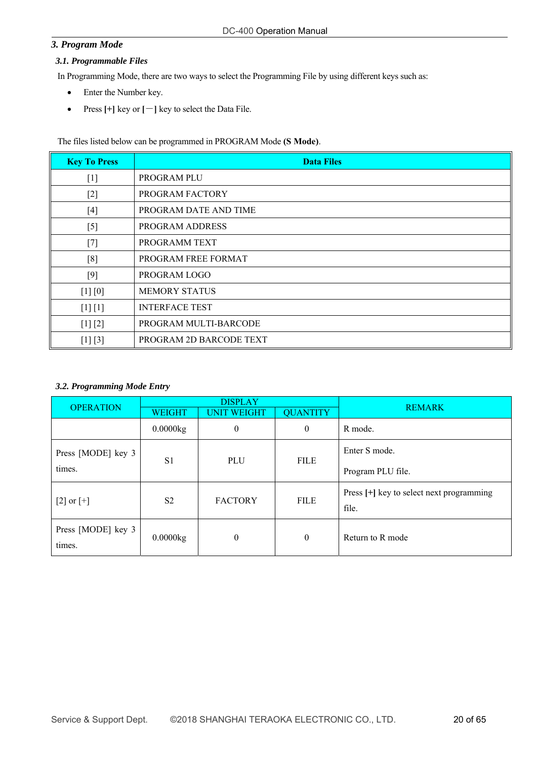## 3. Program Mode

### 3.1. Programmable Files

In Programming Mode, there are two ways to select the Programming File by using different keys such as:

- Enter the Number key.
- Press **[+]** key or **[－]** key to select the Data File.

The files listed below can be programmed in PROGRAM Mode **(S Mode)**.

| Key To Press | Data Files |
|---|---|
| [1] | PROGRAM PLU |
| [2] | PROGRAM FACTORY |
| [4] | PROGRAM DATE AND TIME |
| [5] | PROGRAM ADDRESS |
| [7] | PROGRAMM TEXT |
| [8] | PROGRAM FREE FORMAT |
| [9] | PROGRAM LOGO |
| [1] [0] | MEMORY STATUS |
| [1] [1] | INTERFACE TEST |
| [1] [2] | PROGRAM MULTI-BARCODE |
| [1] [3] | PROGRAM 2D BARCODE TEXT |

### 3.2. Programming Mode Entry

| OPERATION | DISPLAY | | | REMARK |
|---|---|---|---|---|
| | WEIGHT | UNIT WEIGHT | QUANTITY | |
| | 0.0000kg | 0 | 0 | R mode. |
| Press [MODE] key 3 times. | S1 | PLU | FILE | Enter S mode.<br>Program PLU file. |
| [2] or [+] | S2 | FACTORY | FILE | Press **[+]** key to select next programming file. |
| Press [MODE] key 3 times. | 0.0000kg | 0 | 0 | Return to R mode |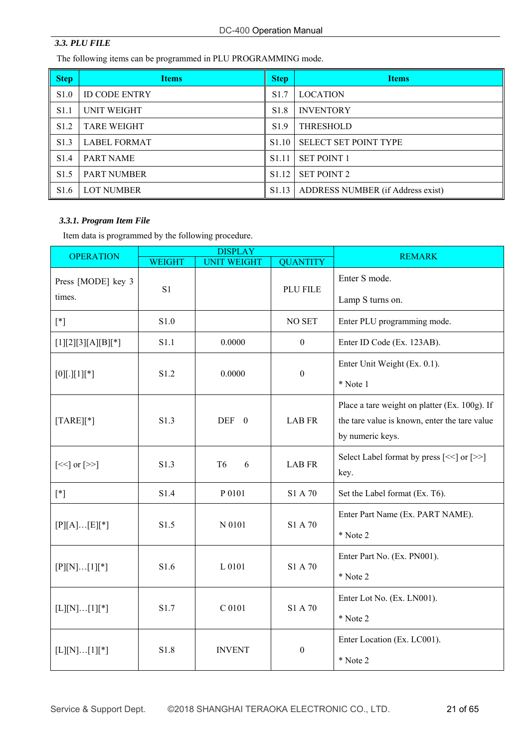### 3.3. PLU FILE

The following items can be programmed in PLU PROGRAMMING mode.

| Step | Items | Step | Items |
|---|---|---|---|
| S1.0 | ID CODE ENTRY | S1.7 | LOCATION |
| S1.1 | UNIT WEIGHT | S1.8 | INVENTORY |
| S1.2 | TARE WEIGHT | S1.9 | THRESHOLD |
| S1.3 | LABEL FORMAT | S1.10 | SELECT SET POINT TYPE |
| S1.4 | PART NAME | S1.11 | SET POINT 1 |
| S1.5 | PART NUMBER | S1.12 | SET POINT 2 |
| S1.6 | LOT NUMBER | S1.13 | ADDRESS NUMBER (if Address exist) |

#### 3.3.1. Program Item File

Item data is programmed by the following procedure.

| OPERATION | DISPLAY | | | REMARK |
|---|---|---|---|---|
| | WEIGHT | UNIT WEIGHT | QUANTITY | |
| Press [MODE] key 3 times. | S1 | | PLU FILE | Enter S mode.<br>Lamp S turns on. |
| [*] | S1.0 | | NO SET | Enter PLU programming mode. |
| [1][2][3][A][B][*] | S1.1 | 0.0000 | 0 | Enter ID Code (Ex. 123AB). |
| [0][.][1][*] | S1.2 | 0.0000 | 0 | Enter Unit Weight (Ex. 0.1).<br>* Note 1 |
| [TARE][*] | S1.3 | DEF 0 | LAB FR | Place a tare weight on platter (Ex. 100g). If the tare value is known, enter the tare value by numeric keys. |
| [<<] or [>>] | S1.3 | T6 6 | LAB FR | Select Label format by press [<<] or [>>] key. |
| [*] | S1.4 | P 0101 | S1 A 70 | Set the Label format (Ex. T6). |
| [P][A]…[E][*] | S1.5 | N 0101 | S1 A 70 | Enter Part Name (Ex. PART NAME).<br>* Note 2 |
| [P][N]…[1][*] | S1.6 | L 0101 | S1 A 70 | Enter Part No. (Ex. PN001).<br>* Note 2 |
| [L][N]…[1][*] | S1.7 | C 0101 | S1 A 70 | Enter Lot No. (Ex. LN001).<br>* Note 2 |
| [L][N]…[1][*] | S1.8 | INVENT | 0 | Enter Location (Ex. LC001).<br>* Note 2 |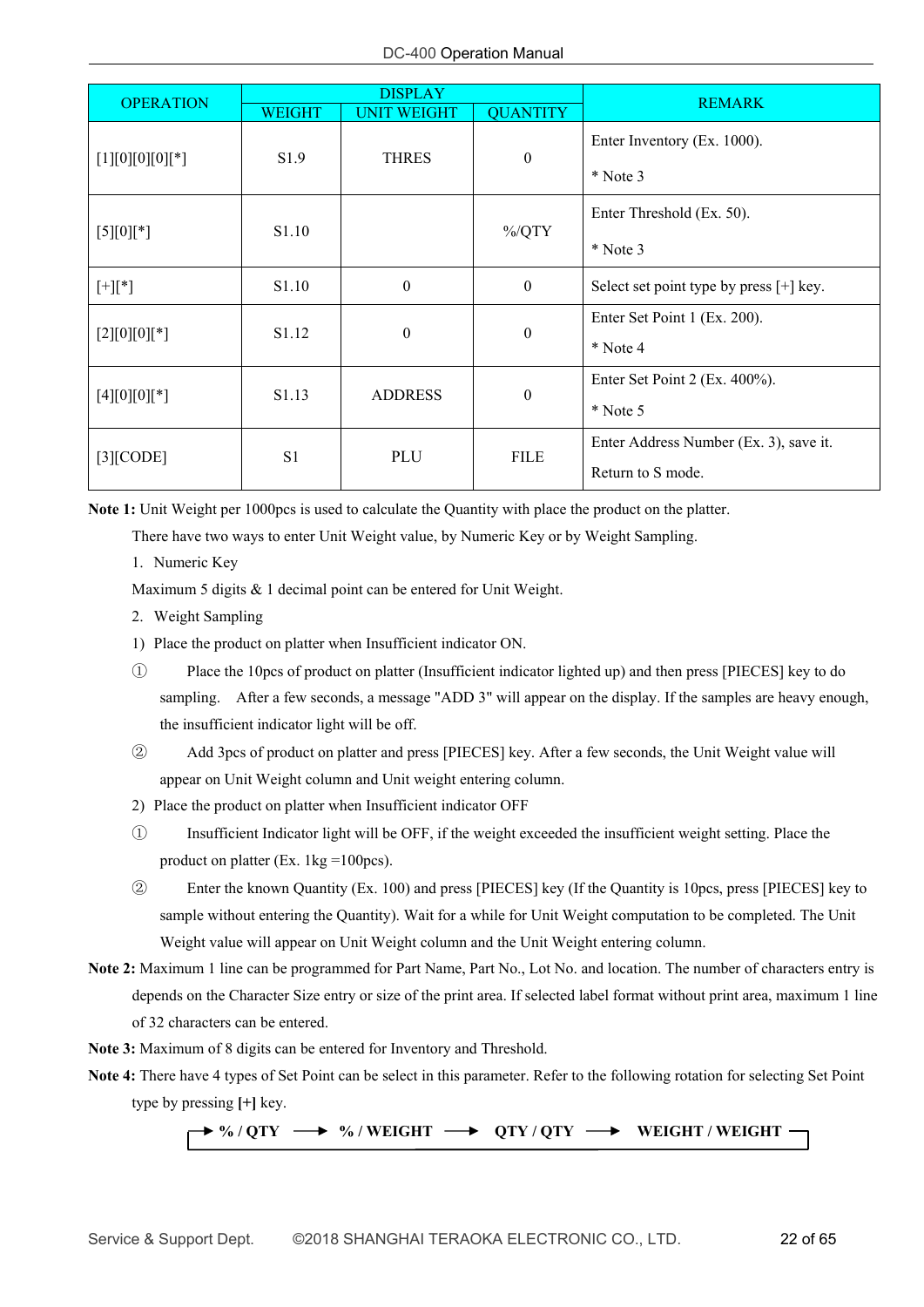| OPERATION | DISPLAY | | | REMARK |
|---|---|---|---|---|
| | WEIGHT | UNIT WEIGHT | QUANTITY | |
| [1][0][0][0][*] | S1.9 | THRES | 0 | Enter Inventory (Ex. 1000).<br>* Note 3 |
| [5][0][*] | S1.10 | | %/QTY | Enter Threshold (Ex. 50).<br>* Note 3 |
| [+][*] | S1.10 | 0 | 0 | Select set point type by press [+] key. |
| [2][0][0][*] | S1.12 | 0 | 0 | Enter Set Point 1 (Ex. 200).<br>* Note 4 |
| [4][0][0][*] | S1.13 | ADDRESS | 0 | Enter Set Point 2 (Ex. 400%).<br>* Note 5 |
| [3][CODE] | S1 | PLU | FILE | Enter Address Number (Ex. 3), save it.<br>Return to S mode. |

**Note 1:** Unit Weight per 1000pcs is used to calculate the Quantity with place the product on the platter.

There have two ways to enter Unit Weight value, by Numeric Key or by Weight Sampling.

1. Numeric Key

Maximum 5 digits & 1 decimal point can be entered for Unit Weight.

2. Weight Sampling

1) Place the product on platter when Insufficient indicator ON.

① Place the 10pcs of product on platter (Insufficient indicator lighted up) and then press [PIECES] key to do sampling. After a few seconds, a message "ADD 3" will appear on the display. If the samples are heavy enough, the insufficient indicator light will be off.

② Add 3pcs of product on platter and press [PIECES] key. After a few seconds, the Unit Weight value will appear on Unit Weight column and Unit weight entering column.

2) Place the product on platter when Insufficient indicator OFF

① Insufficient Indicator light will be OFF, if the weight exceeded the insufficient weight setting. Place the product on platter (Ex. 1kg =100pcs).

② Enter the known Quantity (Ex. 100) and press [PIECES] key (If the Quantity is 10pcs, press [PIECES] key to sample without entering the Quantity). Wait for a while for Unit Weight computation to be completed. The Unit Weight value will appear on Unit Weight column and the Unit Weight entering column.

**Note 2:** Maximum 1 line can be programmed for Part Name, Part No., Lot No. and location. The number of characters entry is depends on the Character Size entry or size of the print area. If selected label format without print area, maximum 1 line of 32 characters can be entered.

**Note 3:** Maximum of 8 digits can be entered for Inventory and Threshold.

**Note 4:** There have 4 types of Set Point can be select in this parameter. Refer to the following rotation for selecting Set Point type by pressing **[+]** key.

**% / QTY** → **% / WEIGHT** → **QTY / QTY** → **WEIGHT / WEIGHT** → (back to % / QTY)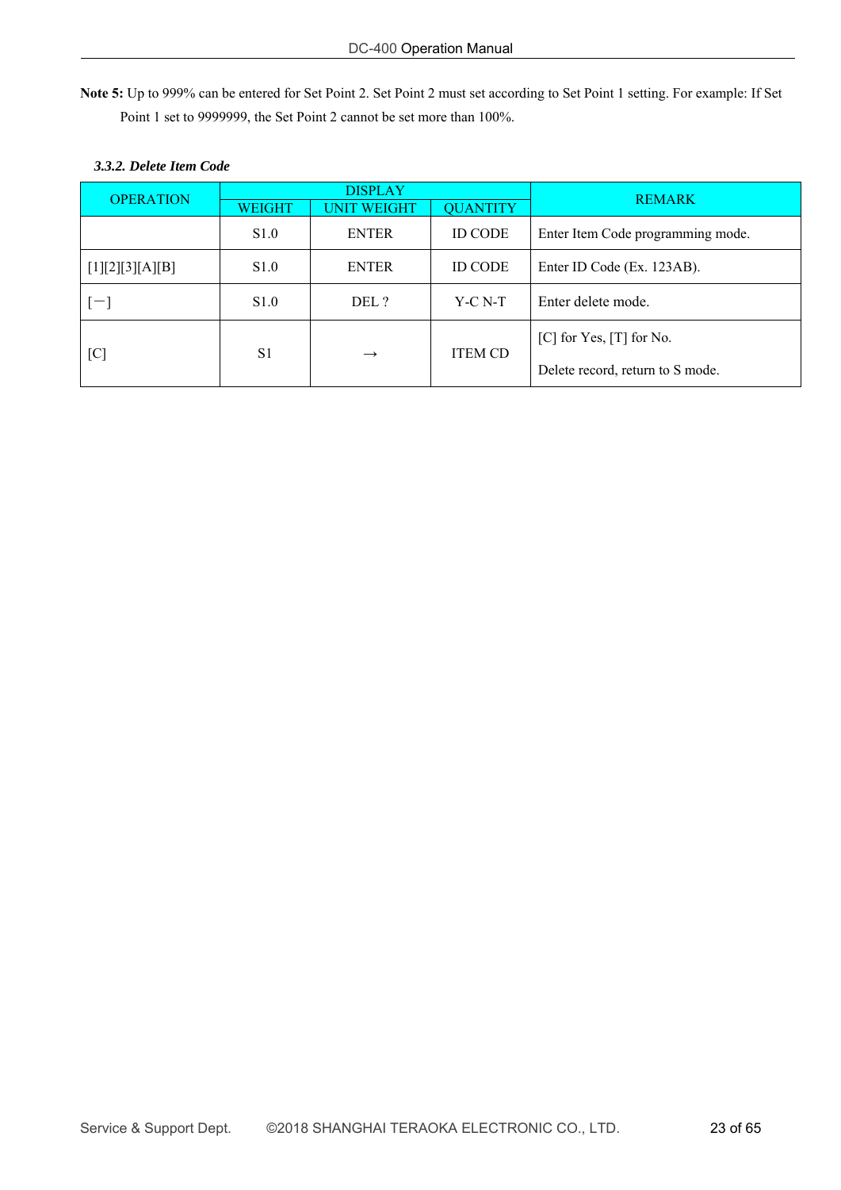**Note 5:** Up to 999% can be entered for Set Point 2. Set Point 2 must set according to Set Point 1 setting. For example: If Set Point 1 set to 9999999, the Set Point 2 cannot be set more than 100%.

### *3.3.2. Delete Item Code*

| OPERATION | DISPLAY | | | REMARK |
|---|---|---|---|---|
| | WEIGHT | UNIT WEIGHT | QUANTITY | |
| | S1.0 | ENTER | ID CODE | Enter Item Code programming mode. |
| [1][2][3][A][B] | S1.0 | ENTER | ID CODE | Enter ID Code (Ex. 123AB). |
| [－] | S1.0 | DEL ? | Y-C N-T | Enter delete mode. |
| [C] | S1 | → | ITEM CD | [C] for Yes, [T] for No.<br>Delete record, return to S mode. |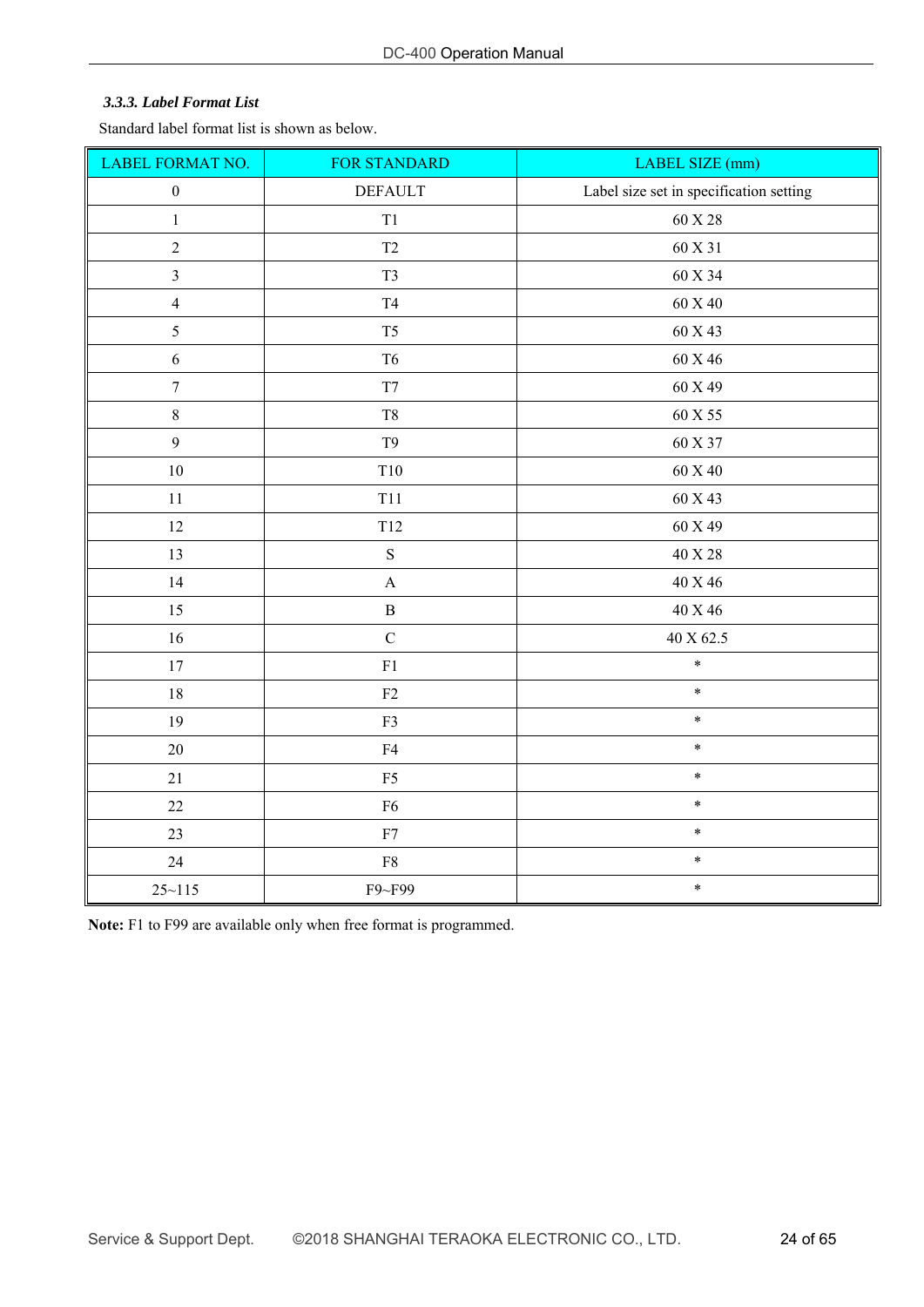### *3.3.3. Label Format List*

Standard label format list is shown as below.

| LABEL FORMAT NO. | FOR STANDARD | LABEL SIZE (mm) |
|---|---|---|
| 0 | DEFAULT | Label size set in specification setting |
| 1 | T1 | 60 X 28 |
| 2 | T2 | 60 X 31 |
| 3 | T3 | 60 X 34 |
| 4 | T4 | 60 X 40 |
| 5 | T5 | 60 X 43 |
| 6 | T6 | 60 X 46 |
| 7 | T7 | 60 X 49 |
| 8 | T8 | 60 X 55 |
| 9 | T9 | 60 X 37 |
| 10 | T10 | 60 X 40 |
| 11 | T11 | 60 X 43 |
| 12 | T12 | 60 X 49 |
| 13 | S | 40 X 28 |
| 14 | A | 40 X 46 |
| 15 | B | 40 X 46 |
| 16 | C | 40 X 62.5 |
| 17 | F1 | * |
| 18 | F2 | * |
| 19 | F3 | * |
| 20 | F4 | * |
| 21 | F5 | * |
| 22 | F6 | * |
| 23 | F7 | * |
| 24 | F8 | * |
| 25~115 | F9~F99 | * |

**Note:** F1 to F99 are available only when free format is programmed.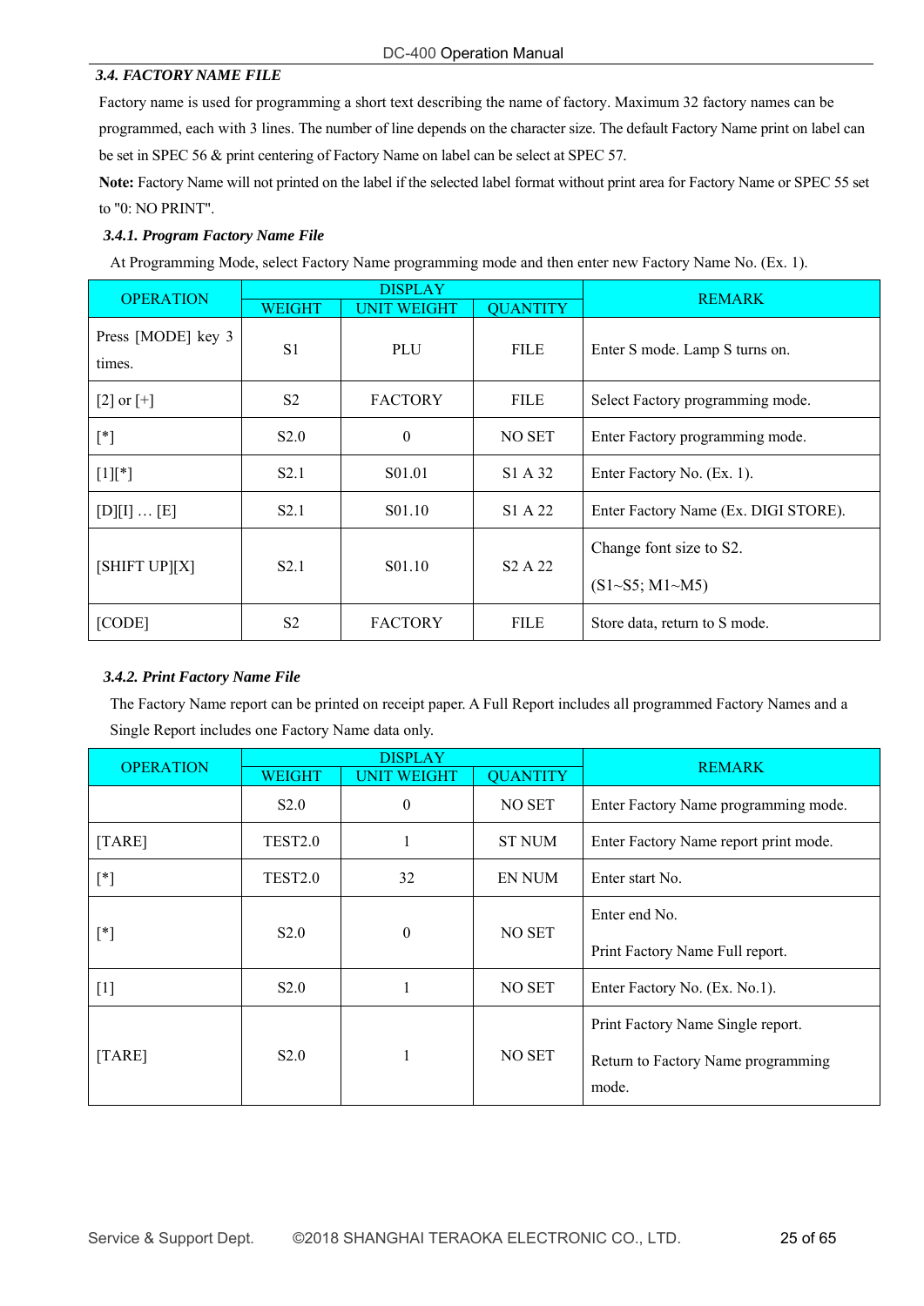### 3.4. FACTORY NAME FILE

Factory name is used for programming a short text describing the name of factory. Maximum 32 factory names can be programmed, each with 3 lines. The number of line depends on the character size. The default Factory Name print on label can be set in SPEC 56 & print centering of Factory Name on label can be select at SPEC 57.

**Note:** Factory Name will not printed on the label if the selected label format without print area for Factory Name or SPEC 55 set to "0: NO PRINT".

#### 3.4.1. Program Factory Name File

At Programming Mode, select Factory Name programming mode and then enter new Factory Name No. (Ex. 1).

| OPERATION | DISPLAY | | | REMARK |
|---|---|---|---|---|
| | WEIGHT | UNIT WEIGHT | QUANTITY | |
| Press [MODE] key 3 times. | S1 | PLU | FILE | Enter S mode. Lamp S turns on. |
| [2] or [+] | S2 | FACTORY | FILE | Select Factory programming mode. |
| [*] | S2.0 | 0 | NO SET | Enter Factory programming mode. |
| [1][*] | S2.1 | S01.01 | S1 A 32 | Enter Factory No. (Ex. 1). |
| [D][I] … [E] | S2.1 | S01.10 | S1 A 22 | Enter Factory Name (Ex. DIGI STORE). |
| [SHIFT UP][X] | S2.1 | S01.10 | S2 A 22 | Change font size to S2. (S1~S5; M1~M5) |
| [CODE] | S2 | FACTORY | FILE | Store data, return to S mode. |

#### 3.4.2. Print Factory Name File

The Factory Name report can be printed on receipt paper. A Full Report includes all programmed Factory Names and a Single Report includes one Factory Name data only.

| OPERATION | DISPLAY | | | REMARK |
|---|---|---|---|---|
| | WEIGHT | UNIT WEIGHT | QUANTITY | |
| | S2.0 | 0 | NO SET | Enter Factory Name programming mode. |
| [TARE] | TEST2.0 | 1 | ST NUM | Enter Factory Name report print mode. |
| [*] | TEST2.0 | 32 | EN NUM | Enter start No. |
| [*] | S2.0 | 0 | NO SET | Enter end No. Print Factory Name Full report. |
| [1] | S2.0 | 1 | NO SET | Enter Factory No. (Ex. No.1). |
| [TARE] | S2.0 | 1 | NO SET | Print Factory Name Single report. Return to Factory Name programming mode. |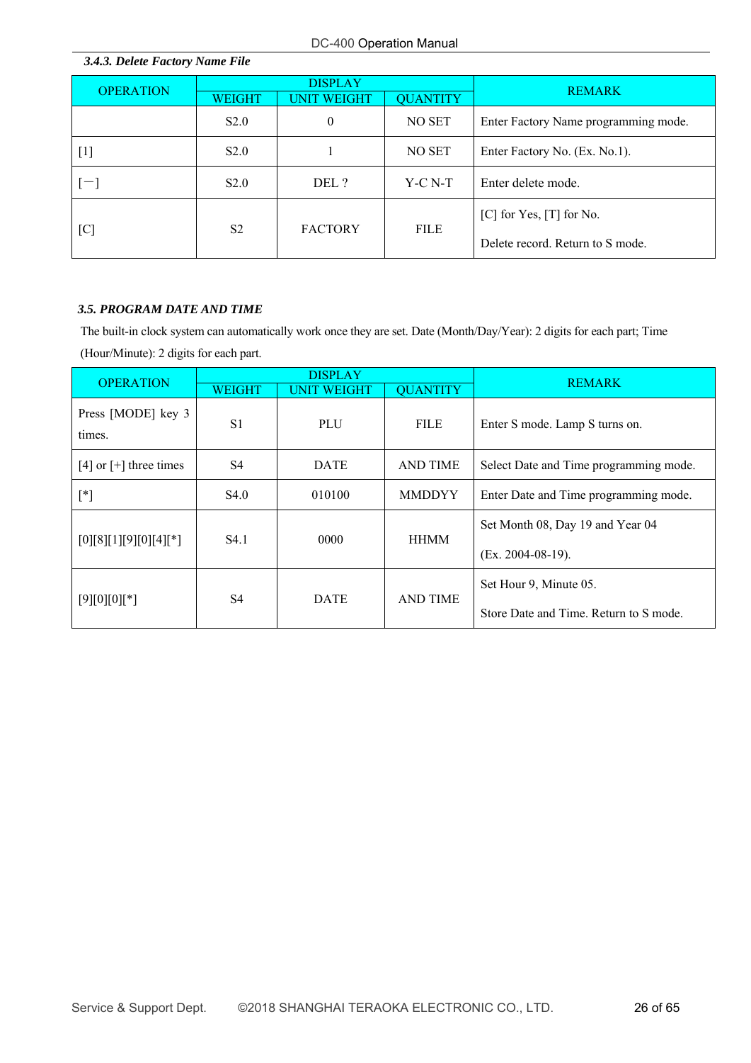### 3.4.3. Delete Factory Name File

| OPERATION | DISPLAY | | | REMARK |
|---|---|---|---|---|
| | WEIGHT | UNIT WEIGHT | QUANTITY | |
| | S2.0 | 0 | NO SET | Enter Factory Name programming mode. |
| [1] | S2.0 | 1 | NO SET | Enter Factory No. (Ex. No.1). |
| [－] | S2.0 | DEL ? | Y-C N-T | Enter delete mode. |
| [C] | S2 | FACTORY | FILE | [C] for Yes, [T] for No.<br>Delete record. Return to S mode. |

## 3.5. PROGRAM DATE AND TIME

The built-in clock system can automatically work once they are set. Date (Month/Day/Year): 2 digits for each part; Time (Hour/Minute): 2 digits for each part.

| OPERATION | DISPLAY | | | REMARK |
|---|---|---|---|---|
| | WEIGHT | UNIT WEIGHT | QUANTITY | |
| Press [MODE] key 3 times. | S1 | PLU | FILE | Enter S mode. Lamp S turns on. |
| [4] or [+] three times | S4 | DATE | AND TIME | Select Date and Time programming mode. |
| [*] | S4.0 | 010100 | MMDDYY | Enter Date and Time programming mode. |
| [0][8][1][9][0][4][*] | S4.1 | 0000 | HHMM | Set Month 08, Day 19 and Year 04<br>(Ex. 2004-08-19). |
| [9][0][0][*] | S4 | DATE | AND TIME | Set Hour 9, Minute 05.<br>Store Date and Time. Return to S mode. |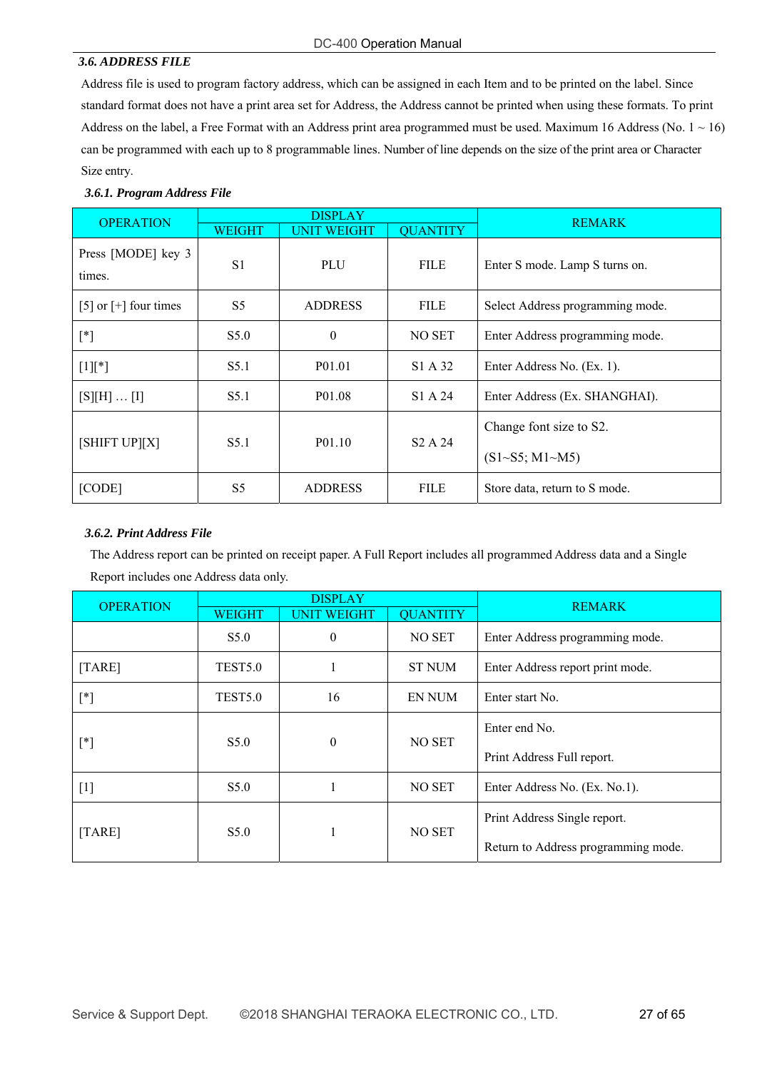### 3.6. ADDRESS FILE

Address file is used to program factory address, which can be assigned in each Item and to be printed on the label. Since standard format does not have a print area set for Address, the Address cannot be printed when using these formats. To print Address on the label, a Free Format with an Address print area programmed must be used. Maximum 16 Address (No. 1 ~ 16) can be programmed with each up to 8 programmable lines. Number of line depends on the size of the print area or Character Size entry.

#### 3.6.1. Program Address File

| OPERATION | DISPLAY | | | REMARK |
|---|---|---|---|---|
| | WEIGHT | UNIT WEIGHT | QUANTITY | |
| Press [MODE] key 3 times. | S1 | PLU | FILE | Enter S mode. Lamp S turns on. |
| [5] or [+] four times | S5 | ADDRESS | FILE | Select Address programming mode. |
| [*] | S5.0 | 0 | NO SET | Enter Address programming mode. |
| [1][*] | S5.1 | P01.01 | S1 A 32 | Enter Address No. (Ex. 1). |
| [S][H] … [I] | S5.1 | P01.08 | S1 A 24 | Enter Address (Ex. SHANGHAI). |
| [SHIFT UP][X] | S5.1 | P01.10 | S2 A 24 | Change font size to S2. (S1~S5; M1~M5) |
| [CODE] | S5 | ADDRESS | FILE | Store data, return to S mode. |

#### 3.6.2. Print Address File

The Address report can be printed on receipt paper. A Full Report includes all programmed Address data and a Single Report includes one Address data only.

| OPERATION | DISPLAY | | | REMARK |
|---|---|---|---|---|
| | WEIGHT | UNIT WEIGHT | QUANTITY | |
| | S5.0 | 0 | NO SET | Enter Address programming mode. |
| [TARE] | TEST5.0 | 1 | ST NUM | Enter Address report print mode. |
| [*] | TEST5.0 | 16 | EN NUM | Enter start No. |
| [*] | S5.0 | 0 | NO SET | Enter end No. Print Address Full report. |
| [1] | S5.0 | 1 | NO SET | Enter Address No. (Ex. No.1). |
| [TARE] | S5.0 | 1 | NO SET | Print Address Single report. Return to Address programming mode. |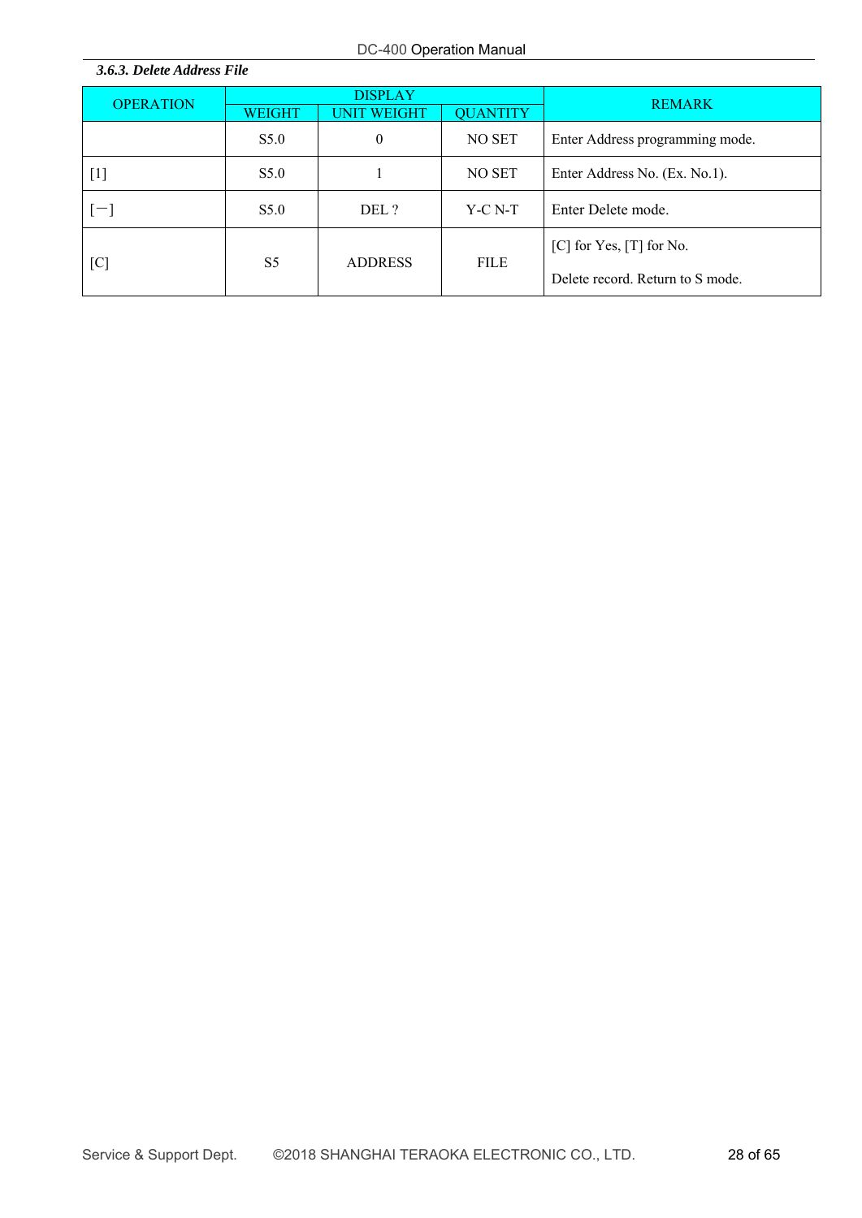### *3.6.3. Delete Address File*

| OPERATION | DISPLAY | | | REMARK |
|---|---|---|---|---|
| | WEIGHT | UNIT WEIGHT | QUANTITY | |
| | S5.0 | 0 | NO SET | Enter Address programming mode. |
| [1] | S5.0 | 1 | NO SET | Enter Address No. (Ex. No.1). |
| [－] | S5.0 | DEL ? | Y-C N-T | Enter Delete mode. |
| [C] | S5 | ADDRESS | FILE | [C] for Yes, [T] for No.<br>Delete record. Return to S mode. |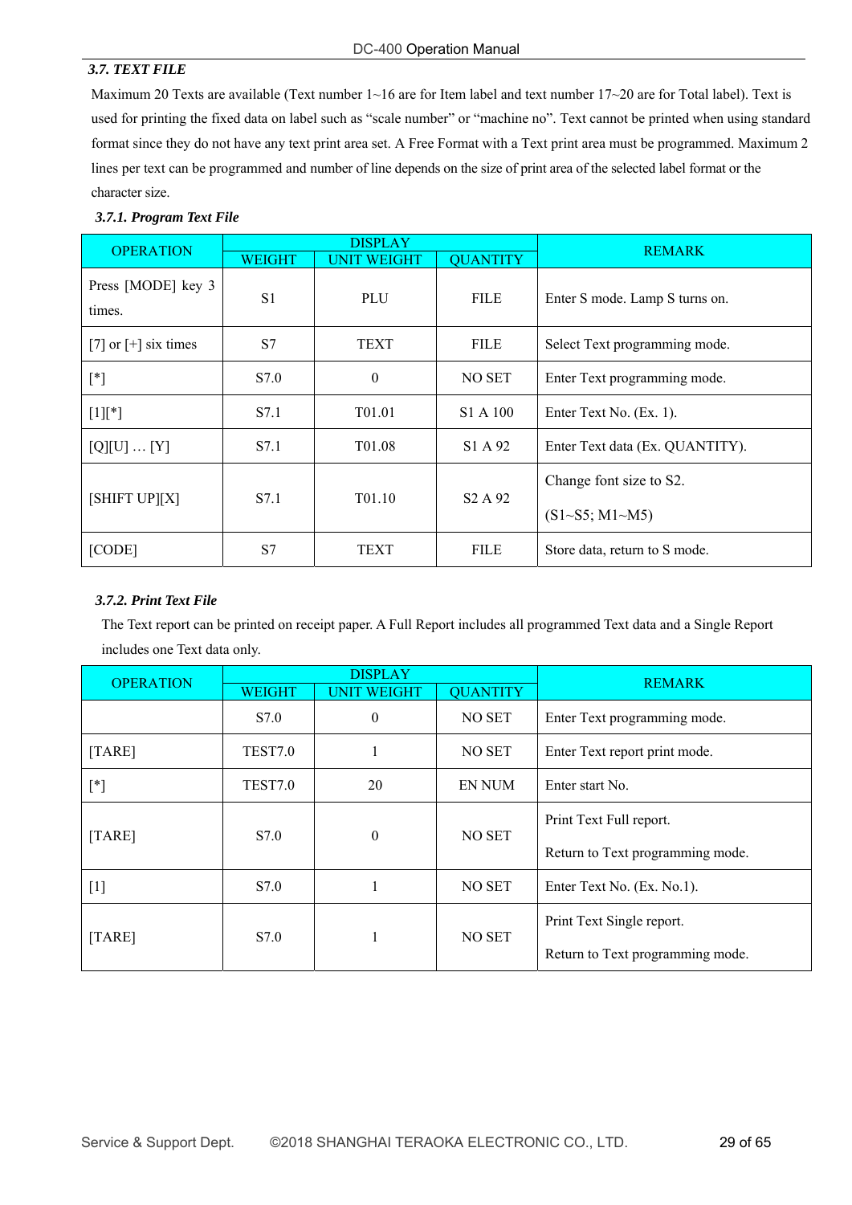### *3.7. TEXT FILE*

Maximum 20 Texts are available (Text number 1~16 are for Item label and text number 17~20 are for Total label). Text is used for printing the fixed data on label such as "scale number" or "machine no". Text cannot be printed when using standard format since they do not have any text print area set. A Free Format with a Text print area must be programmed. Maximum 2 lines per text can be programmed and number of line depends on the size of print area of the selected label format or the character size.

#### *3.7.1. Program Text File*

| OPERATION | DISPLAY | | | REMARK |
|---|---|---|---|---|
| | WEIGHT | UNIT WEIGHT | QUANTITY | |
| Press [MODE] key 3 times. | S1 | PLU | FILE | Enter S mode. Lamp S turns on. |
| [7] or [+] six times | S7 | TEXT | FILE | Select Text programming mode. |
| [*] | S7.0 | 0 | NO SET | Enter Text programming mode. |
| [1][*] | S7.1 | T01.01 | S1 A 100 | Enter Text No. (Ex. 1). |
| [Q][U] … [Y] | S7.1 | T01.08 | S1 A 92 | Enter Text data (Ex. QUANTITY). |
| [SHIFT UP][X] | S7.1 | T01.10 | S2 A 92 | Change font size to S2.<br>(S1~S5; M1~M5) |
| [CODE] | S7 | TEXT | FILE | Store data, return to S mode. |

#### *3.7.2. Print Text File*

The Text report can be printed on receipt paper. A Full Report includes all programmed Text data and a Single Report includes one Text data only.

| OPERATION | DISPLAY | | | REMARK |
|---|---|---|---|---|
| | WEIGHT | UNIT WEIGHT | QUANTITY | |
| | S7.0 | 0 | NO SET | Enter Text programming mode. |
| [TARE] | TEST7.0 | 1 | NO SET | Enter Text report print mode. |
| [*] | TEST7.0 | 20 | EN NUM | Enter start No. |
| [TARE] | S7.0 | 0 | NO SET | Print Text Full report.<br>Return to Text programming mode. |
| [1] | S7.0 | 1 | NO SET | Enter Text No. (Ex. No.1). |
| [TARE] | S7.0 | 1 | NO SET | Print Text Single report.<br>Return to Text programming mode. |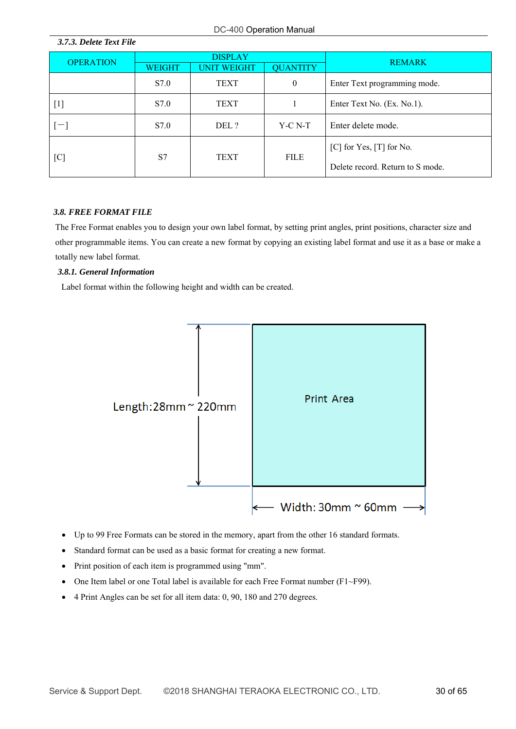### *3.7.3. Delete Text File*

| OPERATION | DISPLAY | | | REMARK |
|---|---|---|---|---|
| | WEIGHT | UNIT WEIGHT | QUANTITY | |
| | S7.0 | TEXT | 0 | Enter Text programming mode. |
| [1] | S7.0 | TEXT | 1 | Enter Text No. (Ex. No.1). |
| [−] | S7.0 | DEL ? | Y-C N-T | Enter delete mode. |
| [C] | S7 | TEXT | FILE | [C] for Yes, [T] for No.<br><br>Delete record. Return to S mode. |

## *3.8. FREE FORMAT FILE*

The Free Format enables you to design your own label format, by setting print angles, print positions, character size and other programmable items. You can create a new format by copying an existing label format and use it as a base or make a totally new label format.

### *3.8.1. General Information*

Label format within the following height and width can be created.

Print Area

Length:28mm ~ 220mm

Width: 30mm ~ 60mm

- Up to 99 Free Formats can be stored in the memory, apart from the other 16 standard formats.
- Standard format can be used as a basic format for creating a new format.
- Print position of each item is programmed using "mm".
- One Item label or one Total label is available for each Free Format number (F1~F99).
- 4 Print Angles can be set for all item data: 0, 90, 180 and 270 degrees.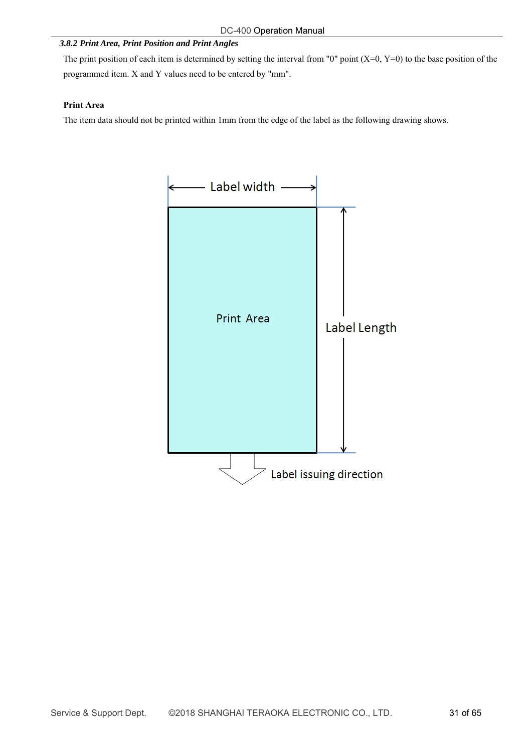### 3.8.2 Print Area, Print Position and Print Angles

The print position of each item is determined by setting the interval from "0" point (X=0, Y=0) to the base position of the programmed item. X and Y values need to be entered by "mm".

**Print Area**

The item data should not be printed within 1mm from the edge of the label as the following drawing shows.

Label width

Print Area

Label Length

Label issuing direction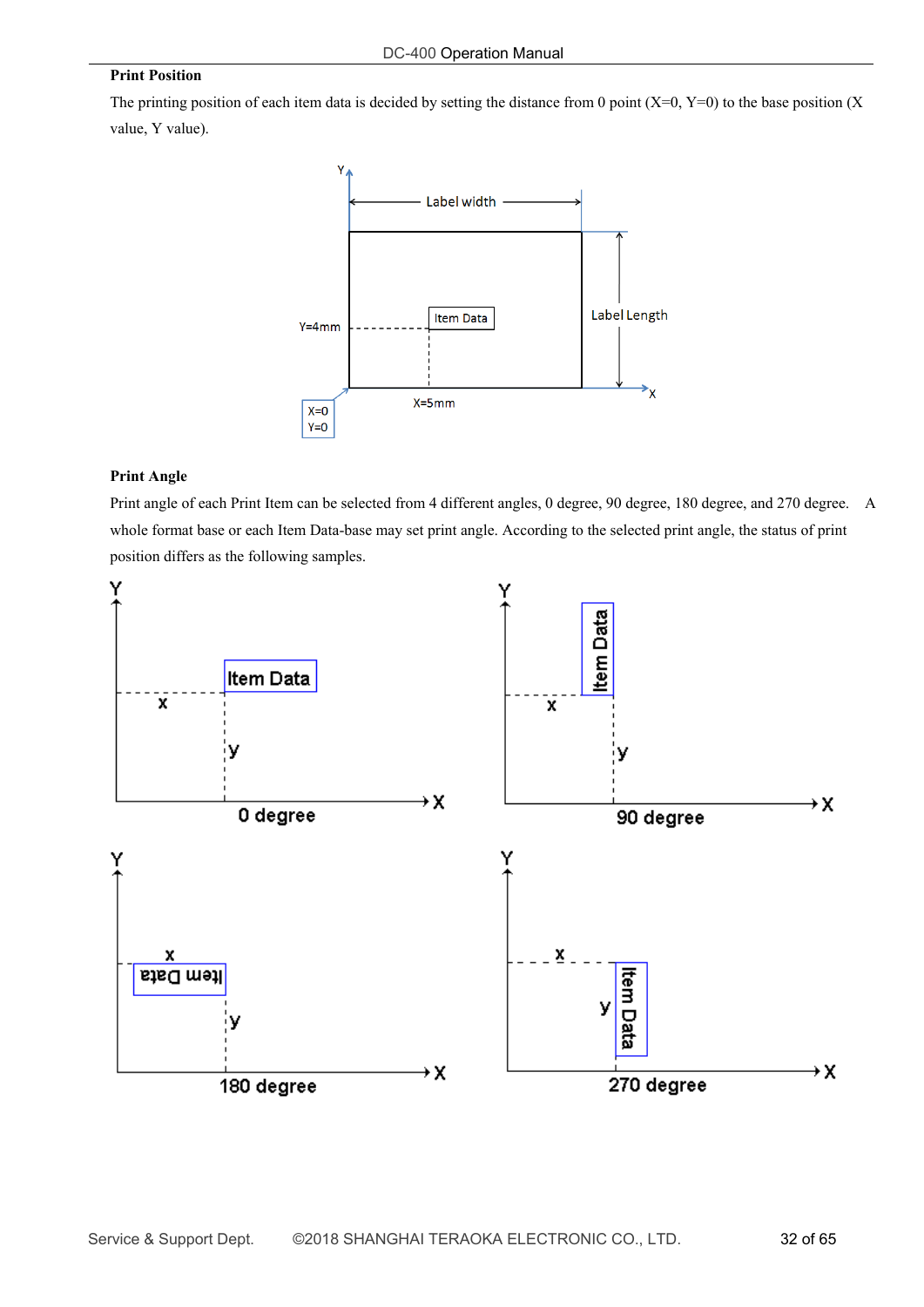### Print Position

The printing position of each item data is decided by setting the distance from 0 point (X=0, Y=0) to the base position (X value, Y value).

### Print Angle

Print angle of each Print Item can be selected from 4 different angles, 0 degree, 90 degree, 180 degree, and 270 degree. A whole format base or each Item Data-base may set print angle. According to the selected print angle, the status of print position differs as the following samples.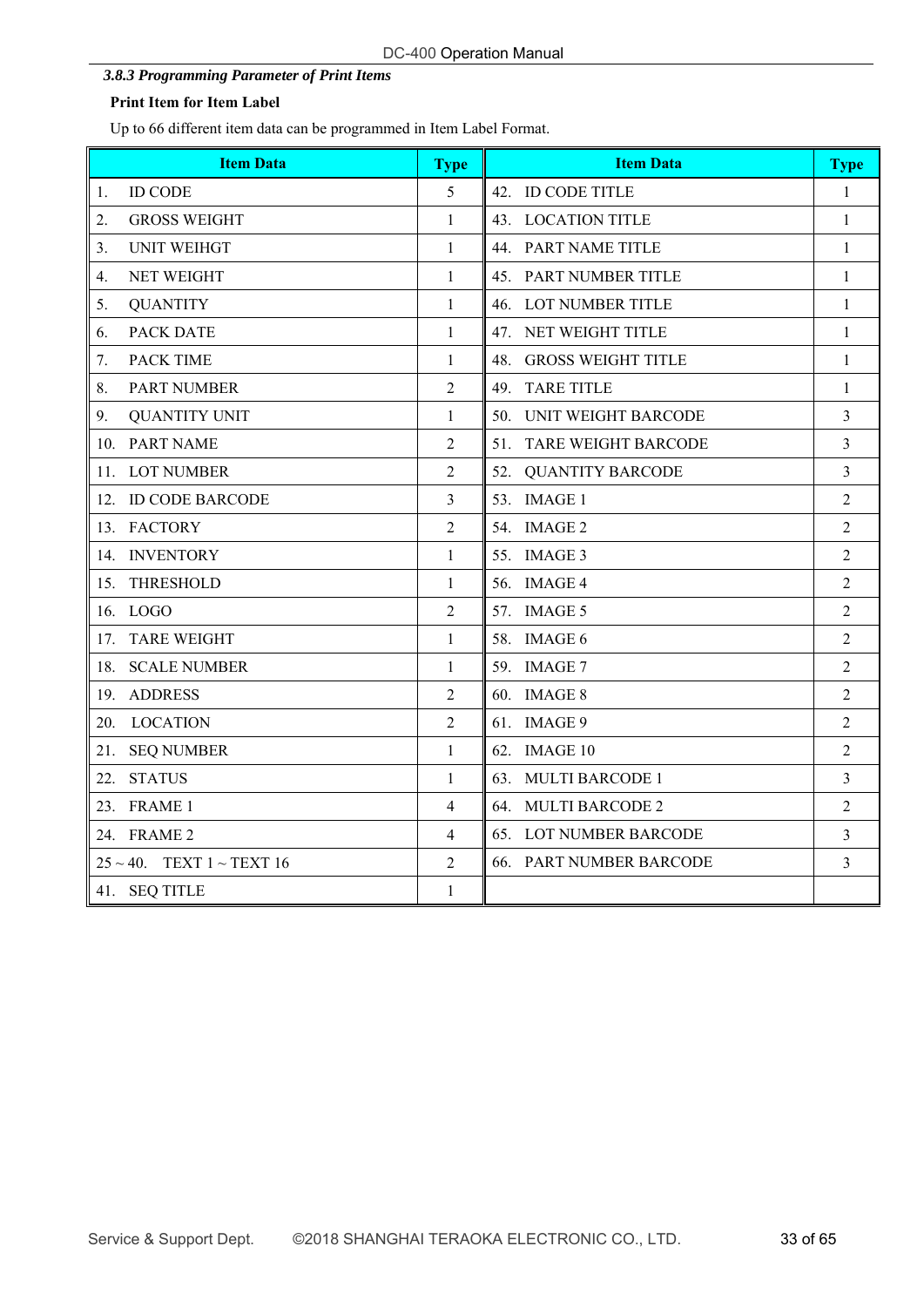### *3.8.3 Programming Parameter of Print Items*

**Print Item for Item Label**

Up to 66 different item data can be programmed in Item Label Format.

| Item Data | Type | Item Data | Type |
|---|---|---|---|
| 1. ID CODE | 5 | 42. ID CODE TITLE | 1 |
| 2. GROSS WEIGHT | 1 | 43. LOCATION TITLE | 1 |
| 3. UNIT WEIHGT | 1 | 44. PART NAME TITLE | 1 |
| 4. NET WEIGHT | 1 | 45. PART NUMBER TITLE | 1 |
| 5. QUANTITY | 1 | 46. LOT NUMBER TITLE | 1 |
| 6. PACK DATE | 1 | 47. NET WEIGHT TITLE | 1 |
| 7. PACK TIME | 1 | 48. GROSS WEIGHT TITLE | 1 |
| 8. PART NUMBER | 2 | 49. TARE TITLE | 1 |
| 9. QUANTITY UNIT | 1 | 50. UNIT WEIGHT BARCODE | 3 |
| 10. PART NAME | 2 | 51. TARE WEIGHT BARCODE | 3 |
| 11. LOT NUMBER | 2 | 52. QUANTITY BARCODE | 3 |
| 12. ID CODE BARCODE | 3 | 53. IMAGE 1 | 2 |
| 13. FACTORY | 2 | 54. IMAGE 2 | 2 |
| 14. INVENTORY | 1 | 55. IMAGE 3 | 2 |
| 15. THRESHOLD | 1 | 56. IMAGE 4 | 2 |
| 16. LOGO | 2 | 57. IMAGE 5 | 2 |
| 17. TARE WEIGHT | 1 | 58. IMAGE 6 | 2 |
| 18. SCALE NUMBER | 1 | 59. IMAGE 7 | 2 |
| 19. ADDRESS | 2 | 60. IMAGE 8 | 2 |
| 20. LOCATION | 2 | 61. IMAGE 9 | 2 |
| 21. SEQ NUMBER | 1 | 62. IMAGE 10 | 2 |
| 22. STATUS | 1 | 63. MULTI BARCODE 1 | 3 |
| 23. FRAME 1 | 4 | 64. MULTI BARCODE 2 | 2 |
| 24. FRAME 2 | 4 | 65. LOT NUMBER BARCODE | 3 |
| 25 ~ 40. TEXT 1 ~ TEXT 16 | 2 | 66. PART NUMBER BARCODE | 3 |
| 41. SEQ TITLE | 1 | | |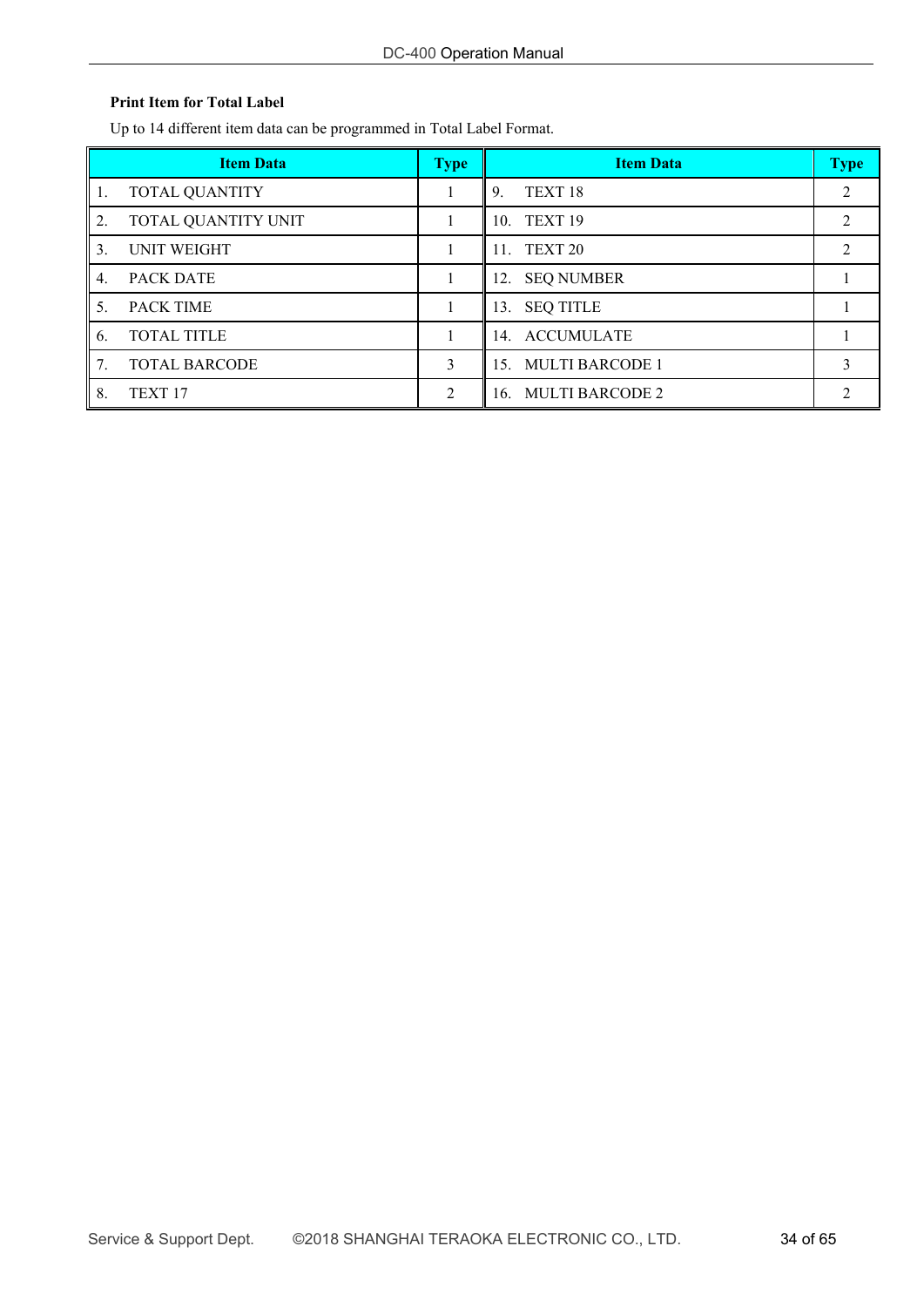**Print Item for Total Label**

Up to 14 different item data can be programmed in Total Label Format.

| Item Data | Type | Item Data | Type |
|---|---|---|---|
| 1. TOTAL QUANTITY | 1 | 9. TEXT 18 | 2 |
| 2. TOTAL QUANTITY UNIT | 1 | 10. TEXT 19 | 2 |
| 3. UNIT WEIGHT | 1 | 11. TEXT 20 | 2 |
| 4. PACK DATE | 1 | 12. SEQ NUMBER | 1 |
| 5. PACK TIME | 1 | 13. SEQ TITLE | 1 |
| 6. TOTAL TITLE | 1 | 14. ACCUMULATE | 1 |
| 7. TOTAL BARCODE | 3 | 15. MULTI BARCODE 1 | 3 |
| 8. TEXT 17 | 2 | 16. MULTI BARCODE 2 | 2 |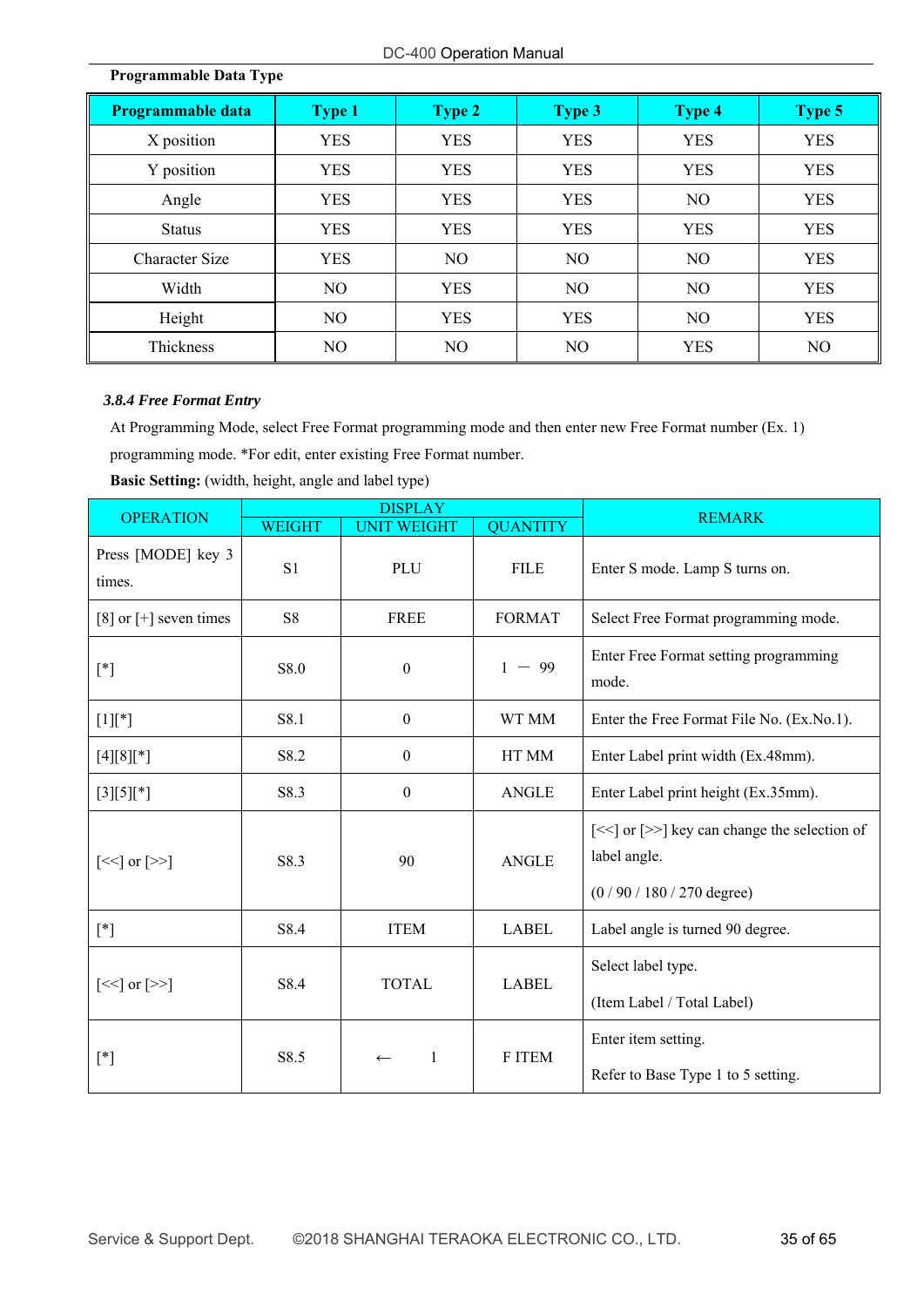**Programmable Data Type**

| Programmable data | Type 1 | Type 2 | Type 3 | Type 4 | Type 5 |
|---|---|---|---|---|---|
| X position | YES | YES | YES | YES | YES |
| Y position | YES | YES | YES | YES | YES |
| Angle | YES | YES | YES | NO | YES |
| Status | YES | YES | YES | YES | YES |
| Character Size | YES | NO | NO | NO | YES |
| Width | NO | YES | NO | NO | YES |
| Height | NO | YES | YES | NO | YES |
| Thickness | NO | NO | NO | YES | NO |

### *3.8.4 Free Format Entry*

At Programming Mode, select Free Format programming mode and then enter new Free Format number (Ex. 1) programming mode. *For edit, enter existing Free Format number.

**Basic Setting:** (width, height, angle and label type)

| OPERATION | DISPLAY | | | REMARK |
|---|---|---|---|---|
| | WEIGHT | UNIT WEIGHT | QUANTITY | |
| Press [MODE] key 3 times. | S1 | PLU | FILE | Enter S mode. Lamp S turns on. |
| [8] or [+] seven times | S8 | FREE | FORMAT | Select Free Format programming mode. |
| [*] | S8.0 | 0 | 1 － 99 | Enter Free Format setting programming mode. |
| [1][*] | S8.1 | 0 | WT MM | Enter the Free Format File No. (Ex.No.1). |
| [4][8][*] | S8.2 | 0 | HT MM | Enter Label print width (Ex.48mm). |
| [3][5][*] | S8.3 | 0 | ANGLE | Enter Label print height (Ex.35mm). |
| [<<] or [>>] | S8.3 | 90 | ANGLE | [<<] or [>>] key can change the selection of label angle. (0 / 90 / 180 / 270 degree) |
| [*] | S8.4 | ITEM | LABEL | Label angle is turned 90 degree. |
| [<<] or [>>] | S8.4 | TOTAL | LABEL | Select label type. (Item Label / Total Label) |
| [*] | S8.5 | ← 1 | F ITEM | Enter item setting. Refer to Base Type 1 to 5 setting. |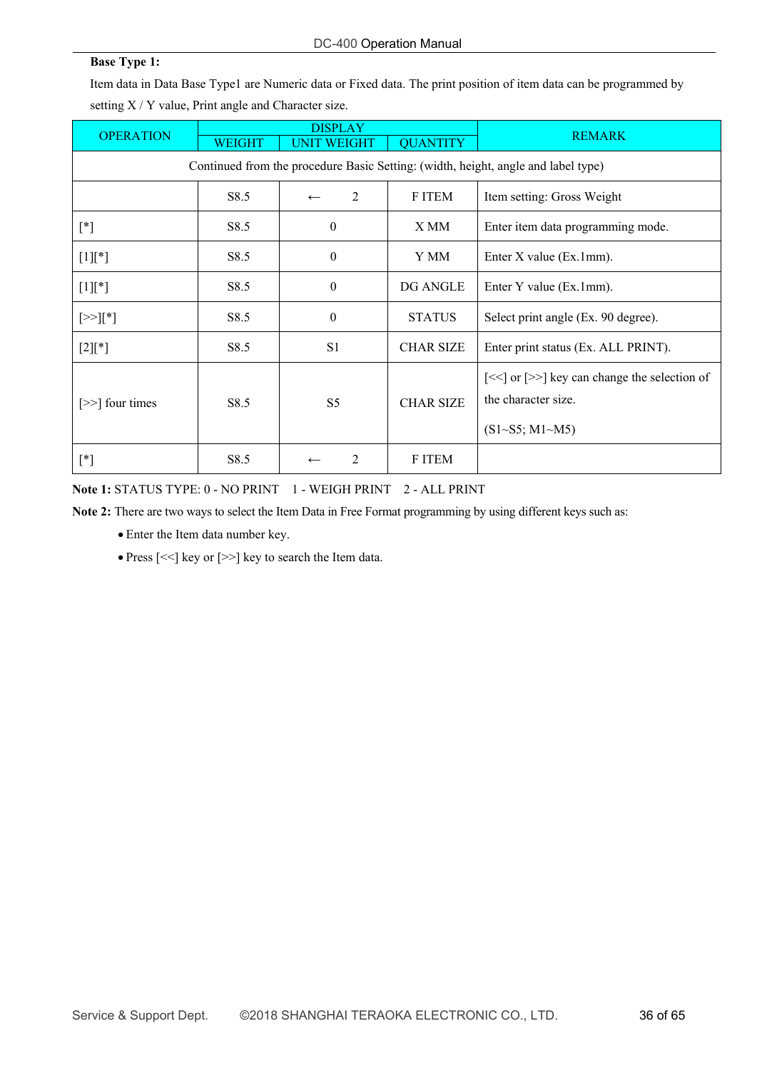**Base Type 1:**

Item data in Data Base Type1 are Numeric data or Fixed data. The print position of item data can be programmed by setting X / Y value, Print angle and Character size.

| OPERATION | DISPLAY | | | REMARK |
|---|---|---|---|---|
| | WEIGHT | UNIT WEIGHT | QUANTITY | |
| Continued from the procedure Basic Setting: (width, height, angle and label type) | | | | |
| | S8.5 | ← 2 | F ITEM | Item setting: Gross Weight |
| [*] | S8.5 | 0 | X MM | Enter item data programming mode. |
| [1][*] | S8.5 | 0 | Y MM | Enter X value (Ex.1mm). |
| [1][*] | S8.5 | 0 | DG ANGLE | Enter Y value (Ex.1mm). |
| [>>][*] | S8.5 | 0 | STATUS | Select print angle (Ex. 90 degree). |
| [2][*] | S8.5 | S1 | CHAR SIZE | Enter print status (Ex. ALL PRINT). |
| [>>] four times | S8.5 | S5 | CHAR SIZE | [<<] or [>>] key can change the selection of the character size. (S1~S5; M1~M5) |
| [*] | S8.5 | ← 2 | F ITEM | |

**Note 1:** STATUS TYPE: 0 - NO PRINT  1 - WEIGH PRINT  2 - ALL PRINT

**Note 2:** There are two ways to select the Item Data in Free Format programming by using different keys such as:

- Enter the Item data number key.
- Press [<<] key or [>>] key to search the Item data.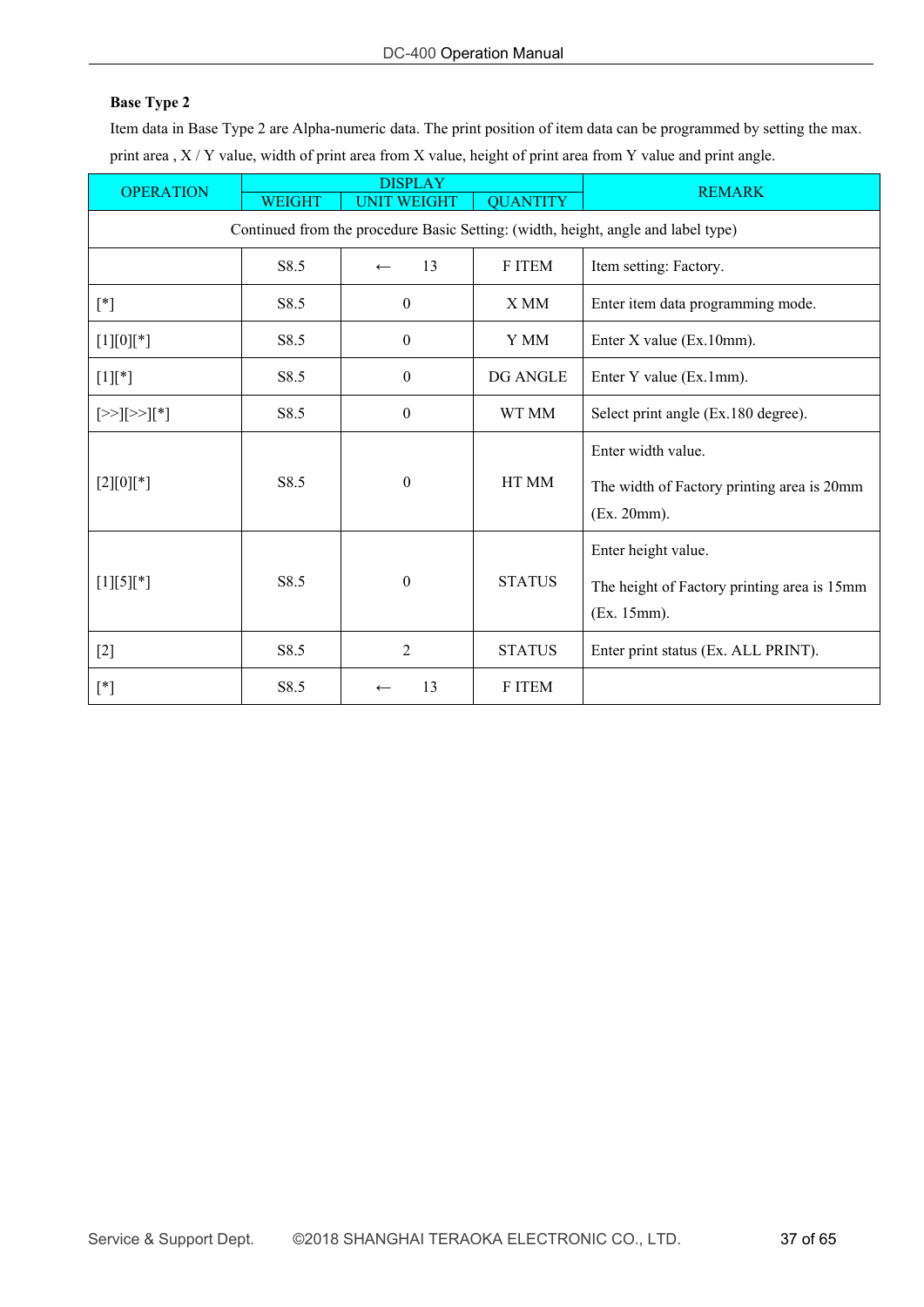**Base Type 2**

Item data in Base Type 2 are Alpha-numeric data. The print position of item data can be programmed by setting the max. print area , X / Y value, width of print area from X value, height of print area from Y value and print angle.

| OPERATION | DISPLAY | | | REMARK |
|---|---|---|---|---|
| | WEIGHT | UNIT WEIGHT | QUANTITY | |
| Continued from the procedure Basic Setting: (width, height, angle and label type) | | | | |
| | S8.5 | ← 13 | F ITEM | Item setting: Factory. |
| [*] | S8.5 | 0 | X MM | Enter item data programming mode. |
| [1][0][*] | S8.5 | 0 | Y MM | Enter X value (Ex.10mm). |
| [1][*] | S8.5 | 0 | DG ANGLE | Enter Y value (Ex.1mm). |
| [>>][>>][*] | S8.5 | 0 | WT MM | Select print angle (Ex.180 degree). |
| [2][0][*] | S8.5 | 0 | HT MM | Enter width value. The width of Factory printing area is 20mm (Ex. 20mm). |
| [1][5][*] | S8.5 | 0 | STATUS | Enter height value. The height of Factory printing area is 15mm (Ex. 15mm). |
| [2] | S8.5 | 2 | STATUS | Enter print status (Ex. ALL PRINT). |
| [*] | S8.5 | ← 13 | F ITEM | |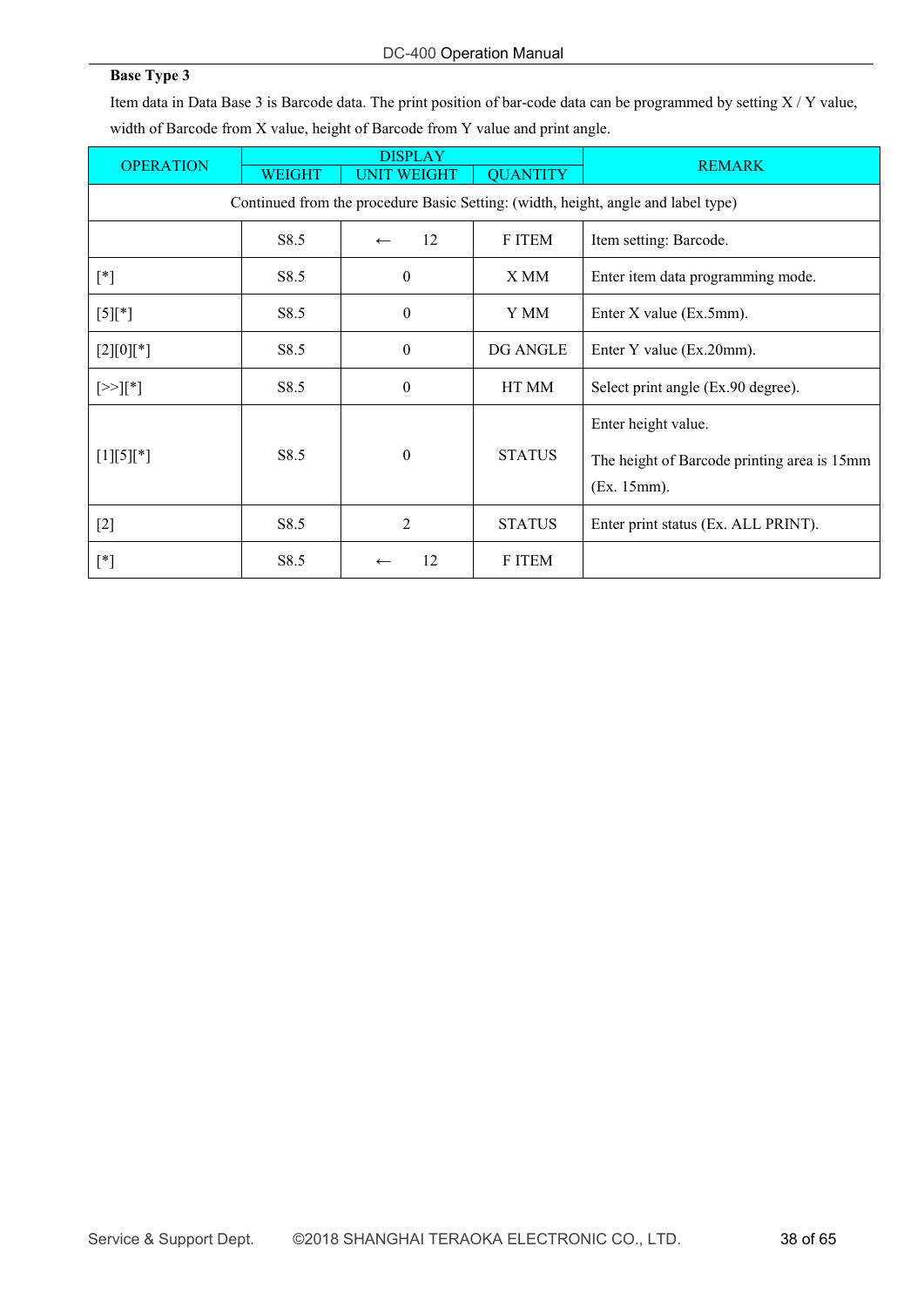**Base Type 3**

Item data in Data Base 3 is Barcode data. The print position of bar-code data can be programmed by setting X / Y value, width of Barcode from X value, height of Barcode from Y value and print angle.

| OPERATION | DISPLAY | | | REMARK |
|---|---|---|---|---|
| | WEIGHT | UNIT WEIGHT | QUANTITY | |
| Continued from the procedure Basic Setting: (width, height, angle and label type) | | | | |
| | S8.5 | ← 12 | F ITEM | Item setting: Barcode. |
| [*] | S8.5 | 0 | X MM | Enter item data programming mode. |
| [5][*] | S8.5 | 0 | Y MM | Enter X value (Ex.5mm). |
| [2][0][*] | S8.5 | 0 | DG ANGLE | Enter Y value (Ex.20mm). |
| [>>][*] | S8.5 | 0 | HT MM | Select print angle (Ex.90 degree). |
| [1][5][*] | S8.5 | 0 | STATUS | Enter height value. The height of Barcode printing area is 15mm (Ex. 15mm). |
| [2] | S8.5 | 2 | STATUS | Enter print status (Ex. ALL PRINT). |
| [*] | S8.5 | ← 12 | F ITEM | |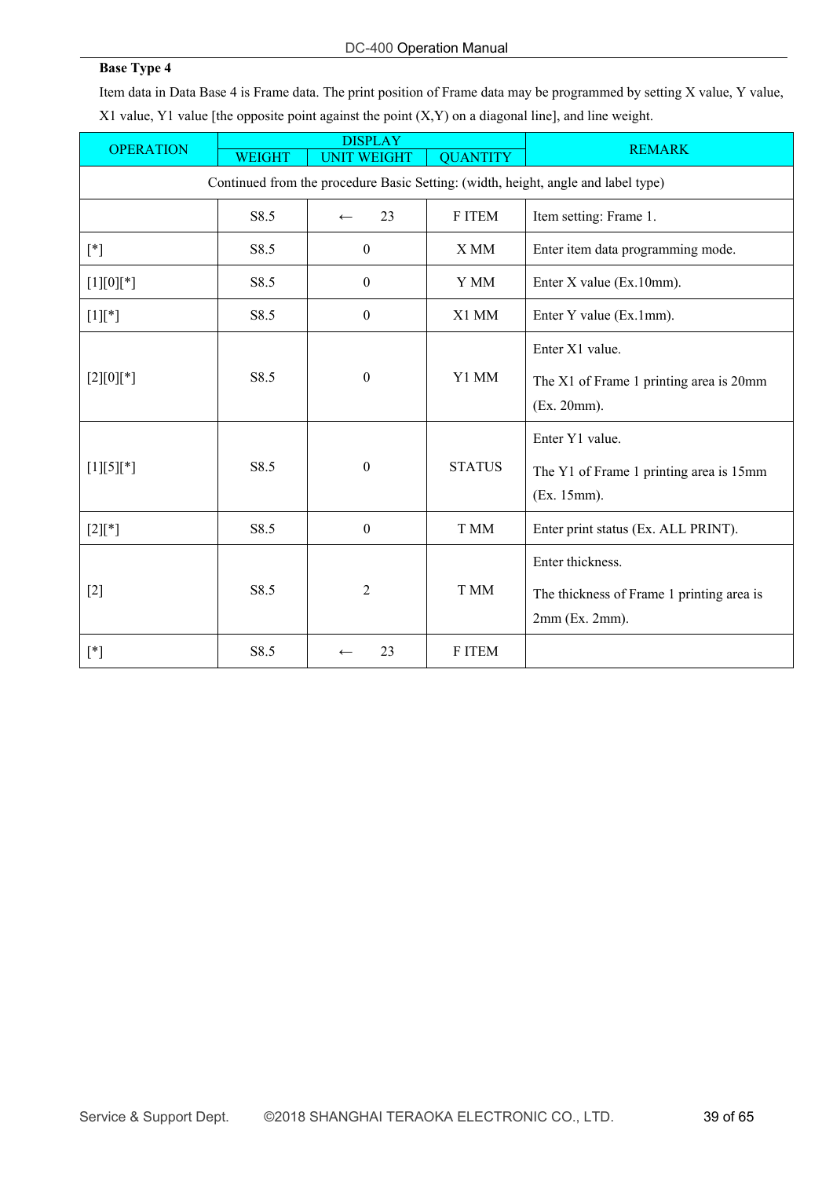**Base Type 4**

Item data in Data Base 4 is Frame data. The print position of Frame data may be programmed by setting X value, Y value, X1 value, Y1 value [the opposite point against the point (X,Y) on a diagonal line], and line weight.

| OPERATION | DISPLAY | | | REMARK |
|---|---|---|---|---|
| | WEIGHT | UNIT WEIGHT | QUANTITY | |
| Continued from the procedure Basic Setting: (width, height, angle and label type) | | | | |
| | S8.5 | ← 23 | F ITEM | Item setting: Frame 1. |
| [*] | S8.5 | 0 | X MM | Enter item data programming mode. |
| [1][0][*] | S8.5 | 0 | Y MM | Enter X value (Ex.10mm). |
| [1][*] | S8.5 | 0 | X1 MM | Enter Y value (Ex.1mm). |
| [2][0][*] | S8.5 | 0 | Y1 MM | Enter X1 value. The X1 of Frame 1 printing area is 20mm (Ex. 20mm). |
| [1][5][*] | S8.5 | 0 | STATUS | Enter Y1 value. The Y1 of Frame 1 printing area is 15mm (Ex. 15mm). |
| [2][*] | S8.5 | 0 | T MM | Enter print status (Ex. ALL PRINT). |
| [2] | S8.5 | 2 | T MM | Enter thickness. The thickness of Frame 1 printing area is 2mm (Ex. 2mm). |
| [*] | S8.5 | ← 23 | F ITEM | |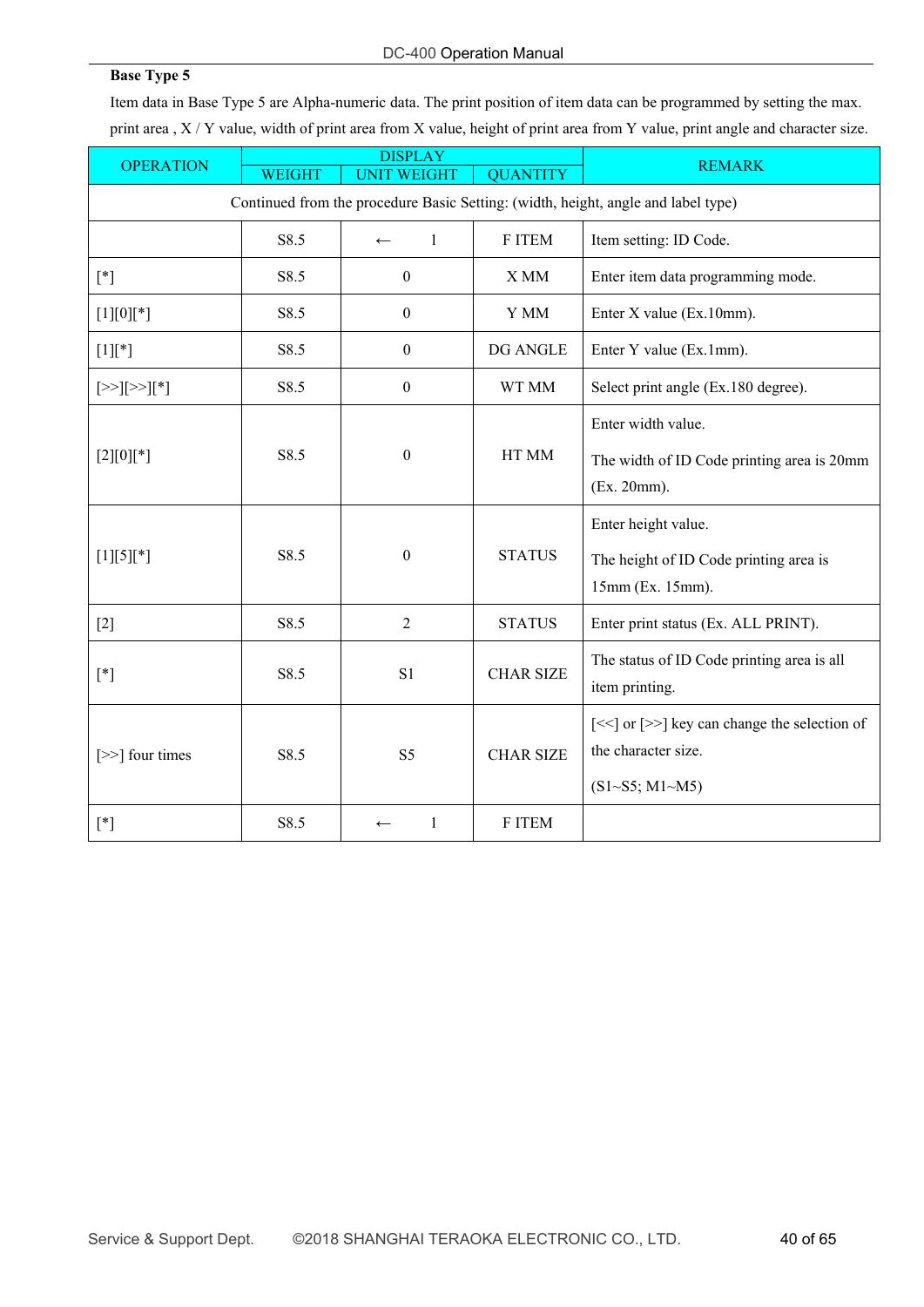**Base Type 5**

Item data in Base Type 5 are Alpha-numeric data. The print position of item data can be programmed by setting the max. print area , X / Y value, width of print area from X value, height of print area from Y value, print angle and character size.

| OPERATION | DISPLAY | | | REMARK |
|---|---|---|---|---|
| | WEIGHT | UNIT WEIGHT | QUANTITY | |
| Continued from the procedure Basic Setting: (width, height, angle and label type) | | | | |
| | S8.5 | ← 1 | F ITEM | Item setting: ID Code. |
| [*] | S8.5 | 0 | X MM | Enter item data programming mode. |
| [1][0][*] | S8.5 | 0 | Y MM | Enter X value (Ex.10mm). |
| [1][*] | S8.5 | 0 | DG ANGLE | Enter Y value (Ex.1mm). |
| [>>][>>][*] | S8.5 | 0 | WT MM | Select print angle (Ex.180 degree). |
| [2][0][*] | S8.5 | 0 | HT MM | Enter width value. The width of ID Code printing area is 20mm (Ex. 20mm). |
| [1][5][*] | S8.5 | 0 | STATUS | Enter height value. The height of ID Code printing area is 15mm (Ex. 15mm). |
| [2] | S8.5 | 2 | STATUS | Enter print status (Ex. ALL PRINT). |
| [*] | S8.5 | S1 | CHAR SIZE | The status of ID Code printing area is all item printing. |
| [>>] four times | S8.5 | S5 | CHAR SIZE | [<<] or [>>] key can change the selection of the character size. (S1~S5; M1~M5) |
| [*] | S8.5 | ← 1 | F ITEM | |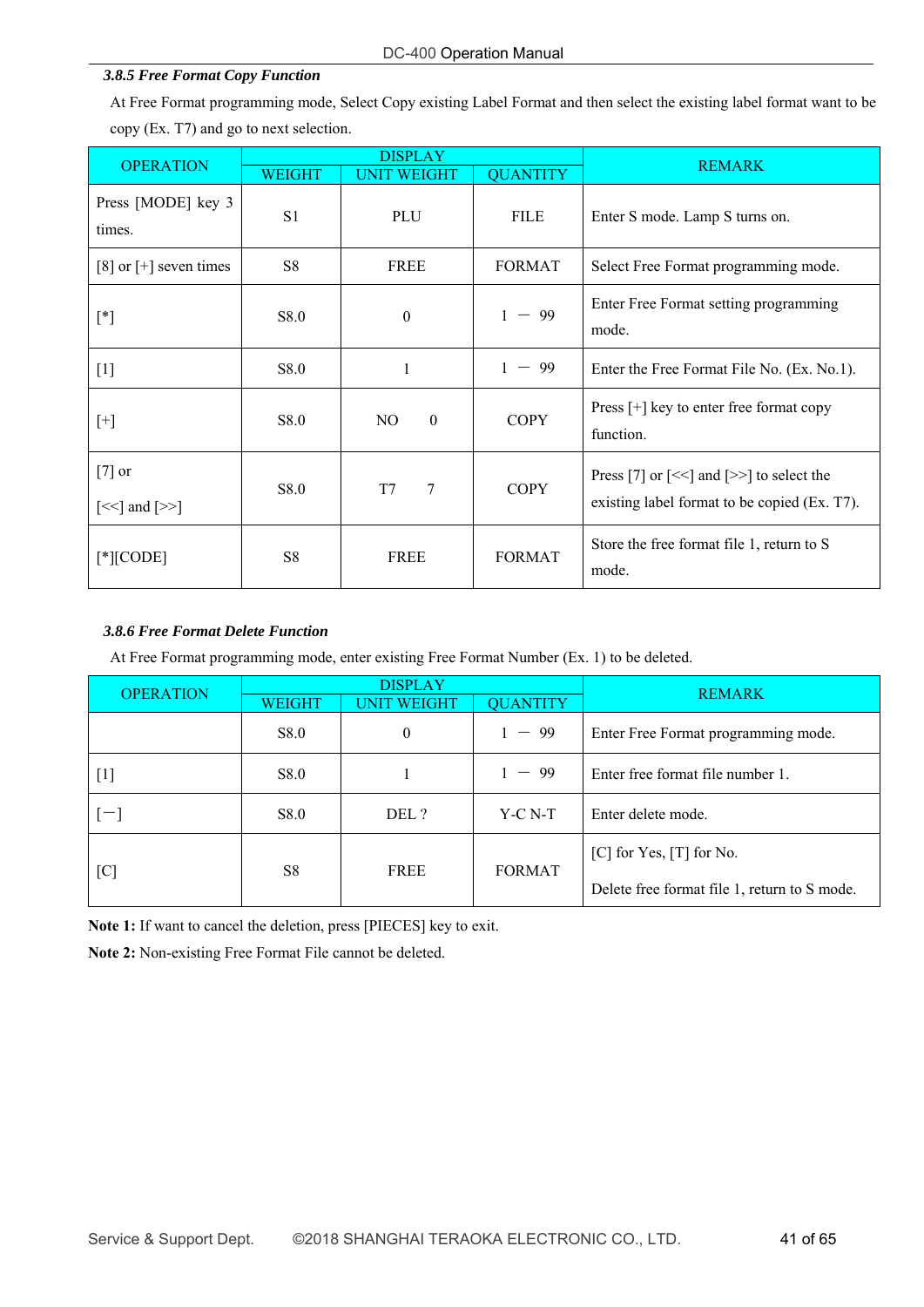### *3.8.5 Free Format Copy Function*

At Free Format programming mode, Select Copy existing Label Format and then select the existing label format want to be copy (Ex. T7) and go to next selection.

| OPERATION | DISPLAY | | | REMARK |
|---|---|---|---|---|
| | WEIGHT | UNIT WEIGHT | QUANTITY | |
| Press [MODE] key 3 times. | S1 | PLU | FILE | Enter S mode. Lamp S turns on. |
| [8] or [+] seven times | S8 | FREE | FORMAT | Select Free Format programming mode. |
| [*] | S8.0 | 0 | 1 － 99 | Enter Free Format setting programming mode. |
| [1] | S8.0 | 1 | 1 － 99 | Enter the Free Format File No. (Ex. No.1). |
| [+] | S8.0 | NO 0 | COPY | Press [+] key to enter free format copy function. |
| [7] or [<<] and [>>] | S8.0 | T7 7 | COPY | Press [7] or [<<] and [>>] to select the existing label format to be copied (Ex. T7). |
| [*][CODE] | S8 | FREE | FORMAT | Store the free format file 1, return to S mode. |

### *3.8.6 Free Format Delete Function*

At Free Format programming mode, enter existing Free Format Number (Ex. 1) to be deleted.

| OPERATION | DISPLAY | | | REMARK |
|---|---|---|---|---|
| | WEIGHT | UNIT WEIGHT | QUANTITY | |
| | S8.0 | 0 | 1 － 99 | Enter Free Format programming mode. |
| [1] | S8.0 | 1 | 1 － 99 | Enter free format file number 1. |
| [－] | S8.0 | DEL ? | Y-C N-T | Enter delete mode. |
| [C] | S8 | FREE | FORMAT | [C] for Yes, [T] for No. Delete free format file 1, return to S mode. |

**Note 1:** If want to cancel the deletion, press [PIECES] key to exit.

**Note 2:** Non-existing Free Format File cannot be deleted.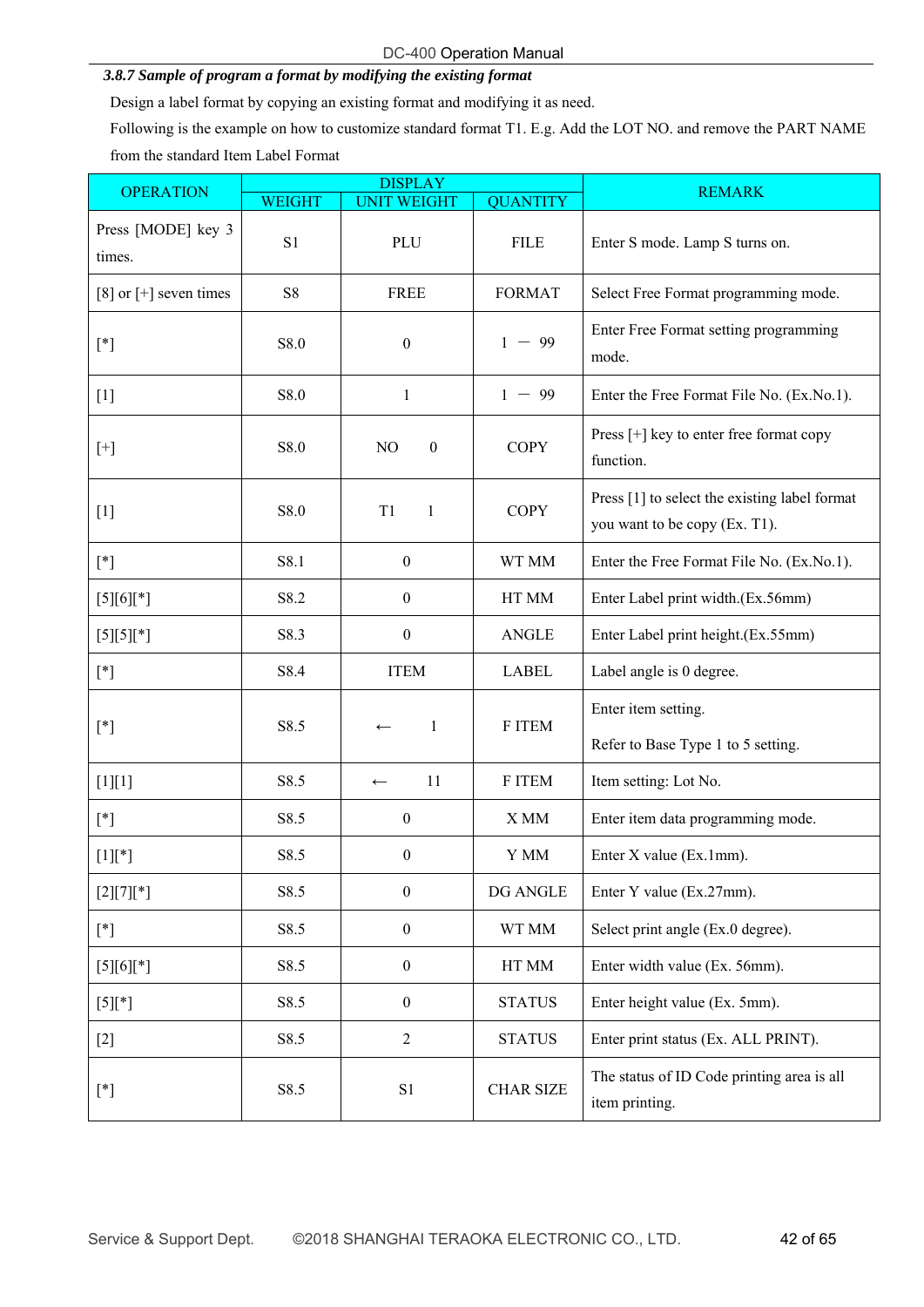### *3.8.7 Sample of program a format by modifying the existing format*

Design a label format by copying an existing format and modifying it as need.

Following is the example on how to customize standard format T1. E.g. Add the LOT NO. and remove the PART NAME from the standard Item Label Format

| OPERATION | DISPLAY | | | REMARK |
|---|---|---|---|---|
| | WEIGHT | UNIT WEIGHT | QUANTITY | |
| Press [MODE] key 3 times. | S1 | PLU | FILE | Enter S mode. Lamp S turns on. |
| [8] or [+] seven times | S8 | FREE | FORMAT | Select Free Format programming mode. |
| [*] | S8.0 | 0 | 1 － 99 | Enter Free Format setting programming mode. |
| [1] | S8.0 | 1 | 1 － 99 | Enter the Free Format File No. (Ex.No.1). |
| [+] | S8.0 | NO 0 | COPY | Press [+] key to enter free format copy function. |
| [1] | S8.0 | T1 1 | COPY | Press [1] to select the existing label format you want to be copy (Ex. T1). |
| [*] | S8.1 | 0 | WT MM | Enter the Free Format File No. (Ex.No.1). |
| [5][6][*] | S8.2 | 0 | HT MM | Enter Label print width.(Ex.56mm) |
| [5][5][*] | S8.3 | 0 | ANGLE | Enter Label print height.(Ex.55mm) |
| [*] | S8.4 | ITEM | LABEL | Label angle is 0 degree. |
| [*] | S8.5 | ← 1 | F ITEM | Enter item setting.<br>Refer to Base Type 1 to 5 setting. |
| [1][1] | S8.5 | ← 11 | F ITEM | Item setting: Lot No. |
| [*] | S8.5 | 0 | X MM | Enter item data programming mode. |
| [1][*] | S8.5 | 0 | Y MM | Enter X value (Ex.1mm). |
| [2][7][*] | S8.5 | 0 | DG ANGLE | Enter Y value (Ex.27mm). |
| [*] | S8.5 | 0 | WT MM | Select print angle (Ex.0 degree). |
| [5][6][*] | S8.5 | 0 | HT MM | Enter width value (Ex. 56mm). |
| [5][*] | S8.5 | 0 | STATUS | Enter height value (Ex. 5mm). |
| [2] | S8.5 | 2 | STATUS | Enter print status (Ex. ALL PRINT). |
| [*] | S8.5 | S1 | CHAR SIZE | The status of ID Code printing area is all item printing. |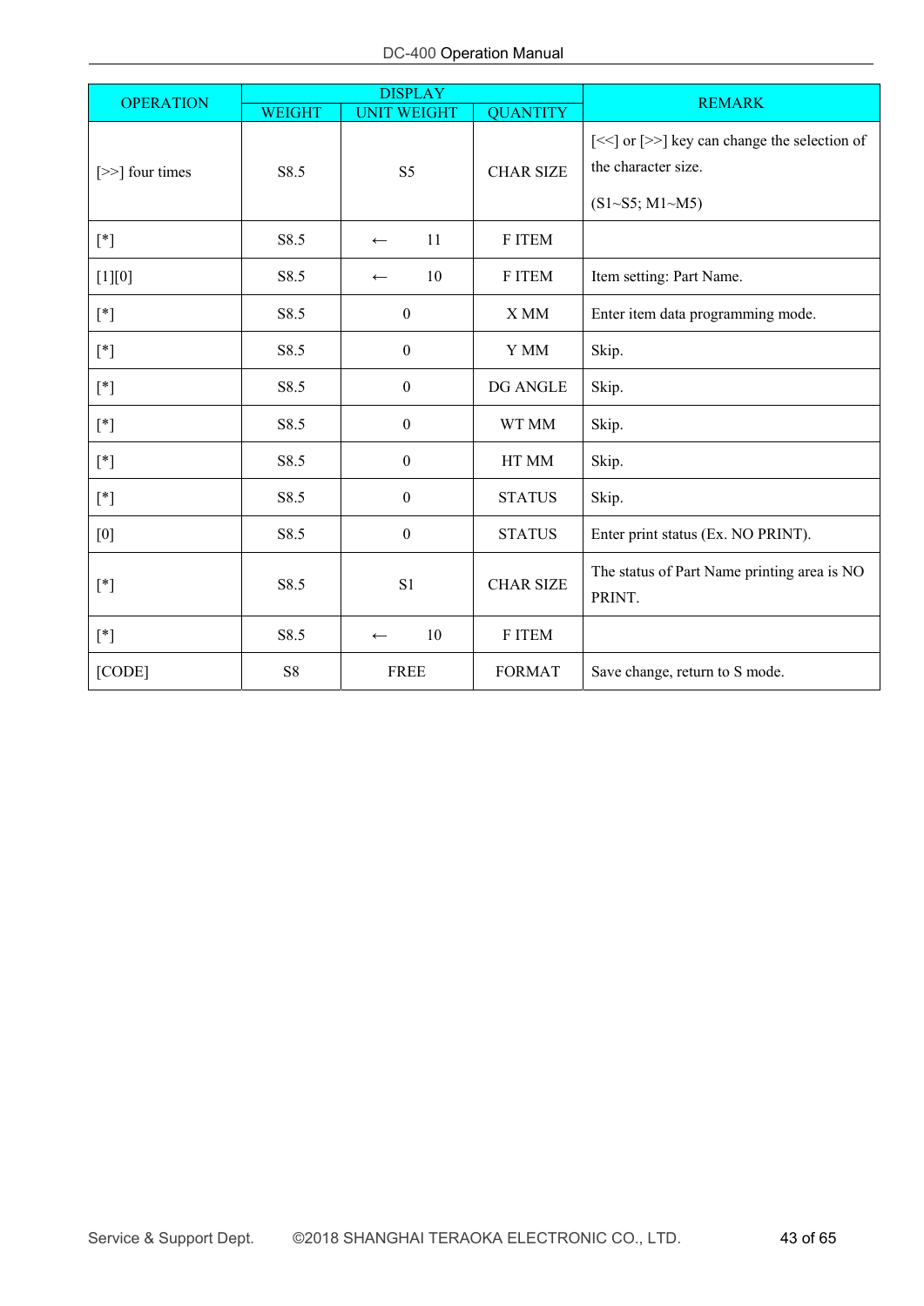| OPERATION | DISPLAY | | | REMARK |
|---|---|---|---|---|
| | WEIGHT | UNIT WEIGHT | QUANTITY | |
| [>>] four times | S8.5 | S5 | CHAR SIZE | [<<] or [>>] key can change the selection of the character size. (S1~S5; M1~M5) |
| [*] | S8.5 | ← 11 | F ITEM | |
| [1][0] | S8.5 | ← 10 | F ITEM | Item setting: Part Name. |
| [*] | S8.5 | 0 | X MM | Enter item data programming mode. |
| [*] | S8.5 | 0 | Y MM | Skip. |
| [*] | S8.5 | 0 | DG ANGLE | Skip. |
| [*] | S8.5 | 0 | WT MM | Skip. |
| [*] | S8.5 | 0 | HT MM | Skip. |
| [*] | S8.5 | 0 | STATUS | Skip. |
| [0] | S8.5 | 0 | STATUS | Enter print status (Ex. NO PRINT). |
| [*] | S8.5 | S1 | CHAR SIZE | The status of Part Name printing area is NO PRINT. |
| [*] | S8.5 | ← 10 | F ITEM | |
| [CODE] | S8 | FREE | FORMAT | Save change, return to S mode. |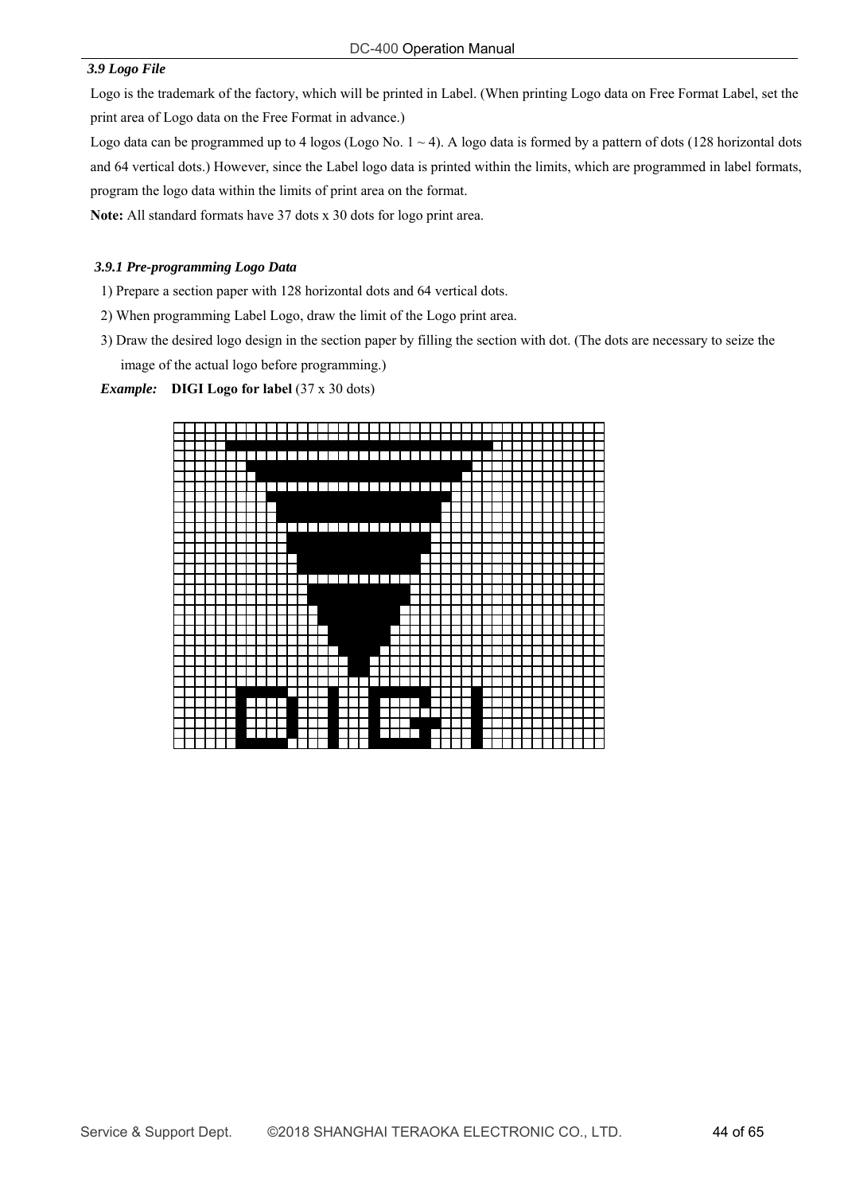### *3.9 Logo File*

Logo is the trademark of the factory, which will be printed in Label. (When printing Logo data on Free Format Label, set the print area of Logo data on the Free Format in advance.)

Logo data can be programmed up to 4 logos (Logo No. 1 ~ 4). A logo data is formed by a pattern of dots (128 horizontal dots and 64 vertical dots.) However, since the Label logo data is printed within the limits, which are programmed in label formats, program the logo data within the limits of print area on the format.

**Note:** All standard formats have 37 dots x 30 dots for logo print area.

#### *3.9.1 Pre-programming Logo Data*

1) Prepare a section paper with 128 horizontal dots and 64 vertical dots.
2) When programming Label Logo, draw the limit of the Logo print area.
3) Draw the desired logo design in the section paper by filling the section with dot. (The dots are necessary to seize the image of the actual logo before programming.)

***Example:*** **DIGI Logo for label** (37 x 30 dots)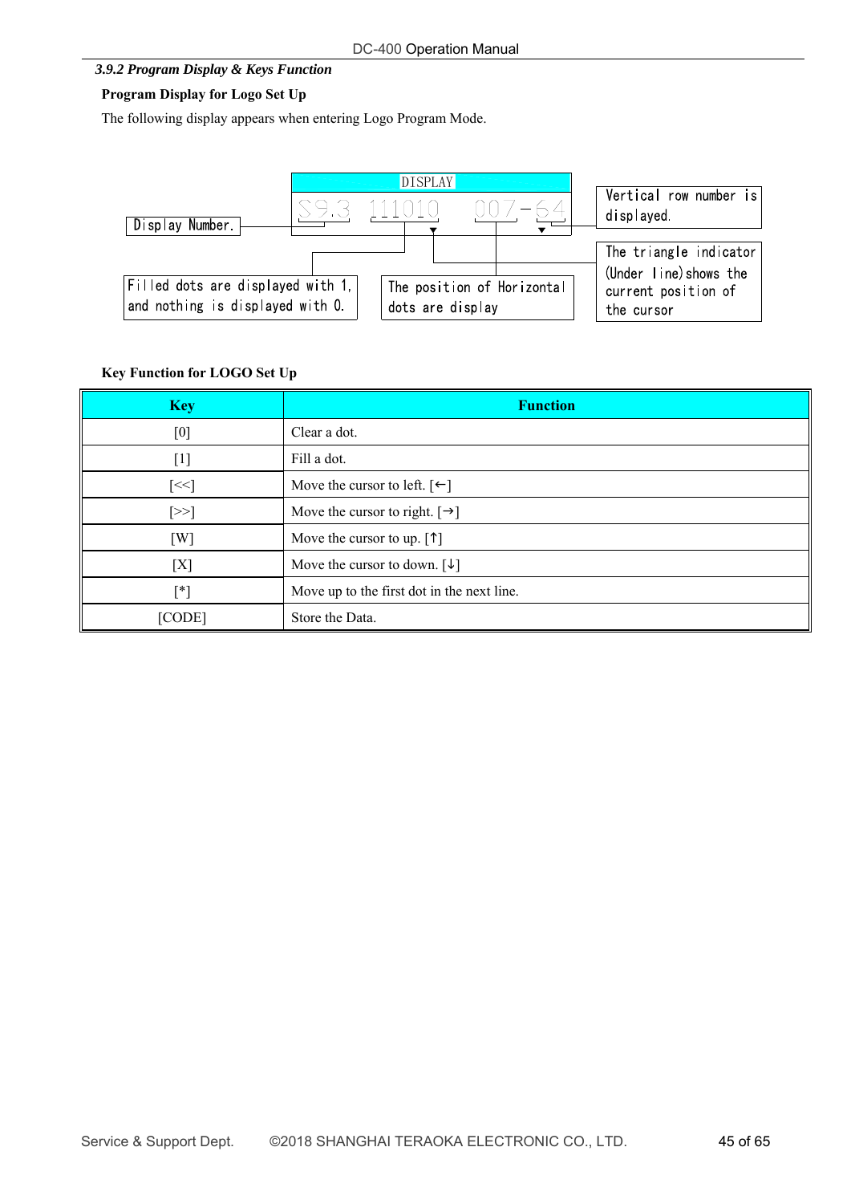### *3.9.2 Program Display & Keys Function*

**Program Display for Logo Set Up**

The following display appears when entering Logo Program Mode.

DISPLAY

S9.3 111010 007-64

- Display Number.
- Filled dots are displayed with 1, and nothing is displayed with 0.
- The position of Horizontal dots are display
- Vertical row number is displayed.
- The triangle indicator (Under line) shows the current position of the cursor

**Key Function for LOGO Set Up**

| Key | Function |
|---|---|
| [0] | Clear a dot. |
| [1] | Fill a dot. |
| [<<] | Move the cursor to left. [←] |
| [>>] | Move the cursor to right. [→] |
| [W] | Move the cursor to up. [↑] |
| [X] | Move the cursor to down. [↓] |
| [*] | Move up to the first dot in the next line. |
| [CODE] | Store the Data. |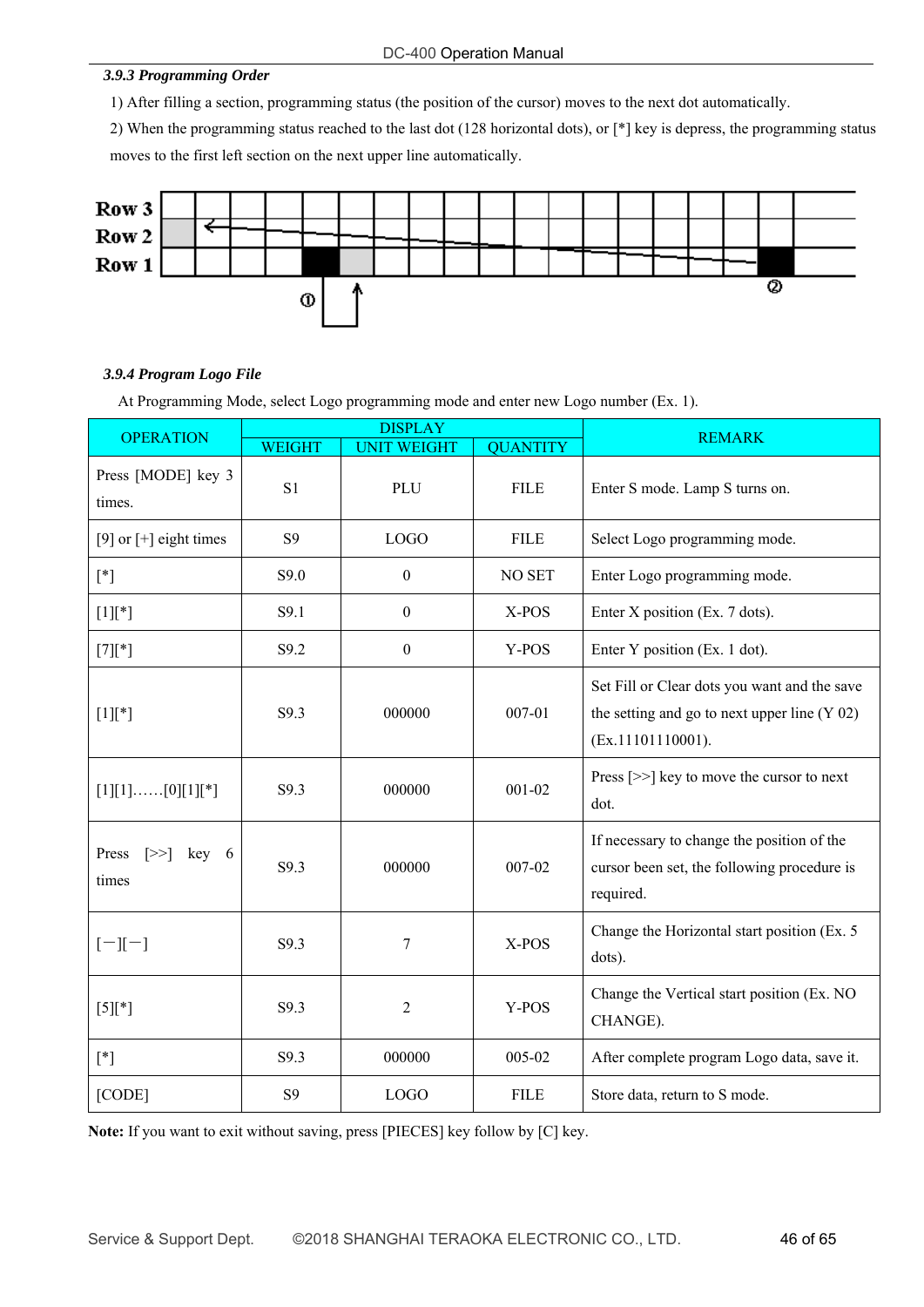### *3.9.3 Programming Order*

1) After filling a section, programming status (the position of the cursor) moves to the next dot automatically.

2) When the programming status reached to the last dot (128 horizontal dots), or [*] key is depress, the programming status moves to the first left section on the next upper line automatically.

Row 3
Row 2
Row 1

① ②

### *3.9.4 Program Logo File*

At Programming Mode, select Logo programming mode and enter new Logo number (Ex. 1).

| OPERATION | DISPLAY | | | REMARK |
|---|---|---|---|---|
| | WEIGHT | UNIT WEIGHT | QUANTITY | |
| Press [MODE] key 3 times. | S1 | PLU | FILE | Enter S mode. Lamp S turns on. |
| [9] or [+] eight times | S9 | LOGO | FILE | Select Logo programming mode. |
| [*] | S9.0 | 0 | NO SET | Enter Logo programming mode. |
| [1][*] | S9.1 | 0 | X-POS | Enter X position (Ex. 7 dots). |
| [7][*] | S9.2 | 0 | Y-POS | Enter Y position (Ex. 1 dot). |
| [1][*] | S9.3 | 000000 | 007-01 | Set Fill or Clear dots you want and the save the setting and go to next upper line (Y 02) (Ex.11101110001). |
| [1][1]……[0][1][*] | S9.3 | 000000 | 001-02 | Press [>>] key to move the cursor to next dot. |
| Press [>>] key 6 times | S9.3 | 000000 | 007-02 | If necessary to change the position of the cursor been set, the following procedure is required. |
| [−][−] | S9.3 | 7 | X-POS | Change the Horizontal start position (Ex. 5 dots). |
| [5][*] | S9.3 | 2 | Y-POS | Change the Vertical start position (Ex. NO CHANGE). |
| [*] | S9.3 | 000000 | 005-02 | After complete program Logo data, save it. |
| [CODE] | S9 | LOGO | FILE | Store data, return to S mode. |

**Note:** If you want to exit without saving, press [PIECES] key follow by [C] key.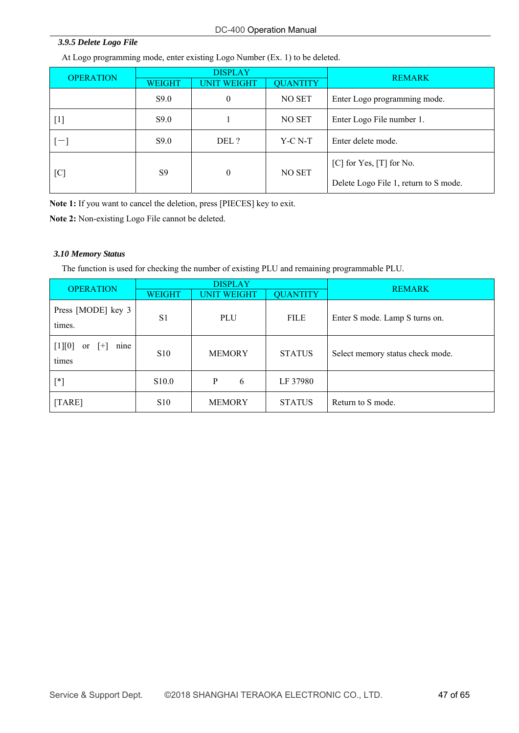### *3.9.5 Delete Logo File*

At Logo programming mode, enter existing Logo Number (Ex. 1) to be deleted.

| OPERATION | DISPLAY | | | REMARK |
|---|---|---|---|---|
| | WEIGHT | UNIT WEIGHT | QUANTITY | |
| | S9.0 | 0 | NO SET | Enter Logo programming mode. |
| [1] | S9.0 | 1 | NO SET | Enter Logo File number 1. |
| [－] | S9.0 | DEL ? | Y-C N-T | Enter delete mode. |
| [C] | S9 | 0 | NO SET | [C] for Yes, [T] for No. Delete Logo File 1, return to S mode. |

**Note 1:** If you want to cancel the deletion, press [PIECES] key to exit.

**Note 2:** Non-existing Logo File cannot be deleted.

### *3.10 Memory Status*

The function is used for checking the number of existing PLU and remaining programmable PLU.

| OPERATION | DISPLAY | | | REMARK |
|---|---|---|---|---|
| | WEIGHT | UNIT WEIGHT | QUANTITY | |
| Press [MODE] key 3 times. | S1 | PLU | FILE | Enter S mode. Lamp S turns on. |
| [1][0] or [+] nine times | S10 | MEMORY | STATUS | Select memory status check mode. |
| [*] | S10.0 | P 6 | LF 37980 | |
| [TARE] | S10 | MEMORY | STATUS | Return to S mode. |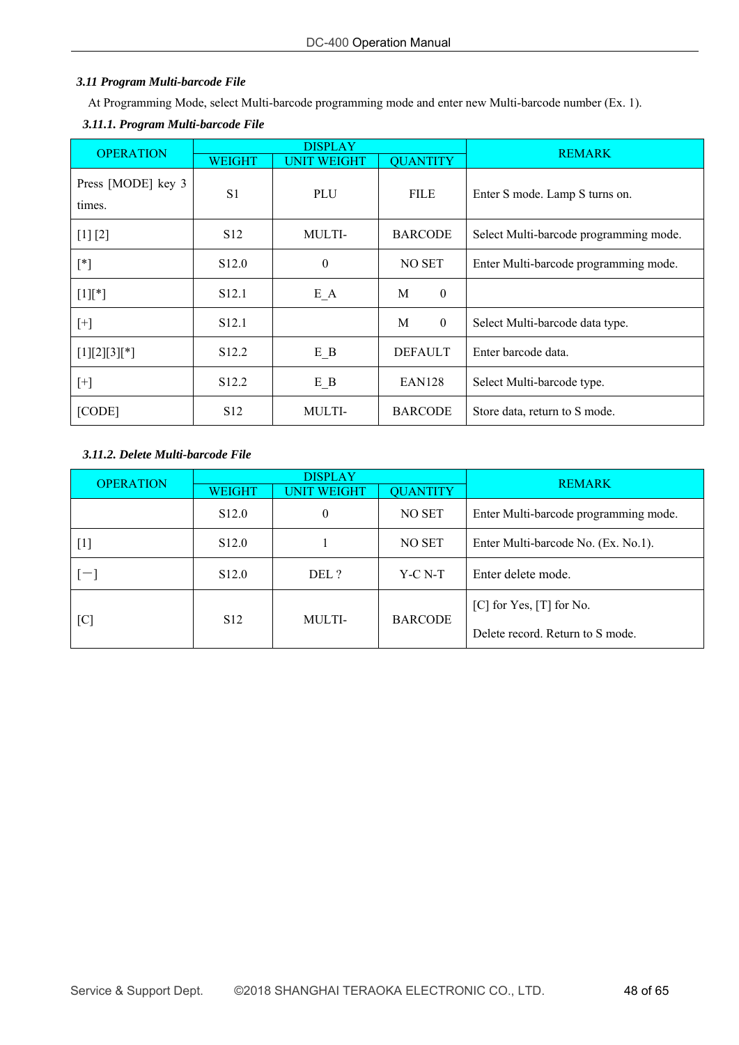### *3.11 Program Multi-barcode File*

At Programming Mode, select Multi-barcode programming mode and enter new Multi-barcode number (Ex. 1).

#### *3.11.1. Program Multi-barcode File*

| OPERATION | DISPLAY | | | REMARK |
|---|---|---|---|---|
| | WEIGHT | UNIT WEIGHT | QUANTITY | |
| Press [MODE] key 3 times. | S1 | PLU | FILE | Enter S mode. Lamp S turns on. |
| [1] [2] | S12 | MULTI- | BARCODE | Select Multi-barcode programming mode. |
| [*] | S12.0 | 0 | NO SET | Enter Multi-barcode programming mode. |
| [1][*] | S12.1 | E_A | M 0 | |
| [+] | S12.1 | | M 0 | Select Multi-barcode data type. |
| [1][2][3][*] | S12.2 | E_B | DEFAULT | Enter barcode data. |
| [+] | S12.2 | E_B | EAN128 | Select Multi-barcode type. |
| [CODE] | S12 | MULTI- | BARCODE | Store data, return to S mode. |

#### *3.11.2. Delete Multi-barcode File*

| OPERATION | DISPLAY | | | REMARK |
|---|---|---|---|---|
| | WEIGHT | UNIT WEIGHT | QUANTITY | |
| | S12.0 | 0 | NO SET | Enter Multi-barcode programming mode. |
| [1] | S12.0 | 1 | NO SET | Enter Multi-barcode No. (Ex. No.1). |
| [－] | S12.0 | DEL ? | Y-C N-T | Enter delete mode. |
| [C] | S12 | MULTI- | BARCODE | [C] for Yes, [T] for No.<br>Delete record. Return to S mode. |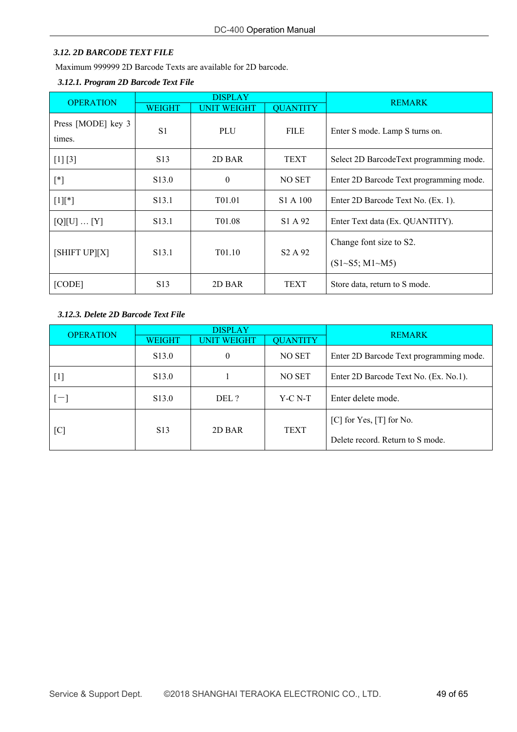### *3.12. 2D BARCODE TEXT FILE*

Maximum 999999 2D Barcode Texts are available for 2D barcode.

#### *3.12.1. Program 2D Barcode Text File*

| OPERATION | DISPLAY | | | REMARK |
|---|---|---|---|---|
| | WEIGHT | UNIT WEIGHT | QUANTITY | |
| Press [MODE] key 3 times. | S1 | PLU | FILE | Enter S mode. Lamp S turns on. |
| [1] [3] | S13 | 2D BAR | TEXT | Select 2D BarcodeText programming mode. |
| [*] | S13.0 | 0 | NO SET | Enter 2D Barcode Text programming mode. |
| [1][*] | S13.1 | T01.01 | S1 A 100 | Enter 2D Barcode Text No. (Ex. 1). |
| [Q][U] … [Y] | S13.1 | T01.08 | S1 A 92 | Enter Text data (Ex. QUANTITY). |
| [SHIFT UP][X] | S13.1 | T01.10 | S2 A 92 | Change font size to S2. (S1~S5; M1~M5) |
| [CODE] | S13 | 2D BAR | TEXT | Store data, return to S mode. |

#### *3.12.3. Delete 2D Barcode Text File*

| OPERATION | DISPLAY | | | REMARK |
|---|---|---|---|---|
| | WEIGHT | UNIT WEIGHT | QUANTITY | |
| | S13.0 | 0 | NO SET | Enter 2D Barcode Text programming mode. |
| [1] | S13.0 | 1 | NO SET | Enter 2D Barcode Text No. (Ex. No.1). |
| [－] | S13.0 | DEL ? | Y-C N-T | Enter delete mode. |
| [C] | S13 | 2D BAR | TEXT | [C] for Yes, [T] for No. Delete record. Return to S mode. |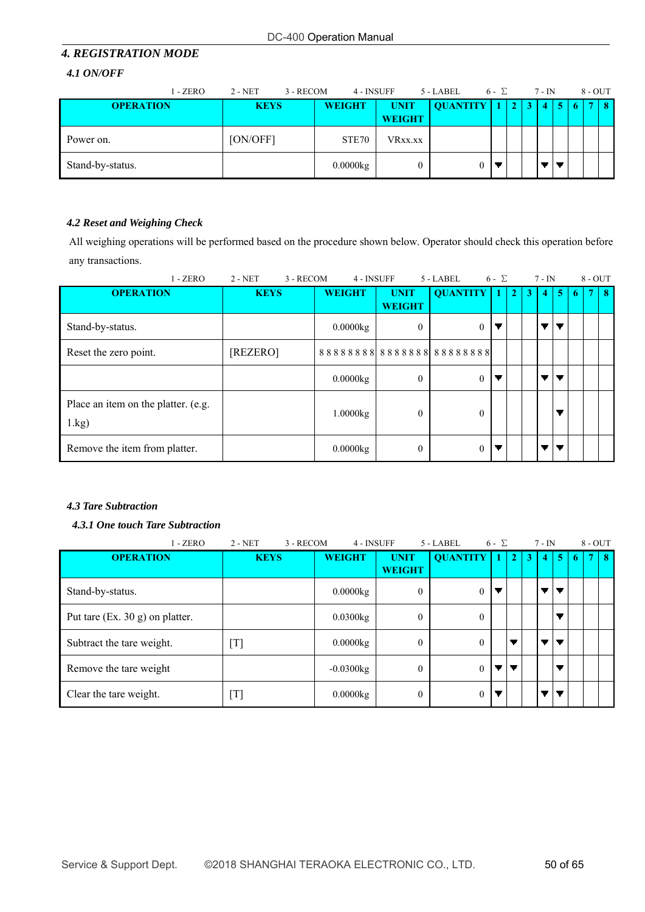## 4. REGISTRATION MODE

### 4.1 ON/OFF

1 - ZERO 2 - NET 3 - RECOM 4 - INSUFF 5 - LABEL 6 - Σ 7 - IN 8 - OUT

| OPERATION | KEYS | WEIGHT | UNIT WEIGHT | QUANTITY | 1 | 2 | 3 | 4 | 5 | 6 | 7 | 8 |
|---|---|---|---|---|---|---|---|---|---|---|---|---|
| Power on. | [ON/OFF] | STE70 | VRxx.xx | | | | | | | | | |
| Stand-by-status. | | 0.0000kg | 0 | 0 | ▼ | | | ▼ | ▼ | | | |

### 4.2 Reset and Weighing Check

All weighing operations will be performed based on the procedure shown below. Operator should check this operation before any transactions.

1 - ZERO 2 - NET 3 - RECOM 4 - INSUFF 5 - LABEL 6 - Σ 7 - IN 8 - OUT

| OPERATION | KEYS | WEIGHT | UNIT WEIGHT | QUANTITY | 1 | 2 | 3 | 4 | 5 | 6 | 7 | 8 |
|---|---|---|---|---|---|---|---|---|---|---|---|---|
| Stand-by-status. | | 0.0000kg | 0 | 0 | ▼ | | | ▼ | ▼ | | | |
| Reset the zero point. | [REZERO] | 8 8 8 8 8 8 8 8 | 8 8 8 8 8 8 8 | 8 8 8 8 8 8 8 8 | | | | | | | | |
| | | 0.0000kg | 0 | 0 | ▼ | | | ▼ | ▼ | | | |
| Place an item on the platter. (e.g. 1.kg) | | 1.0000kg | 0 | 0 | | | | | ▼ | | | |
| Remove the item from platter. | | 0.0000kg | 0 | 0 | ▼ | | | ▼ | ▼ | | | |

### 4.3 Tare Subtraction

#### 4.3.1 One touch Tare Subtraction

1 - ZERO 2 - NET 3 - RECOM 4 - INSUFF 5 - LABEL 6 - Σ 7 - IN 8 - OUT

| OPERATION | KEYS | WEIGHT | UNIT WEIGHT | QUANTITY | 1 | 2 | 3 | 4 | 5 | 6 | 7 | 8 |
|---|---|---|---|---|---|---|---|---|---|---|---|---|
| Stand-by-status. | | 0.0000kg | 0 | 0 | ▼ | | | ▼ | ▼ | | | |
| Put tare (Ex. 30 g) on platter. | | 0.0300kg | 0 | 0 | | | | | ▼ | | | |
| Subtract the tare weight. | [T] | 0.0000kg | 0 | 0 | | ▼ | | ▼ | ▼ | | | |
| Remove the tare weight | | -0.0300kg | 0 | 0 | ▼ | ▼ | | | ▼ | | | |
| Clear the tare weight. | [T] | 0.0000kg | 0 | 0 | ▼ | | | ▼ | ▼ | | | |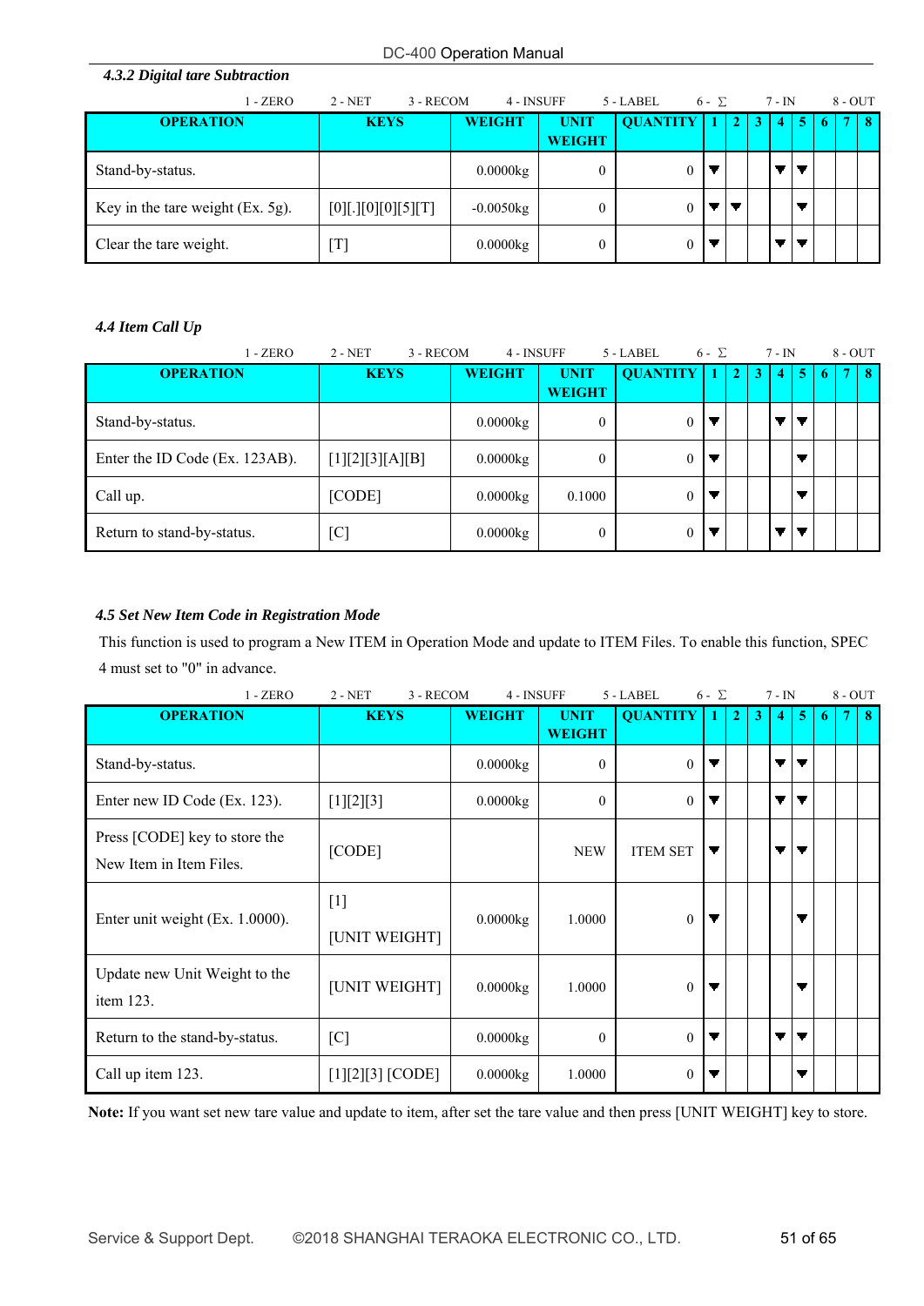#### *4.3.2 Digital tare Subtraction*

1 - ZERO 2 - NET 3 - RECOM 4 - INSUFF 5 - LABEL 6 - Σ 7 - IN 8 - OUT

| OPERATION | KEYS | WEIGHT | UNIT WEIGHT | QUANTITY | 1 | 2 | 3 | 4 | 5 | 6 | 7 | 8 |
|---|---|---|---|---|---|---|---|---|---|---|---|---|
| Stand-by-status. | | 0.0000kg | 0 | 0 | ▼ | | | ▼ | ▼ | | | |
| Key in the tare weight (Ex. 5g). | [0][.][0][0][5][T] | -0.0050kg | 0 | 0 | ▼ | ▼ | | | ▼ | | | |
| Clear the tare weight. | [T] | 0.0000kg | 0 | 0 | ▼ | | | ▼ | ▼ | | | |

#### *4.4 Item Call Up*

1 - ZERO 2 - NET 3 - RECOM 4 - INSUFF 5 - LABEL 6 - Σ 7 - IN 8 - OUT

| OPERATION | KEYS | WEIGHT | UNIT WEIGHT | QUANTITY | 1 | 2 | 3 | 4 | 5 | 6 | 7 | 8 |
|---|---|---|---|---|---|---|---|---|---|---|---|---|
| Stand-by-status. | | 0.0000kg | 0 | 0 | ▼ | | | ▼ | ▼ | | | |
| Enter the ID Code (Ex. 123AB). | [1][2][3][A][B] | 0.0000kg | 0 | 0 | ▼ | | | | ▼ | | | |
| Call up. | [CODE] | 0.0000kg | 0.1000 | 0 | ▼ | | | | ▼ | | | |
| Return to stand-by-status. | [C] | 0.0000kg | 0 | 0 | ▼ | | | ▼ | ▼ | | | |

#### *4.5 Set New Item Code in Registration Mode*

This function is used to program a New ITEM in Operation Mode and update to ITEM Files. To enable this function, SPEC 4 must set to "0" in advance.

1 - ZERO 2 - NET 3 - RECOM 4 - INSUFF 5 - LABEL 6 - Σ 7 - IN 8 - OUT

| OPERATION | KEYS | WEIGHT | UNIT WEIGHT | QUANTITY | 1 | 2 | 3 | 4 | 5 | 6 | 7 | 8 |
|---|---|---|---|---|---|---|---|---|---|---|---|---|
| Stand-by-status. | | 0.0000kg | 0 | 0 | ▼ | | | ▼ | ▼ | | | |
| Enter new ID Code (Ex. 123). | [1][2][3] | 0.0000kg | 0 | 0 | ▼ | | | ▼ | ▼ | | | |
| Press [CODE] key to store the New Item in Item Files. | [CODE] | | NEW | ITEM SET | ▼ | | | ▼ | ▼ | | | |
| Enter unit weight (Ex. 1.0000). | [1] [UNIT WEIGHT] | 0.0000kg | 1.0000 | 0 | ▼ | | | | ▼ | | | |
| Update new Unit Weight to the item 123. | [UNIT WEIGHT] | 0.0000kg | 1.0000 | 0 | ▼ | | | | ▼ | | | |
| Return to the stand-by-status. | [C] | 0.0000kg | 0 | 0 | ▼ | | | ▼ | ▼ | | | |
| Call up item 123. | [1][2][3] [CODE] | 0.0000kg | 1.0000 | 0 | ▼ | | | | ▼ | | | |

**Note:** If you want set new tare value and update to item, after set the tare value and then press [UNIT WEIGHT] key to store.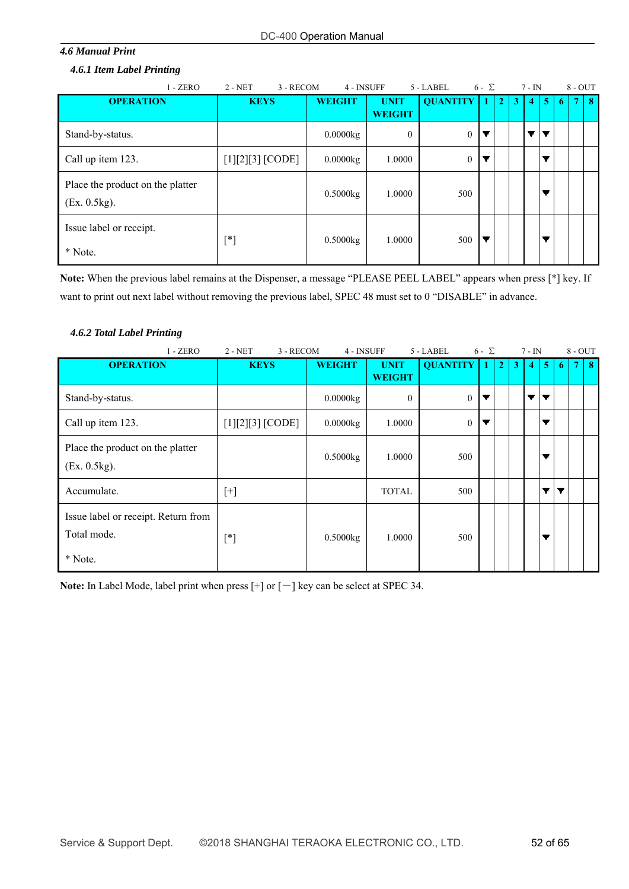### 4.6 Manual Print

#### 4.6.1 Item Label Printing

1 - ZERO  2 - NET  3 - RECOM  4 - INSUFF  5 - LABEL  6 - Σ  7 - IN  8 - OUT

| OPERATION | KEYS | WEIGHT | UNIT WEIGHT | QUANTITY | 1 | 2 | 3 | 4 | 5 | 6 | 7 | 8 |
|---|---|---|---|---|---|---|---|---|---|---|---|---|
| Stand-by-status. | | 0.0000kg | 0 | 0 | ▼ | | | ▼ | ▼ | | | |
| Call up item 123. | [1][2][3] [CODE] | 0.0000kg | 1.0000 | 0 | ▼ | | | | ▼ | | | |
| Place the product on the platter (Ex. 0.5kg). | | 0.5000kg | 1.0000 | 500 | | | | | ▼ | | | |
| Issue label or receipt. * Note. | [*] | 0.5000kg | 1.0000 | 500 | ▼ | | | | ▼ | | | |

**Note:** When the previous label remains at the Dispenser, a message "PLEASE PEEL LABEL" appears when press [*] key. If want to print out next label without removing the previous label, SPEC 48 must set to 0 "DISABLE" in advance.

#### 4.6.2 Total Label Printing

1 - ZERO  2 - NET  3 - RECOM  4 - INSUFF  5 - LABEL  6 - Σ  7 - IN  8 - OUT

| OPERATION | KEYS | WEIGHT | UNIT WEIGHT | QUANTITY | 1 | 2 | 3 | 4 | 5 | 6 | 7 | 8 |
|---|---|---|---|---|---|---|---|---|---|---|---|---|
| Stand-by-status. | | 0.0000kg | 0 | 0 | ▼ | | | ▼ | ▼ | | | |
| Call up item 123. | [1][2][3] [CODE] | 0.0000kg | 1.0000 | 0 | ▼ | | | | ▼ | | | |
| Place the product on the platter (Ex. 0.5kg). | | 0.5000kg | 1.0000 | 500 | | | | | ▼ | | | |
| Accumulate. | [+] | | TOTAL | 500 | | | | | ▼ | ▼ | | |
| Issue label or receipt. Return from Total mode. * Note. | [*] | 0.5000kg | 1.0000 | 500 | | | | | ▼ | | | |

**Note:** In Label Mode, label print when press [+] or [－] key can be select at SPEC 34.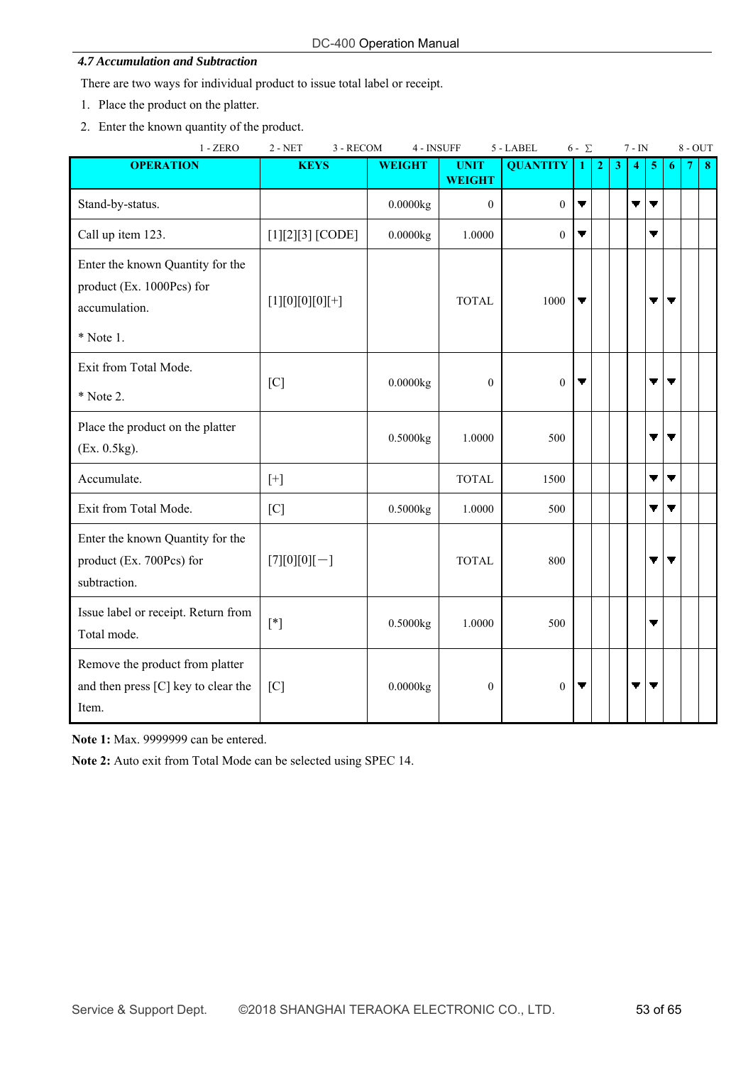### *4.7 Accumulation and Subtraction*

There are two ways for individual product to issue total label or receipt.

1. Place the product on the platter.
2. Enter the known quantity of the product.

1 - ZERO 2 - NET 3 - RECOM 4 - INSUFF 5 - LABEL 6 - ∑ 7 - IN 8 - OUT

| OPERATION | KEYS | WEIGHT | UNIT WEIGHT | QUANTITY | 1 | 2 | 3 | 4 | 5 | 6 | 7 | 8 |
|---|---|---|---|---|---|---|---|---|---|---|---|---|
| Stand-by-status. | | 0.0000kg | 0 | 0 | ▼ | | | ▼ | ▼ | | | |
| Call up item 123. | [1][2][3] [CODE] | 0.0000kg | 1.0000 | 0 | ▼ | | | | ▼ | | | |
| Enter the known Quantity for the product (Ex. 1000Pcs) for accumulation.<br><br>* Note 1. | [1][0][0][0][+] | | TOTAL | 1000 | ▼ | | | | ▼ | ▼ | | |
| Exit from Total Mode.<br><br>* Note 2. | [C] | 0.0000kg | 0 | 0 | ▼ | | | | ▼ | ▼ | | |
| Place the product on the platter (Ex. 0.5kg). | | 0.5000kg | 1.0000 | 500 | | | | | ▼ | ▼ | | |
| Accumulate. | [+] | | TOTAL | 1500 | | | | | ▼ | ▼ | | |
| Exit from Total Mode. | [C] | 0.5000kg | 1.0000 | 500 | | | | | ▼ | ▼ | | |
| Enter the known Quantity for the product (Ex. 700Pcs) for subtraction. | [7][0][0][−] | | TOTAL | 800 | | | | | ▼ | ▼ | | |
| Issue label or receipt. Return from Total mode. | [*] | 0.5000kg | 1.0000 | 500 | | | | | ▼ | | | |
| Remove the product from platter and then press [C] key to clear the Item. | [C] | 0.0000kg | 0 | 0 | ▼ | | | ▼ | ▼ | | | |

**Note 1:** Max. 9999999 can be entered.

**Note 2:** Auto exit from Total Mode can be selected using SPEC 14.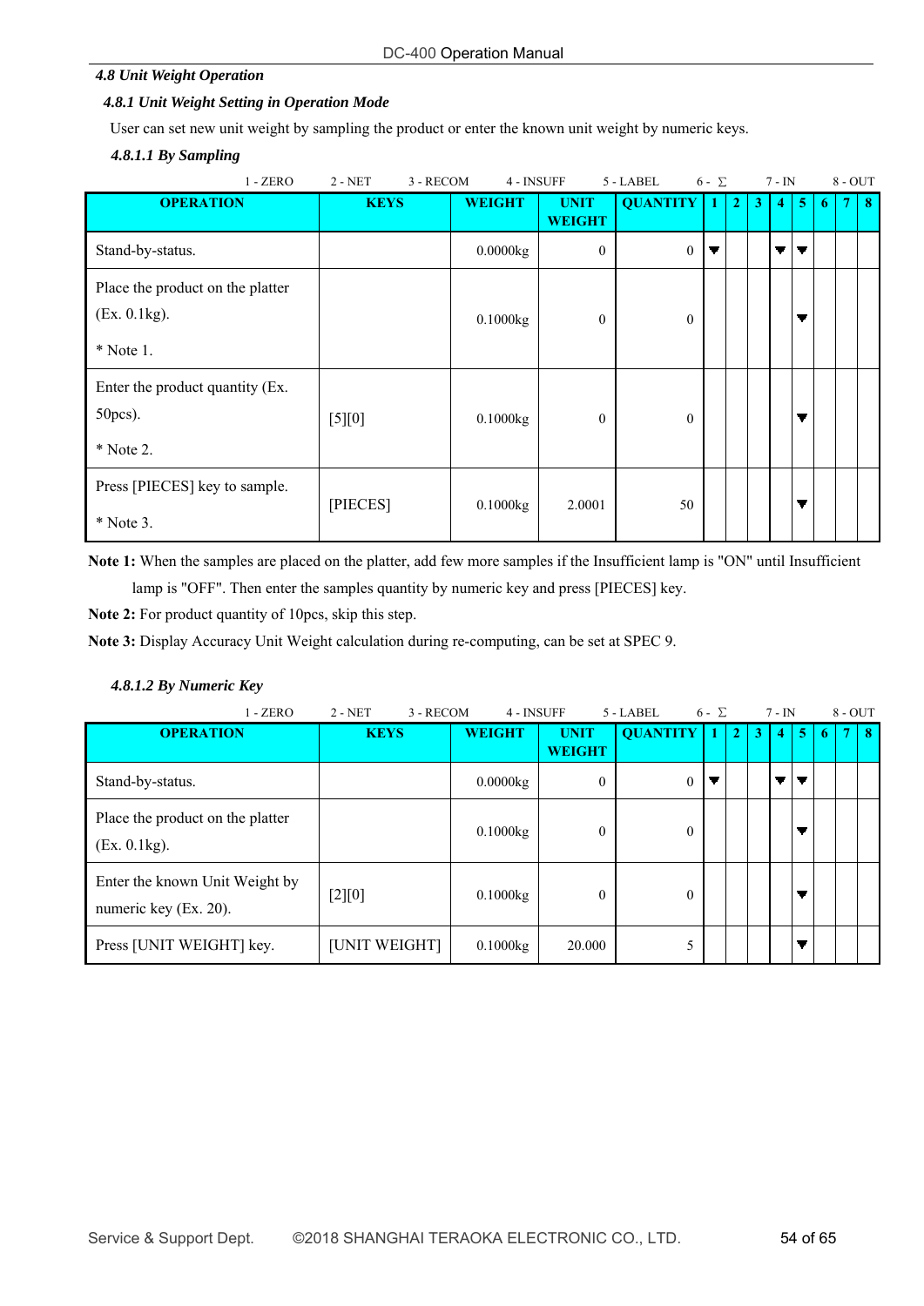### *4.8 Unit Weight Operation*

#### *4.8.1 Unit Weight Setting in Operation Mode*

User can set new unit weight by sampling the product or enter the known unit weight by numeric keys.

##### *4.8.1.1 By Sampling*

1 - ZERO  2 - NET  3 - RECOM  4 - INSUFF  5 - LABEL  6 - Σ  7 - IN  8 - OUT

| OPERATION | KEYS | WEIGHT | UNIT WEIGHT | QUANTITY | 1 | 2 | 3 | 4 | 5 | 6 | 7 | 8 |
|---|---|---|---|---|---|---|---|---|---|---|---|---|
| Stand-by-status. | | 0.0000kg | 0 | 0 | ▼ | | | ▼ | ▼ | | | |
| Place the product on the platter (Ex. 0.1kg). * Note 1. | | 0.1000kg | 0 | 0 | | | | | ▼ | | | |
| Enter the product quantity (Ex. 50pcs). * Note 2. | [5][0] | 0.1000kg | 0 | 0 | | | | | ▼ | | | |
| Press [PIECES] key to sample. * Note 3. | [PIECES] | 0.1000kg | 2.0001 | 50 | | | | | ▼ | | | |

**Note 1:** When the samples are placed on the platter, add few more samples if the Insufficient lamp is "ON" until Insufficient lamp is "OFF". Then enter the samples quantity by numeric key and press [PIECES] key.

**Note 2:** For product quantity of 10pcs, skip this step.

**Note 3:** Display Accuracy Unit Weight calculation during re-computing, can be set at SPEC 9.

##### *4.8.1.2 By Numeric Key*

1 - ZERO  2 - NET  3 - RECOM  4 - INSUFF  5 - LABEL  6 - Σ  7 - IN  8 - OUT

| OPERATION | KEYS | WEIGHT | UNIT WEIGHT | QUANTITY | 1 | 2 | 3 | 4 | 5 | 6 | 7 | 8 |
|---|---|---|---|---|---|---|---|---|---|---|---|---|
| Stand-by-status. | | 0.0000kg | 0 | 0 | ▼ | | | ▼ | ▼ | | | |
| Place the product on the platter (Ex. 0.1kg). | | 0.1000kg | 0 | 0 | | | | | ▼ | | | |
| Enter the known Unit Weight by numeric key (Ex. 20). | [2][0] | 0.1000kg | 0 | 0 | | | | | ▼ | | | |
| Press [UNIT WEIGHT] key. | [UNIT WEIGHT] | 0.1000kg | 20.000 | 5 | | | | | ▼ | | | |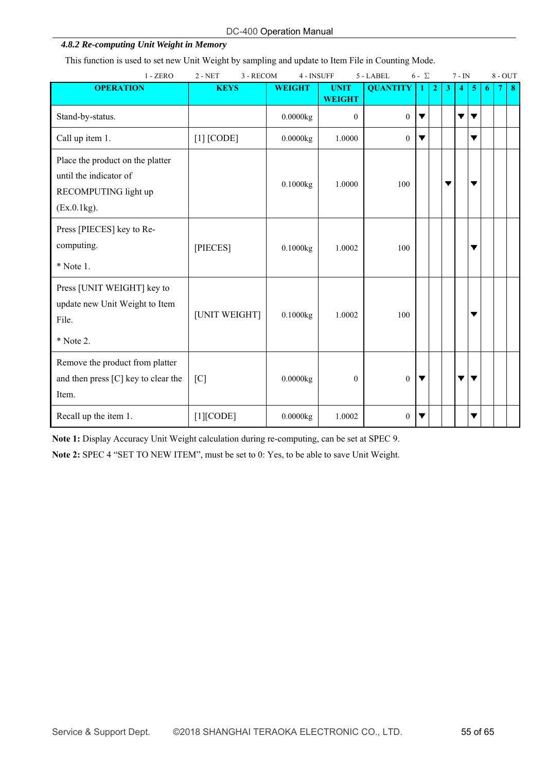#### *4.8.2 Re-computing Unit Weight in Memory*

This function is used to set new Unit Weight by sampling and update to Item File in Counting Mode.

1 - ZERO 2 - NET 3 - RECOM 4 - INSUFF 5 - LABEL 6 - Σ 7 - IN 8 - OUT

| OPERATION | KEYS | WEIGHT | UNIT WEIGHT | QUANTITY | 1 | 2 | 3 | 4 | 5 | 6 | 7 | 8 |
|---|---|---|---|---|---|---|---|---|---|---|---|---|
| Stand-by-status. | | 0.0000kg | 0 | 0 | ▼ | | | ▼ | ▼ | | | |
| Call up item 1. | [1] [CODE] | 0.0000kg | 1.0000 | 0 | ▼ | | | | ▼ | | | |
| Place the product on the platter until the indicator of RECOMPUTING light up (Ex.0.1kg). | | 0.1000kg | 1.0000 | 100 | | | ▼ | | ▼ | | | |
| Press [PIECES] key to Re-computing. * Note 1. | [PIECES] | 0.1000kg | 1.0002 | 100 | | | | | ▼ | | | |
| Press [UNIT WEIGHT] key to update new Unit Weight to Item File. * Note 2. | [UNIT WEIGHT] | 0.1000kg | 1.0002 | 100 | | | | | ▼ | | | |
| Remove the product from platter and then press [C] key to clear the Item. | [C] | 0.0000kg | 0 | 0 | ▼ | | | ▼ | ▼ | | | |
| Recall up the item 1. | [1][CODE] | 0.0000kg | 1.0002 | 0 | ▼ | | | | ▼ | | | |

**Note 1:** Display Accuracy Unit Weight calculation during re-computing, can be set at SPEC 9.

**Note 2:** SPEC 4 "SET TO NEW ITEM", must be set to 0: Yes, to be able to save Unit Weight.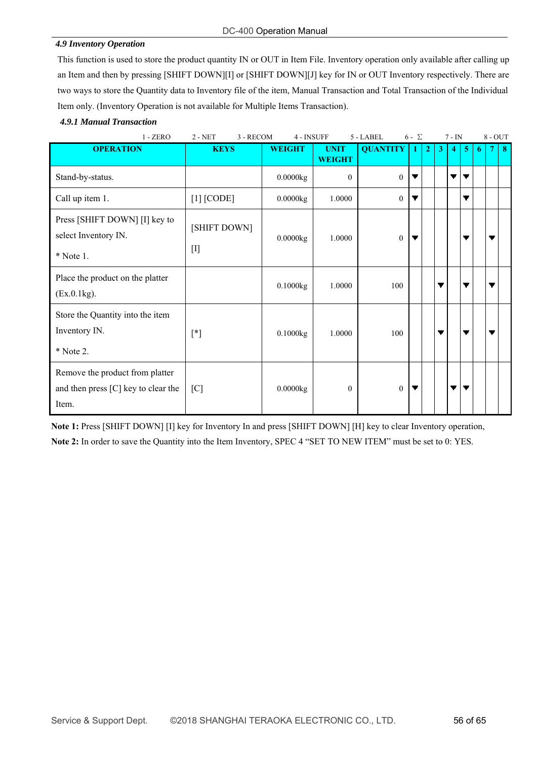### *4.9 Inventory Operation*

This function is used to store the product quantity IN or OUT in Item File. Inventory operation only available after calling up an Item and then by pressing [SHIFT DOWN][I] or [SHIFT DOWN][J] key for IN or OUT Inventory respectively. There are two ways to store the Quantity data to Inventory file of the item, Manual Transaction and Total Transaction of the Individual Item only. (Inventory Operation is not available for Multiple Items Transaction).

#### *4.9.1 Manual Transaction*

1 - ZERO 2 - NET 3 - RECOM 4 - INSUFF 5 - LABEL 6 - Σ 7 - IN 8 - OUT

| OPERATION | KEYS | WEIGHT | UNIT WEIGHT | QUANTITY | 1 | 2 | 3 | 4 | 5 | 6 | 7 | 8 |
|---|---|---|---|---|---|---|---|---|---|---|---|---|
| Stand-by-status. | | 0.0000kg | 0 | 0 | ▼ | | | ▼ | ▼ | | | |
| Call up item 1. | [1] [CODE] | 0.0000kg | 1.0000 | 0 | ▼ | | | | ▼ | | | |
| Press [SHIFT DOWN] [I] key to select Inventory IN. * Note 1. | [SHIFT DOWN] [I] | 0.0000kg | 1.0000 | 0 | ▼ | | | | ▼ | | ▼ | |
| Place the product on the platter (Ex.0.1kg). | | 0.1000kg | 1.0000 | 100 | | | ▼ | | ▼ | | ▼ | |
| Store the Quantity into the item Inventory IN. * Note 2. | [*] | 0.1000kg | 1.0000 | 100 | | | ▼ | | ▼ | | ▼ | |
| Remove the product from platter and then press [C] key to clear the Item. | [C] | 0.0000kg | 0 | 0 | ▼ | | | ▼ | ▼ | | | |

**Note 1:** Press [SHIFT DOWN] [I] key for Inventory In and press [SHIFT DOWN] [H] key to clear Inventory operation,

**Note 2:** In order to save the Quantity into the Item Inventory, SPEC 4 “SET TO NEW ITEM” must be set to 0: YES.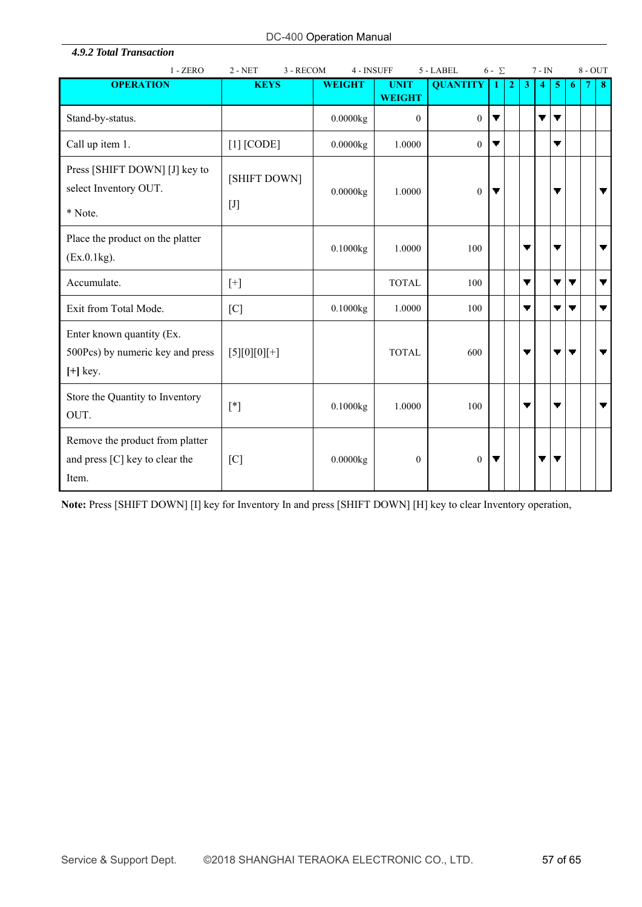#### 4.9.2 Total Transaction

1 - ZERO　2 - NET　3 - RECOM　4 - INSUFF　5 - LABEL　6 - ∑　7 - IN　8 - OUT

| OPERATION | KEYS | WEIGHT | UNIT WEIGHT | QUANTITY | 1 | 2 | 3 | 4 | 5 | 6 | 7 | 8 |
|---|---|---|---|---|---|---|---|---|---|---|---|---|
| Stand-by-status. | | 0.0000kg | 0 | 0 | ▼ | | | ▼ | ▼ | | | |
| Call up item 1. | [1] [CODE] | 0.0000kg | 1.0000 | 0 | ▼ | | | | ▼ | | | |
| Press [SHIFT DOWN] [J] key to select Inventory OUT. * Note. | [SHIFT DOWN] [J] | 0.0000kg | 1.0000 | 0 | ▼ | | | | ▼ | | | ▼ |
| Place the product on the platter (Ex.0.1kg). | | 0.1000kg | 1.0000 | 100 | | | ▼ | | ▼ | | | ▼ |
| Accumulate. | [+] | | TOTAL | 100 | | | ▼ | | ▼ | ▼ | | ▼ |
| Exit from Total Mode. | [C] | 0.1000kg | 1.0000 | 100 | | | ▼ | | ▼ | ▼ | | ▼ |
| Enter known quantity (Ex. 500Pcs) by numeric key and press **[+]** key. | [5][0][0][+] | | TOTAL | 600 | | | ▼ | | ▼ | ▼ | | ▼ |
| Store the Quantity to Inventory OUT. | [*] | 0.1000kg | 1.0000 | 100 | | | ▼ | | ▼ | | | ▼ |
| Remove the product from platter and press [C] key to clear the Item. | [C] | 0.0000kg | 0 | 0 | ▼ | | | ▼ | ▼ | | | |

**Note:** Press [SHIFT DOWN] [I] key for Inventory In and press [SHIFT DOWN] [H] key to clear Inventory operation,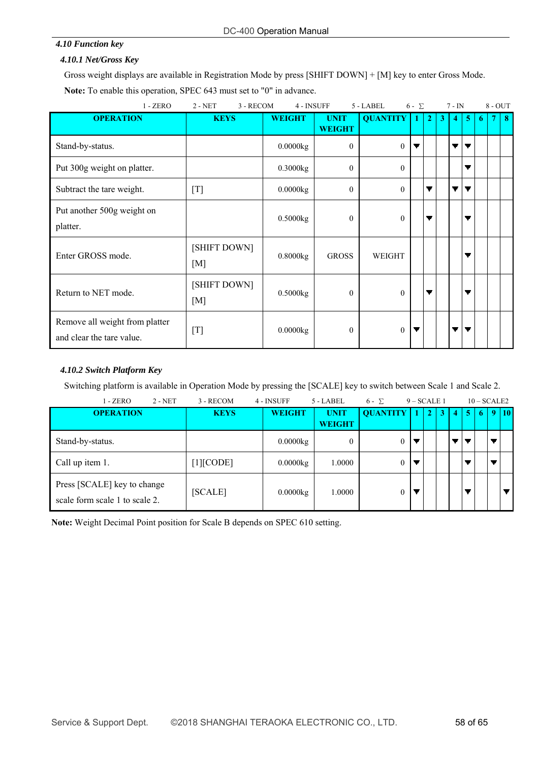### 4.10 Function key

#### 4.10.1 Net/Gross Key

Gross weight displays are available in Registration Mode by press [SHIFT DOWN] + [M] key to enter Gross Mode.

**Note:** To enable this operation, SPEC 643 must set to "0" in advance.

1 - ZERO 2 - NET 3 - RECOM 4 - INSUFF 5 - LABEL 6 - Σ 7 - IN 8 - OUT

| OPERATION | KEYS | WEIGHT | UNIT WEIGHT | QUANTITY | 1 | 2 | 3 | 4 | 5 | 6 | 7 | 8 |
|---|---|---|---|---|---|---|---|---|---|---|---|---|
| Stand-by-status. | | 0.0000kg | 0 | 0 | ▼ | | | ▼ | ▼ | | | |
| Put 300g weight on platter. | | 0.3000kg | 0 | 0 | | | | | ▼ | | | |
| Subtract the tare weight. | [T] | 0.0000kg | 0 | 0 | | ▼ | | ▼ | ▼ | | | |
| Put another 500g weight on platter. | | 0.5000kg | 0 | 0 | | ▼ | | | ▼ | | | |
| Enter GROSS mode. | [SHIFT DOWN] [M] | 0.8000kg | GROSS | WEIGHT | | | | | ▼ | | | |
| Return to NET mode. | [SHIFT DOWN] [M] | 0.5000kg | 0 | 0 | | ▼ | | | ▼ | | | |
| Remove all weight from platter and clear the tare value. | [T] | 0.0000kg | 0 | 0 | ▼ | | | ▼ | ▼ | | | |

#### 4.10.2 Switch Platform Key

Switching platform is available in Operation Mode by pressing the [SCALE] key to switch between Scale 1 and Scale 2.

1 - ZERO 2 - NET 3 - RECOM 4 - INSUFF 5 - LABEL 6 - Σ 9 – SCALE 1 10 – SCALE2

| OPERATION | KEYS | WEIGHT | UNIT WEIGHT | QUANTITY | 1 | 2 | 3 | 4 | 5 | 6 | 9 | 10 |
|---|---|---|---|---|---|---|---|---|---|---|---|---|
| Stand-by-status. | | 0.0000kg | 0 | 0 | ▼ | | | ▼ | ▼ | | ▼ | |
| Call up item 1. | [1][CODE] | 0.0000kg | 1.0000 | 0 | ▼ | | | | ▼ | | ▼ | |
| Press [SCALE] key to change scale form scale 1 to scale 2. | [SCALE] | 0.0000kg | 1.0000 | 0 | ▼ | | | | ▼ | | | ▼ |

**Note:** Weight Decimal Point position for Scale B depends on SPEC 610 setting.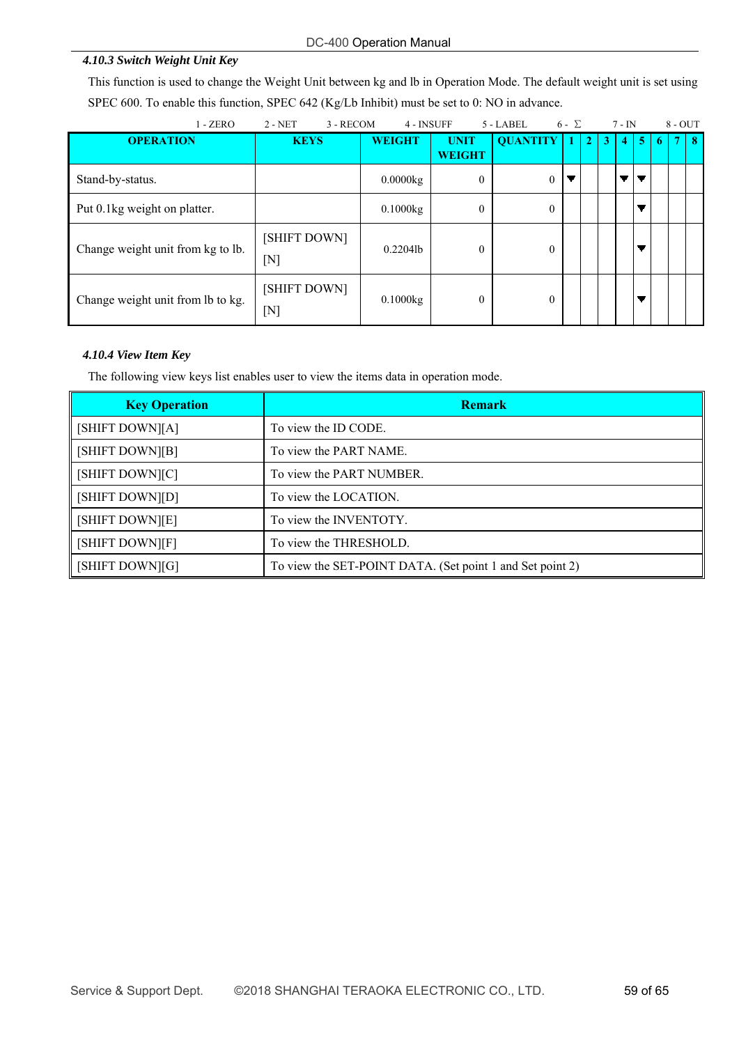#### *4.10.3 Switch Weight Unit Key*

This function is used to change the Weight Unit between kg and lb in Operation Mode. The default weight unit is set using SPEC 600. To enable this function, SPEC 642 (Kg/Lb Inhibit) must be set to 0: NO in advance.

1 - ZERO 2 - NET 3 - RECOM 4 - INSUFF 5 - LABEL 6 - Σ 7 - IN 8 - OUT

| OPERATION | KEYS | WEIGHT | UNIT WEIGHT | QUANTITY | 1 | 2 | 3 | 4 | 5 | 6 | 7 | 8 |
|---|---|---|---|---|---|---|---|---|---|---|---|---|
| Stand-by-status. | | 0.0000kg | 0 | 0 | ▼ | | | ▼ | ▼ | | | |
| Put 0.1kg weight on platter. | | 0.1000kg | 0 | 0 | | | | | ▼ | | | |
| Change weight unit from kg to lb. | [SHIFT DOWN] [N] | 0.2204lb | 0 | 0 | | | | | ▼ | | | |
| Change weight unit from lb to kg. | [SHIFT DOWN] [N] | 0.1000kg | 0 | 0 | | | | | ▼ | | | |

#### *4.10.4 View Item Key*

The following view keys list enables user to view the items data in operation mode.

| Key Operation | Remark |
|---|---|
| [SHIFT DOWN][A] | To view the ID CODE. |
| [SHIFT DOWN][B] | To view the PART NAME. |
| [SHIFT DOWN][C] | To view the PART NUMBER. |
| [SHIFT DOWN][D] | To view the LOCATION. |
| [SHIFT DOWN][E] | To view the INVENTOTY. |
| [SHIFT DOWN][F] | To view the THRESHOLD. |
| [SHIFT DOWN][G] | To view the SET-POINT DATA. (Set point 1 and Set point 2) |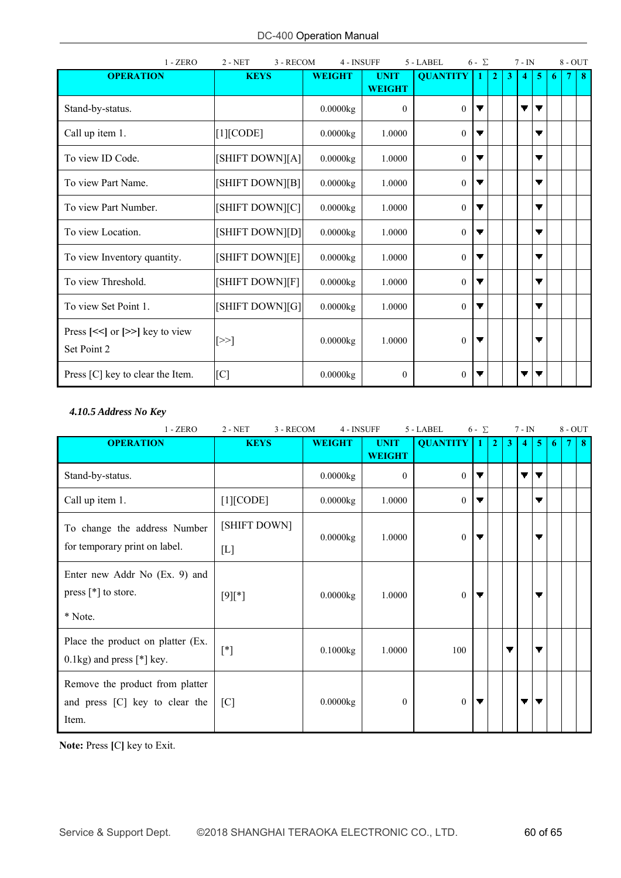1 - ZERO 2 - NET 3 - RECOM 4 - INSUFF 5 - LABEL 6 - Σ 7 - IN 8 - OUT

| OPERATION | KEYS | WEIGHT | UNIT WEIGHT | QUANTITY | 1 | 2 | 3 | 4 | 5 | 6 | 7 | 8 |
|---|---|---|---|---|---|---|---|---|---|---|---|---|
| Stand-by-status. | | 0.0000kg | 0 | 0 | ▼ | | | ▼ | ▼ | | | |
| Call up item 1. | [1][CODE] | 0.0000kg | 1.0000 | 0 | ▼ | | | | ▼ | | | |
| To view ID Code. | [SHIFT DOWN][A] | 0.0000kg | 1.0000 | 0 | ▼ | | | | ▼ | | | |
| To view Part Name. | [SHIFT DOWN][B] | 0.0000kg | 1.0000 | 0 | ▼ | | | | ▼ | | | |
| To view Part Number. | [SHIFT DOWN][C] | 0.0000kg | 1.0000 | 0 | ▼ | | | | ▼ | | | |
| To view Location. | [SHIFT DOWN][D] | 0.0000kg | 1.0000 | 0 | ▼ | | | | ▼ | | | |
| To view Inventory quantity. | [SHIFT DOWN][E] | 0.0000kg | 1.0000 | 0 | ▼ | | | | ▼ | | | |
| To view Threshold. | [SHIFT DOWN][F] | 0.0000kg | 1.0000 | 0 | ▼ | | | | ▼ | | | |
| To view Set Point 1. | [SHIFT DOWN][G] | 0.0000kg | 1.0000 | 0 | ▼ | | | | ▼ | | | |
| Press **[<<]** or **[>>]** key to view Set Point 2 | [>>] | 0.0000kg | 1.0000 | 0 | ▼ | | | | ▼ | | | |
| Press [C] key to clear the Item. | [C] | 0.0000kg | 0 | 0 | ▼ | | | ▼ | ▼ | | | |

### *4.10.5 Address No Key*

1 - ZERO 2 - NET 3 - RECOM 4 - INSUFF 5 - LABEL 6 - Σ 7 - IN 8 - OUT

| OPERATION | KEYS | WEIGHT | UNIT WEIGHT | QUANTITY | 1 | 2 | 3 | 4 | 5 | 6 | 7 | 8 |
|---|---|---|---|---|---|---|---|---|---|---|---|---|
| Stand-by-status. | | 0.0000kg | 0 | 0 | ▼ | | | ▼ | ▼ | | | |
| Call up item 1. | [1][CODE] | 0.0000kg | 1.0000 | 0 | ▼ | | | | ▼ | | | |
| To change the address Number for temporary print on label. | [SHIFT DOWN] [L] | 0.0000kg | 1.0000 | 0 | ▼ | | | | ▼ | | | |
| Enter new Addr No (Ex. 9) and press [*] to store. * Note. | [9][*] | 0.0000kg | 1.0000 | 0 | ▼ | | | | ▼ | | | |
| Place the product on platter (Ex. 0.1kg) and press [*] key. | [*] | 0.1000kg | 1.0000 | 100 | | | ▼ | | ▼ | | | |
| Remove the product from platter and press [C] key to clear the Item. | [C] | 0.0000kg | 0 | 0 | ▼ | | | ▼ | ▼ | | | |

**Note:** Press **[C]** key to Exit.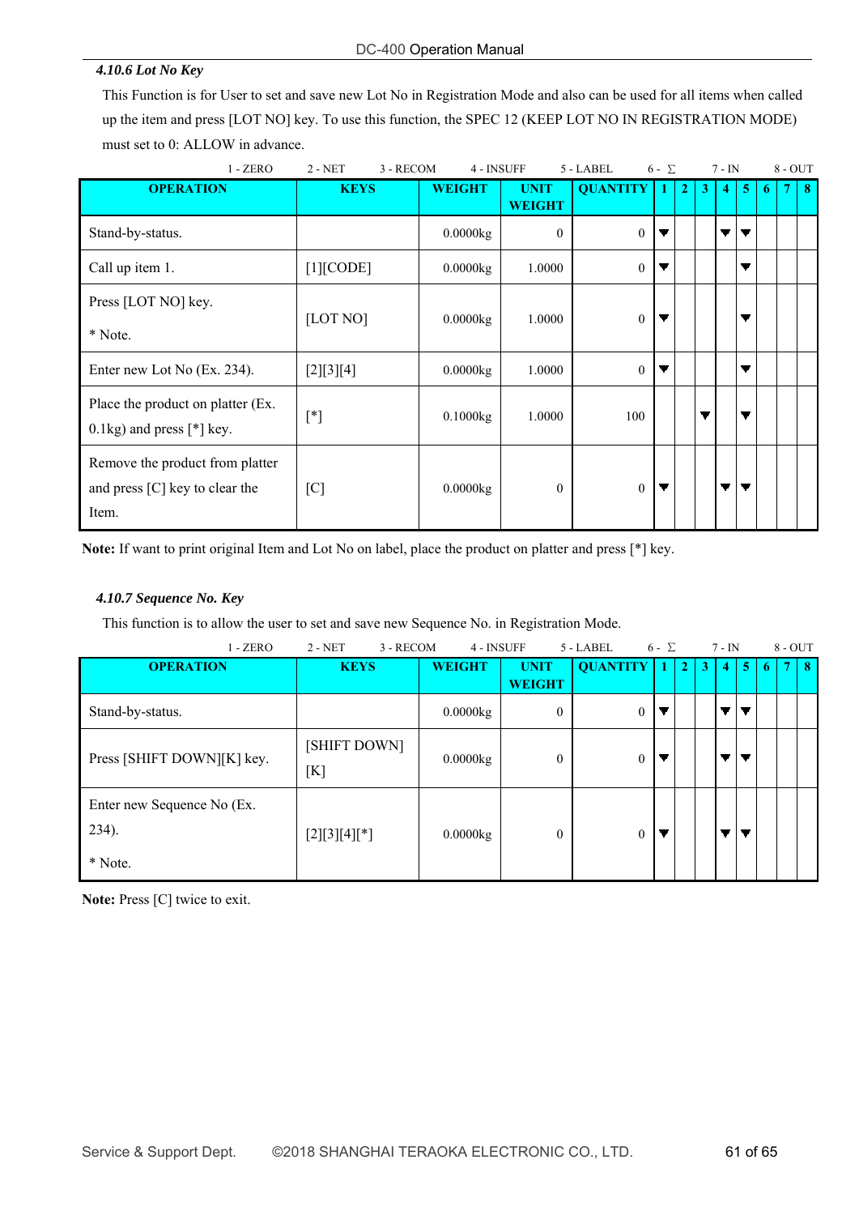#### *4.10.6 Lot No Key*

This Function is for User to set and save new Lot No in Registration Mode and also can be used for all items when called up the item and press [LOT NO] key. To use this function, the SPEC 12 (KEEP LOT NO IN REGISTRATION MODE) must set to 0: ALLOW in advance.

1 - ZERO   2 - NET   3 - RECOM   4 - INSUFF   5 - LABEL   6 - ∑   7 - IN   8 - OUT

| OPERATION | KEYS | WEIGHT | UNIT WEIGHT | QUANTITY | 1 | 2 | 3 | 4 | 5 | 6 | 7 | 8 |
|---|---|---|---|---|---|---|---|---|---|---|---|---|
| Stand-by-status. | | 0.0000kg | 0 | 0 | ▼ | | | ▼ | ▼ | | | |
| Call up item 1. | [1][CODE] | 0.0000kg | 1.0000 | 0 | ▼ | | | | ▼ | | | |
| Press [LOT NO] key.<br>* Note. | [LOT NO] | 0.0000kg | 1.0000 | 0 | ▼ | | | | ▼ | | | |
| Enter new Lot No (Ex. 234). | [2][3][4] | 0.0000kg | 1.0000 | 0 | ▼ | | | | ▼ | | | |
| Place the product on platter (Ex. 0.1kg) and press [*] key. | [*] | 0.1000kg | 1.0000 | 100 | | | ▼ | | ▼ | | | |
| Remove the product from platter and press [C] key to clear the Item. | [C] | 0.0000kg | 0 | 0 | ▼ | | | ▼ | ▼ | | | |

**Note:** If want to print original Item and Lot No on label, place the product on platter and press [*] key.

#### *4.10.7 Sequence No. Key*

This function is to allow the user to set and save new Sequence No. in Registration Mode.

1 - ZERO   2 - NET   3 - RECOM   4 - INSUFF   5 - LABEL   6 - ∑   7 - IN   8 - OUT

| OPERATION | KEYS | WEIGHT | UNIT WEIGHT | QUANTITY | 1 | 2 | 3 | 4 | 5 | 6 | 7 | 8 |
|---|---|---|---|---|---|---|---|---|---|---|---|---|
| Stand-by-status. | | 0.0000kg | 0 | 0 | ▼ | | | ▼ | ▼ | | | |
| Press [SHIFT DOWN][K] key. | [SHIFT DOWN]<br>[K] | 0.0000kg | 0 | 0 | ▼ | | | ▼ | ▼ | | | |
| Enter new Sequence No (Ex. 234).<br>* Note. | [2][3][4][*] | 0.0000kg | 0 | 0 | ▼ | | | ▼ | ▼ | | | |

**Note:** Press [C] twice to exit.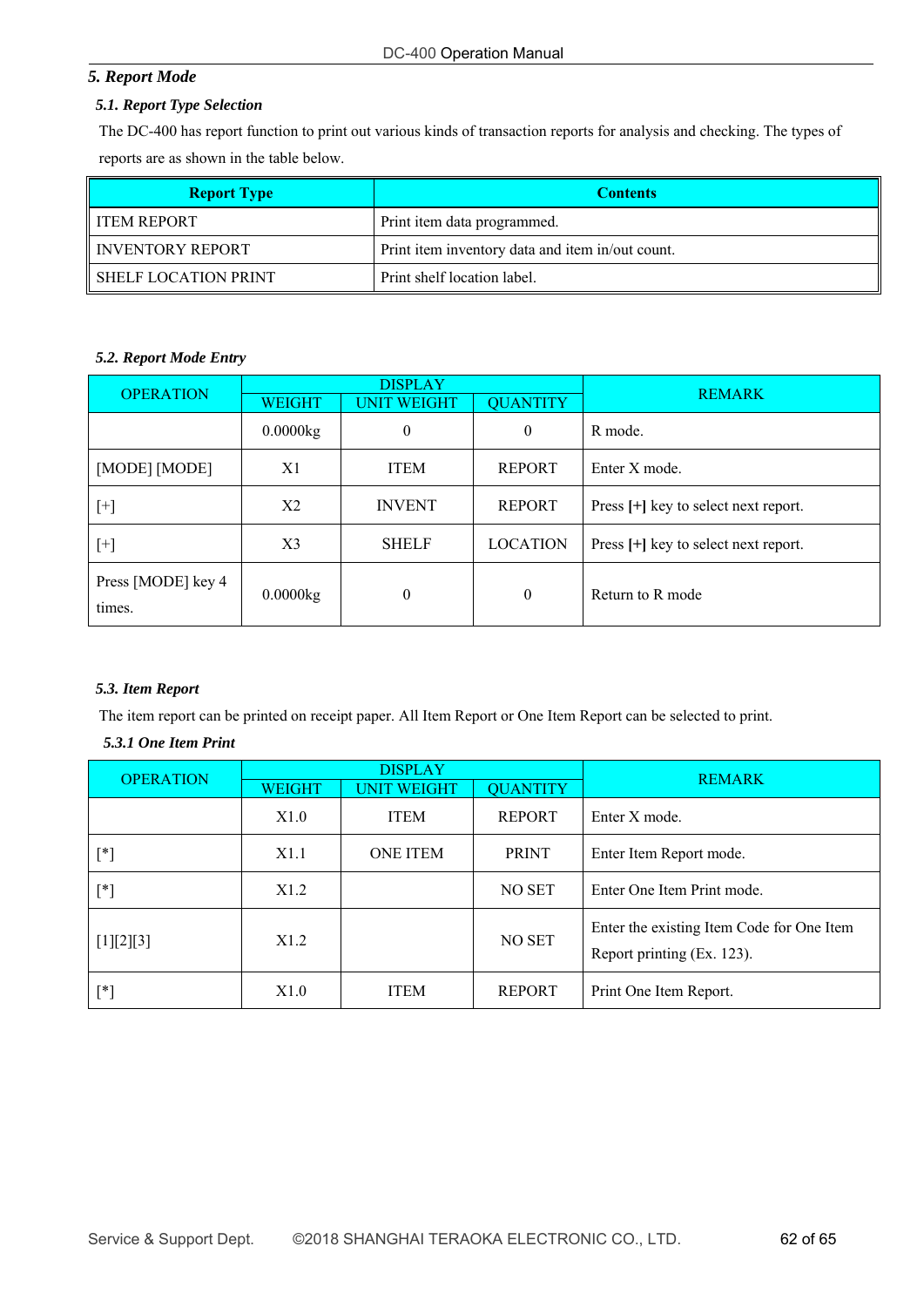## 5. Report Mode

### 5.1. Report Type Selection

The DC-400 has report function to print out various kinds of transaction reports for analysis and checking. The types of reports are as shown in the table below.

| Report Type | Contents |
|---|---|
| ITEM REPORT | Print item data programmed. |
| INVENTORY REPORT | Print item inventory data and item in/out count. |
| SHELF LOCATION PRINT | Print shelf location label. |

### 5.2. Report Mode Entry

| OPERATION | DISPLAY | | | REMARK |
|---|---|---|---|---|
| | WEIGHT | UNIT WEIGHT | QUANTITY | |
| | 0.0000kg | 0 | 0 | R mode. |
| [MODE] [MODE] | X1 | ITEM | REPORT | Enter X mode. |
| [+] | X2 | INVENT | REPORT | Press **[+]** key to select next report. |
| [+] | X3 | SHELF | LOCATION | Press **[+]** key to select next report. |
| Press [MODE] key 4 times. | 0.0000kg | 0 | 0 | Return to R mode |

### 5.3. Item Report

The item report can be printed on receipt paper. All Item Report or One Item Report can be selected to print.

#### 5.3.1 One Item Print

| OPERATION | DISPLAY | | | REMARK |
|---|---|---|---|---|
| | WEIGHT | UNIT WEIGHT | QUANTITY | |
| | X1.0 | ITEM | REPORT | Enter X mode. |
| [*] | X1.1 | ONE ITEM | PRINT | Enter Item Report mode. |
| [*] | X1.2 | | NO SET | Enter One Item Print mode. |
| [1][2][3] | X1.2 | | NO SET | Enter the existing Item Code for One Item Report printing (Ex. 123). |
| [*] | X1.0 | ITEM | REPORT | Print One Item Report. |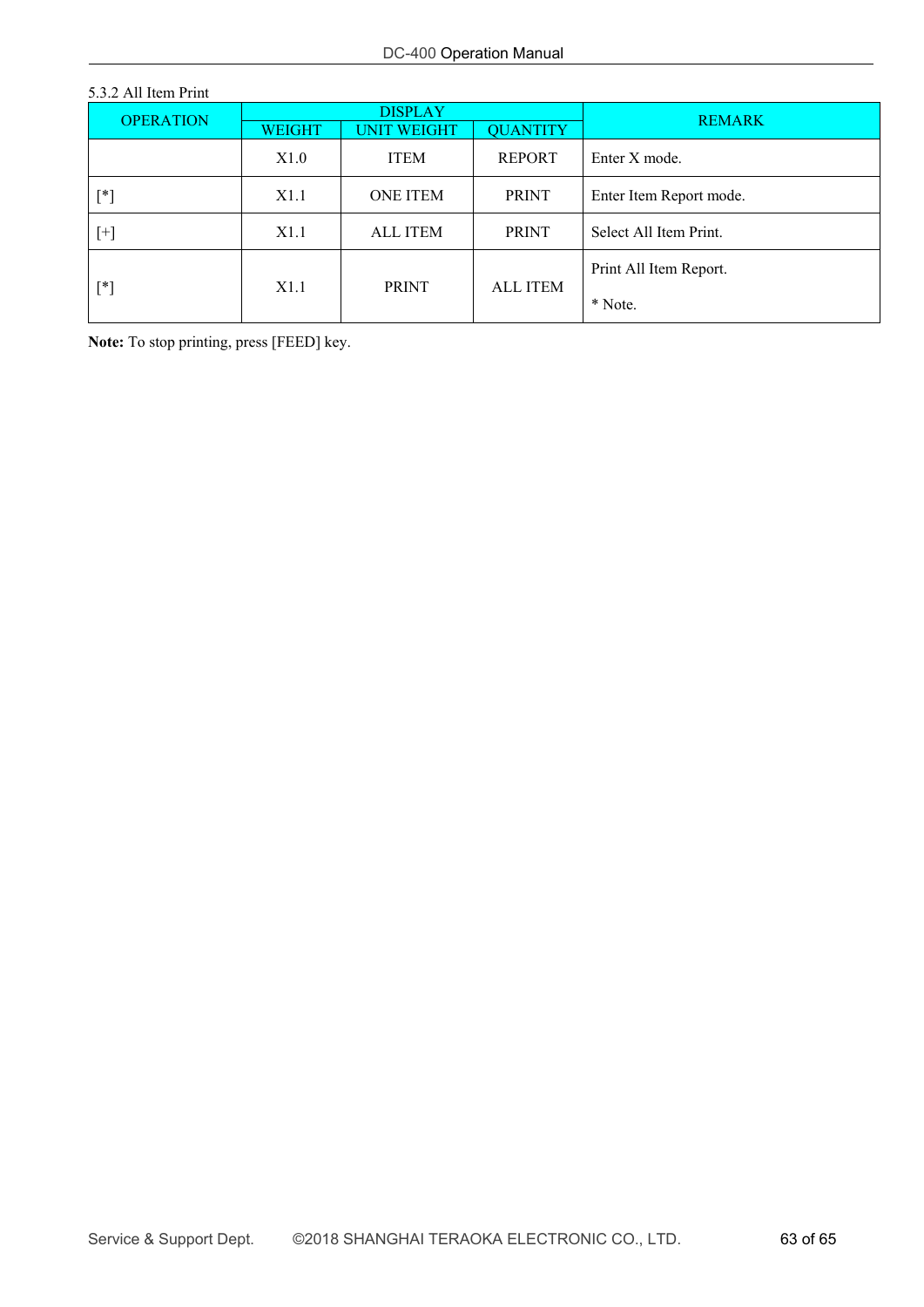5.3.2 All Item Print

| OPERATION | DISPLAY | | | REMARK |
|---|---|---|---|---|
| | WEIGHT | UNIT WEIGHT | QUANTITY | |
| | X1.0 | ITEM | REPORT | Enter X mode. |
| [*] | X1.1 | ONE ITEM | PRINT | Enter Item Report mode. |
| [+] | X1.1 | ALL ITEM | PRINT | Select All Item Print. |
| [*] | X1.1 | PRINT | ALL ITEM | Print All Item Report.<br><br>* Note. |

**Note:** To stop printing, press [FEED] key.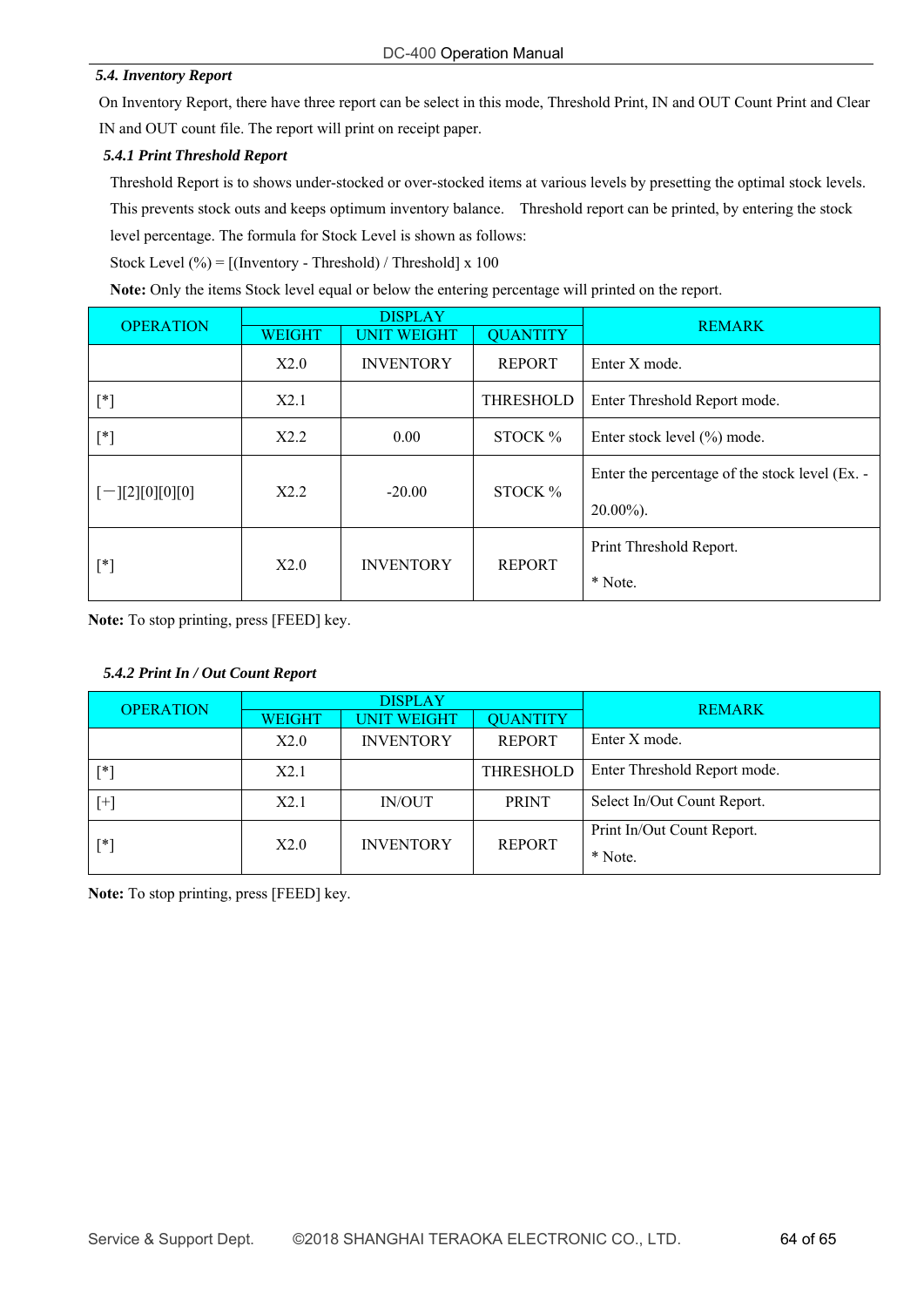### *5.4. Inventory Report*

On Inventory Report, there have three report can be select in this mode, Threshold Print, IN and OUT Count Print and Clear IN and OUT count file. The report will print on receipt paper.

#### *5.4.1 Print Threshold Report*

Threshold Report is to shows under-stocked or over-stocked items at various levels by presetting the optimal stock levels. This prevents stock outs and keeps optimum inventory balance. Threshold report can be printed, by entering the stock level percentage. The formula for Stock Level is shown as follows:

Stock Level (%) = [(Inventory - Threshold) / Threshold] x 100

**Note:** Only the items Stock level equal or below the entering percentage will printed on the report.

| OPERATION | DISPLAY | | | REMARK |
|---|---|---|---|---|
| | WEIGHT | UNIT WEIGHT | QUANTITY | |
| | X2.0 | INVENTORY | REPORT | Enter X mode. |
| [*] | X2.1 | | THRESHOLD | Enter Threshold Report mode. |
| [*] | X2.2 | 0.00 | STOCK % | Enter stock level (%) mode. |
| [－][2][0][0][0] | X2.2 | -20.00 | STOCK % | Enter the percentage of the stock level (Ex. -20.00%). |
| [*] | X2.0 | INVENTORY | REPORT | Print Threshold Report. * Note. |

**Note:** To stop printing, press [FEED] key.

#### *5.4.2 Print In / Out Count Report*

| OPERATION | DISPLAY | | | REMARK |
|---|---|---|---|---|
| | WEIGHT | UNIT WEIGHT | QUANTITY | |
| | X2.0 | INVENTORY | REPORT | Enter X mode. |
| [*] | X2.1 | | THRESHOLD | Enter Threshold Report mode. |
| [+] | X2.1 | IN/OUT | PRINT | Select In/Out Count Report. |
| [*] | X2.0 | INVENTORY | REPORT | Print In/Out Count Report. * Note. |

**Note:** To stop printing, press [FEED] key.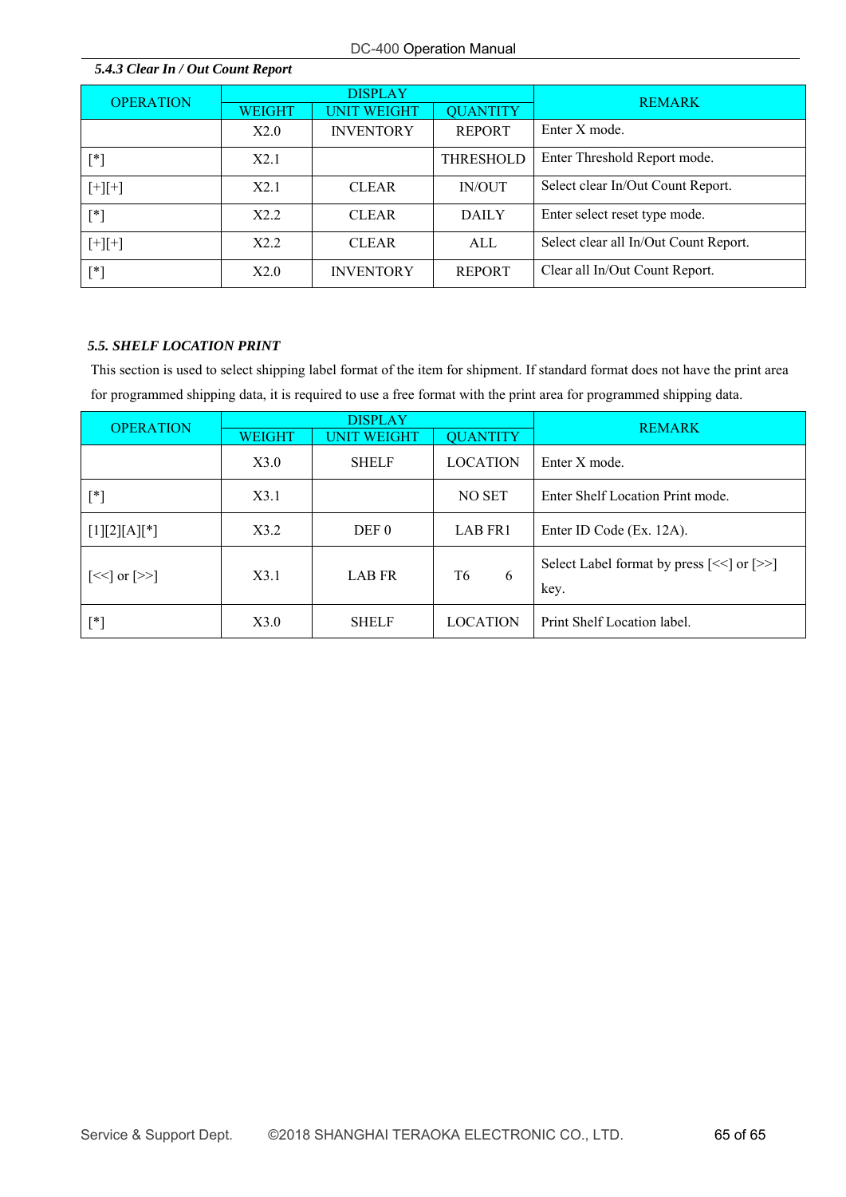#### *5.4.3 Clear In / Out Count Report*

| OPERATION | DISPLAY | | | REMARK |
|---|---|---|---|---|
| | WEIGHT | UNIT WEIGHT | QUANTITY | |
| | X2.0 | INVENTORY | REPORT | Enter X mode. |
| [*] | X2.1 | | THRESHOLD | Enter Threshold Report mode. |
| [+][+] | X2.1 | CLEAR | IN/OUT | Select clear In/Out Count Report. |
| [*] | X2.2 | CLEAR | DAILY | Enter select reset type mode. |
| [+][+] | X2.2 | CLEAR | ALL | Select clear all In/Out Count Report. |
| [*] | X2.0 | INVENTORY | REPORT | Clear all In/Out Count Report. |

### *5.5. SHELF LOCATION PRINT*

This section is used to select shipping label format of the item for shipment. If standard format does not have the print area for programmed shipping data, it is required to use a free format with the print area for programmed shipping data.

| OPERATION | DISPLAY | | | REMARK |
|---|---|---|---|---|
| | WEIGHT | UNIT WEIGHT | QUANTITY | |
| | X3.0 | SHELF | LOCATION | Enter X mode. |
| [*] | X3.1 | | NO SET | Enter Shelf Location Print mode. |
| [1][2][A][*] | X3.2 | DEF 0 | LAB FR1 | Enter ID Code (Ex. 12A). |
| [<<] or [>>] | X3.1 | LAB FR | T6 6 | Select Label format by press [<<] or [>>] key. |
| [*] | X3.0 | SHELF | LOCATION | Print Shelf Location label. |